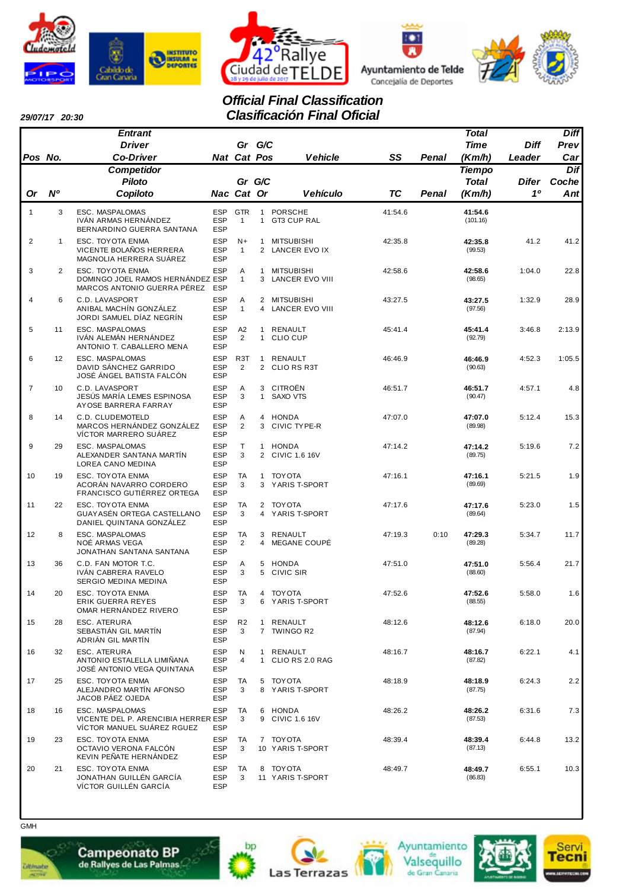# Official Final Classification
# Clasificación Final Oficial

29/07/17 20:30

| Pos / Or | No. / Nº | Entrant / Driver / Co-Driver — Competidor / Piloto / Copiloto | Nat / Nac | Gr Cat | G/C Pos / Or | Vehicle / Vehículo | SS / TC | Penal | Total Time (Km/h) / Tiempo Total (Km/h) | Diff Leader / Difer 1º | Diff Prev Car / Dif Coche Ant |
|---|---|---|---|---|---|---|---|---|---|---|---|
| 1 | 3 | ESC. MASPALOMAS<br>IVÁN ARMAS HERNÁNDEZ<br>BERNARDINO GUERRA SANTANA | ESP<br>ESP<br>ESP | GTR<br>1 | 1<br>1 | PORSCHE<br>GT3 CUP RAL | 41:54.6 | | **41:54.6**<br>(101.16) | | |
| 2 | 1 | ESC. TOYOTA ENMA<br>VICENTE BOLAÑOS HERRERA<br>MAGNOLIA HERRERA SUÁREZ | ESP<br>ESP<br>ESP | N+<br>1 | 1<br>2 | MITSUBISHI<br>LANCER EVO IX | 42:35.8 | | **42:35.8**<br>(99.53) | 41.2 | 41.2 |
| 3 | 2 | ESC. TOYOTA ENMA<br>DOMINGO JOEL RAMOS HERNÁNDEZ<br>MARCOS ANTONIO GUERRA PÉREZ | ESP<br>ESP<br>ESP | A<br>1 | 1<br>3 | MITSUBISHI<br>LANCER EVO VIII | 42:58.6 | | **42:58.6**<br>(98.65) | 1:04.0 | 22.8 |
| 4 | 6 | C.D. LAVASPORT<br>ANIBAL MACHÍN GONZÁLEZ<br>JORDI SAMUEL DÍAZ NEGRÍN | ESP<br>ESP<br>ESP | A<br>1 | 2<br>4 | MITSUBISHI<br>LANCER EVO VIII | 43:27.5 | | **43:27.5**<br>(97.56) | 1:32.9 | 28.9 |
| 5 | 11 | ESC. MASPALOMAS<br>IVÁN ALEMÁN HERNÁNDEZ<br>ANTONIO T. CABALLERO MENA | ESP<br>ESP<br>ESP | A2<br>2 | 1<br>1 | RENAULT<br>CLIO CUP | 45:41.4 | | **45:41.4**<br>(92.79) | 3:46.8 | 2:13.9 |
| 6 | 12 | ESC. MASPALOMAS<br>DAVID SÁNCHEZ GARRIDO<br>JOSÉ ÁNGEL BATISTA FALCÓN | ESP<br>ESP<br>ESP | R3T<br>2 | 1<br>2 | RENAULT<br>CLIO RS R3T | 46:46.9 | | **46:46.9**<br>(90.63) | 4:52.3 | 1:05.5 |
| 7 | 10 | C.D. LAVASPORT<br>JESÚS MARÍA LEMES ESPINOSA<br>AYOSE BARRERA FARRAY | ESP<br>ESP<br>ESP | A<br>3 | 3<br>1 | CITROËN<br>SAXO VTS | 46:51.7 | | **46:51.7**<br>(90.47) | 4:57.1 | 4.8 |
| 8 | 14 | C.D. CLUDEMOTELD<br>MARCOS HERNÁNDEZ GONZÁLEZ<br>VÍCTOR MARRERO SUÁREZ | ESP<br>ESP<br>ESP | A<br>2 | 4<br>3 | HONDA<br>CIVIC TYPE-R | 47:07.0 | | **47:07.0**<br>(89.98) | 5:12.4 | 15.3 |
| 9 | 29 | ESC. MASPALOMAS<br>ALEXANDER SANTANA MARTÍN<br>LOREA CANO MEDINA | ESP<br>ESP<br>ESP | T<br>3 | 1<br>2 | HONDA<br>CIVIC 1.6 16V | 47:14.2 | | **47:14.2**<br>(89.75) | 5:19.6 | 7.2 |
| 10 | 19 | ESC. TOYOTA ENMA<br>ACORÁN NAVARRO CORDERO<br>FRANCISCO GUTIÉRREZ ORTEGA | ESP<br>ESP<br>ESP | TA<br>3 | 1<br>3 | TOYOTA<br>YARIS T-SPORT | 47:16.1 | | **47:16.1**<br>(89.69) | 5:21.5 | 1.9 |
| 11 | 22 | ESC. TOYOTA ENMA<br>GUAYASÉN ORTEGA CASTELLANO<br>DANIEL QUINTANA GONZÁLEZ | ESP<br>ESP<br>ESP | TA<br>3 | 2<br>4 | TOYOTA<br>YARIS T-SPORT | 47:17.6 | | **47:17.6**<br>(89.64) | 5:23.0 | 1.5 |
| 12 | 8 | ESC. MASPALOMAS<br>NOÉ ARMAS VEGA<br>JONATHAN SANTANA SANTANA | ESP<br>ESP<br>ESP | TA<br>2 | 3<br>4 | RENAULT<br>MEGANE COUPÉ | 47:19.3 | 0:10 | **47:29.3**<br>(89.28) | 5:34.7 | 11.7 |
| 13 | 36 | C.D. FAN MOTOR T.C.<br>IVÁN CABRERA RAVELO<br>SERGIO MEDINA MEDINA | ESP<br>ESP<br>ESP | A<br>3 | 5<br>5 | HONDA<br>CIVIC SIR | 47:51.0 | | **47:51.0**<br>(88.60) | 5:56.4 | 21.7 |
| 14 | 20 | ESC. TOYOTA ENMA<br>ERIK GUERRA REYES<br>OMAR HERNÁNDEZ RIVERO | ESP<br>ESP<br>ESP | TA<br>3 | 4<br>6 | TOYOTA<br>YARIS T-SPORT | 47:52.6 | | **47:52.6**<br>(88.55) | 5:58.0 | 1.6 |
| 15 | 28 | ESC. ATERURA<br>SEBASTIÁN GIL MARTÍN<br>ADRIÁN GIL MARTÍN | ESP<br>ESP<br>ESP | R2<br>3 | 1<br>7 | RENAULT<br>TWINGO R2 | 48:12.6 | | **48:12.6**<br>(87.94) | 6:18.0 | 20.0 |
| 16 | 32 | ESC. ATERURA<br>ANTONIO ESTALELLA LIMIÑANA<br>JOSÉ ANTONIO VEGA QUINTANA | ESP<br>ESP<br>ESP | N<br>4 | 1<br>1 | RENAULT<br>CLIO RS 2.0 RAG | 48:16.7 | | **48:16.7**<br>(87.82) | 6:22.1 | 4.1 |
| 17 | 25 | ESC. TOYOTA ENMA<br>ALEJANDRO MARTÍN AFONSO<br>JACOB PÁEZ OJEDA | ESP<br>ESP<br>ESP | TA<br>3 | 5<br>8 | TOYOTA<br>YARIS T-SPORT | 48:18.9 | | **48:18.9**<br>(87.75) | 6:24.3 | 2.2 |
| 18 | 16 | ESC. MASPALOMAS<br>VICENTE DEL P. ARENCIBIA HERRER<br>VÍCTOR MANUEL SUÁREZ RGUEZ | ESP<br>ESP | TA<br>3 | 6<br>9 | HONDA<br>CIVIC 1.6 16V | 48:26.2 | | **48:26.2**<br>(87.53) | 6:31.6 | 7.3 |
| 19 | 23 | ESC. TOYOTA ENMA<br>OCTAVIO VERONA FALCÓN<br>KEVIN PEÑATE HERNÁNDEZ | ESP<br>ESP<br>ESP | TA<br>3 | 7<br>10 | TOYOTA<br>YARIS T-SPORT | 48:39.4 | | **48:39.4**<br>(87.13) | 6:44.8 | 13.2 |
| 20 | 21 | ESC. TOYOTA ENMA<br>JONATHAN GUILLÉN GARCÍA<br>VÍCTOR GUILLÉN GARCÍA | ESP<br>ESP<br>ESP | TA<br>3 | 8<br>11 | TOYOTA<br>YARIS T-SPORT | 48:49.7 | | **48:49.7**<br>(86.83) | 6:55.1 | 10.3 |

GMH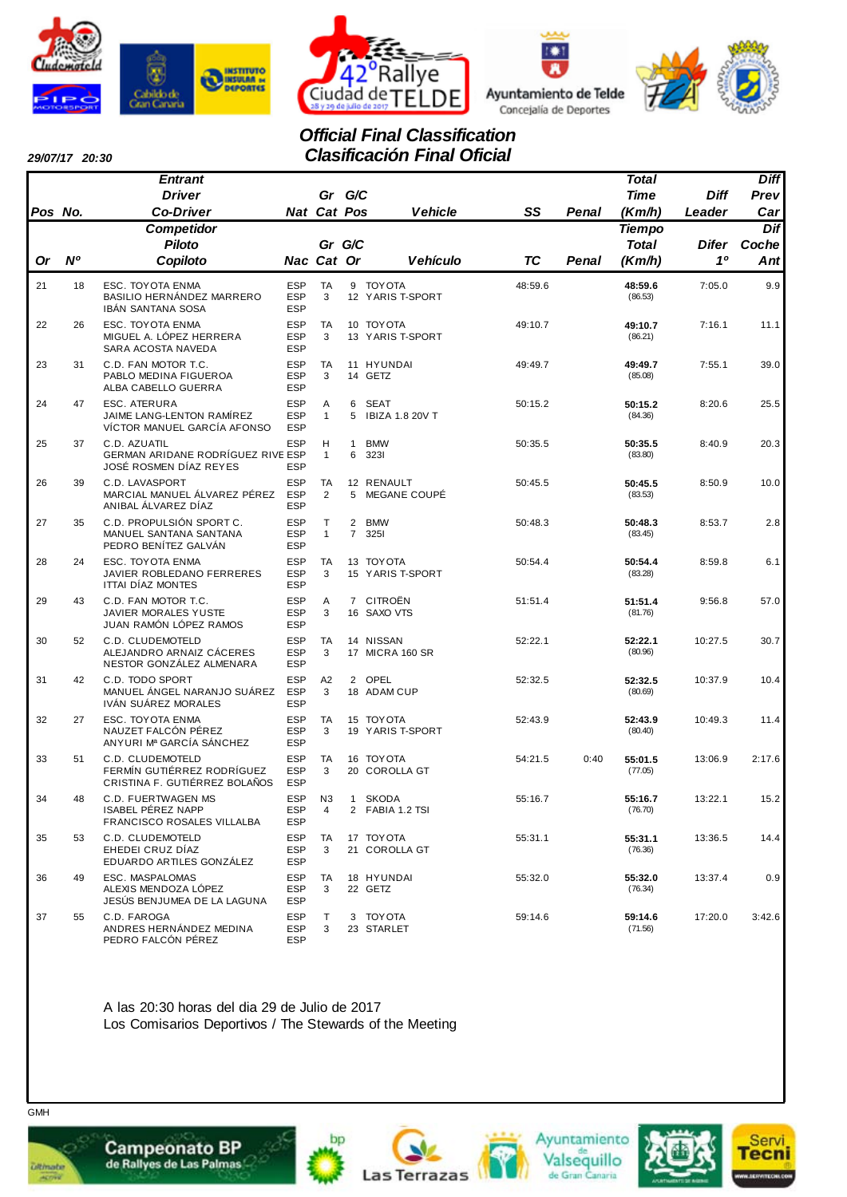29/07/17 20:30

# Official Final Classification
# Clasificación Final Oficial

| Pos / Or | No. / Nº | Entrant / Driver / Co-Driver — Competidor / Piloto / Copiloto | Nat / Nac | Gr Cat | G/C Pos / Or | Vehicle / Vehículo | SS / TC | Penal | Total Time (Km/h) / Tiempo Total (Km/h) | Diff Leader / Difer 1º | Diff Prev Car / Dif Coche Ant |
|---|---|---|---|---|---|---|---|---|---|---|---|
| 21 | 18 | ESC. TOYOTA ENMA<br>BASILIO HERNÁNDEZ MARRERO<br>IBÁN SANTANA SOSA | ESP<br>ESP<br>ESP | TA<br>3 | 9<br>12 | TOYOTA<br>YARIS T-SPORT | 48:59.6 | | **48:59.6**<br>(86.53) | 7:05.0 | 9.9 |
| 22 | 26 | ESC. TOYOTA ENMA<br>MIGUEL A. LÓPEZ HERRERA<br>SARA ACOSTA NAVEDA | ESP<br>ESP<br>ESP | TA<br>3 | 10<br>13 | TOYOTA<br>YARIS T-SPORT | 49:10.7 | | **49:10.7**<br>(86.21) | 7:16.1 | 11.1 |
| 23 | 31 | C.D. FAN MOTOR T.C.<br>PABLO MEDINA FIGUEROA<br>ALBA CABELLO GUERRA | ESP<br>ESP<br>ESP | TA<br>3 | 11<br>14 | HYUNDAI<br>GETZ | 49:49.7 | | **49:49.7**<br>(85.08) | 7:55.1 | 39.0 |
| 24 | 47 | ESC. ATERURA<br>JAIME LANG-LENTON RAMÍREZ<br>VÍCTOR MANUEL GARCÍA AFONSO | ESP<br>ESP<br>ESP | A<br>1 | 6<br>5 | SEAT<br>IBIZA 1.8 20V T | 50:15.2 | | **50:15.2**<br>(84.36) | 8:20.6 | 25.5 |
| 25 | 37 | C.D. AZUATIL<br>GERMAN ARIDANE RODRÍGUEZ RIVE<br>JOSÉ ROSMEN DÍAZ REYES | ESP<br>ESP<br>ESP | H<br>1 | 1<br>6 | BMW<br>323I | 50:35.5 | | **50:35.5**<br>(83.80) | 8:40.9 | 20.3 |
| 26 | 39 | C.D. LAVASPORT<br>MARCIAL MANUEL ÁLVAREZ PÉREZ<br>ANIBAL ÁLVAREZ DÍAZ | ESP<br>ESP<br>ESP | TA<br>2 | 12<br>5 | RENAULT<br>MEGANE COUPÉ | 50:45.5 | | **50:45.5**<br>(83.53) | 8:50.9 | 10.0 |
| 27 | 35 | C.D. PROPULSIÓN SPORT C.<br>MANUEL SANTANA SANTANA<br>PEDRO BENÍTEZ GALVÁN | ESP<br>ESP<br>ESP | T<br>1 | 2<br>7 | BMW<br>325I | 50:48.3 | | **50:48.3**<br>(83.45) | 8:53.7 | 2.8 |
| 28 | 24 | ESC. TOYOTA ENMA<br>JAVIER ROBLEDANO FERRERES<br>ITTAI DÍAZ MONTES | ESP<br>ESP<br>ESP | TA<br>3 | 13<br>15 | TOYOTA<br>YARIS T-SPORT | 50:54.4 | | **50:54.4**<br>(83.28) | 8:59.8 | 6.1 |
| 29 | 43 | C.D. FAN MOTOR T.C.<br>JAVIER MORALES YUSTE<br>JUAN RAMÓN LÓPEZ RAMOS | ESP<br>ESP<br>ESP | A<br>3 | 7<br>16 | CITROËN<br>SAXO VTS | 51:51.4 | | **51:51.4**<br>(81.76) | 9:56.8 | 57.0 |
| 30 | 52 | C.D. CLUDEMOTELD<br>ALEJANDRO ARNAIZ CÁCERES<br>NESTOR GONZÁLEZ ALMENARA | ESP<br>ESP<br>ESP | TA<br>3 | 14<br>17 | NISSAN<br>MICRA 160 SR | 52:22.1 | | **52:22.1**<br>(80.96) | 10:27.5 | 30.7 |
| 31 | 42 | C.D. TODO SPORT<br>MANUEL ÁNGEL NARANJO SUÁREZ<br>IVÁN SUÁREZ MORALES | ESP<br>ESP<br>ESP | A2<br>3 | 2<br>18 | OPEL<br>ADAM CUP | 52:32.5 | | **52:32.5**<br>(80.69) | 10:37.9 | 10.4 |
| 32 | 27 | ESC. TOYOTA ENMA<br>NAUZET FALCÓN PÉREZ<br>ANYURI Mª GARCÍA SÁNCHEZ | ESP<br>ESP<br>ESP | TA<br>3 | 15<br>19 | TOYOTA<br>YARIS T-SPORT | 52:43.9 | | **52:43.9**<br>(80.40) | 10:49.3 | 11.4 |
| 33 | 51 | C.D. CLUDEMOTELD<br>FERMÍN GUTIÉRREZ RODRÍGUEZ<br>CRISTINA F. GUTIÉRREZ BOLAÑOS | ESP<br>ESP<br>ESP | TA<br>3 | 16<br>20 | TOYOTA<br>COROLLA GT | 54:21.5 | 0:40 | **55:01.5**<br>(77.05) | 13:06.9 | 2:17.6 |
| 34 | 48 | C.D. FUERTWAGEN MS<br>ISABEL PÉREZ NAPP<br>FRANCISCO ROSALES VILLALBA | ESP<br>ESP<br>ESP | N3<br>4 | 1<br>2 | SKODA<br>FABIA 1.2 TSI | 55:16.7 | | **55:16.7**<br>(76.70) | 13:22.1 | 15.2 |
| 35 | 53 | C.D. CLUDEMOTELD<br>EHEDEI CRUZ DÍAZ<br>EDUARDO ARTILES GONZÁLEZ | ESP<br>ESP<br>ESP | TA<br>3 | 17<br>21 | TOYOTA<br>COROLLA GT | 55:31.1 | | **55:31.1**<br>(76.36) | 13:36.5 | 14.4 |
| 36 | 49 | ESC. MASPALOMAS<br>ALEXIS MENDOZA LÓPEZ<br>JESÚS BENJUMEA DE LA LAGUNA | ESP<br>ESP<br>ESP | TA<br>3 | 18<br>22 | HYUNDAI<br>GETZ | 55:32.0 | | **55:32.0**<br>(76.34) | 13:37.4 | 0.9 |
| 37 | 55 | C.D. FAROGA<br>ANDRES HERNÁNDEZ MEDINA<br>PEDRO FALCÓN PÉREZ | ESP<br>ESP<br>ESP | T<br>3 | 3<br>23 | TOYOTA<br>STARLET | 59:14.6 | | **59:14.6**<br>(71.56) | 17:20.0 | 3:42.6 |

A las 20:30 horas del dia 29 de Julio de 2017
Los Comisarios Deportivos / The Stewards of the Meeting

GMH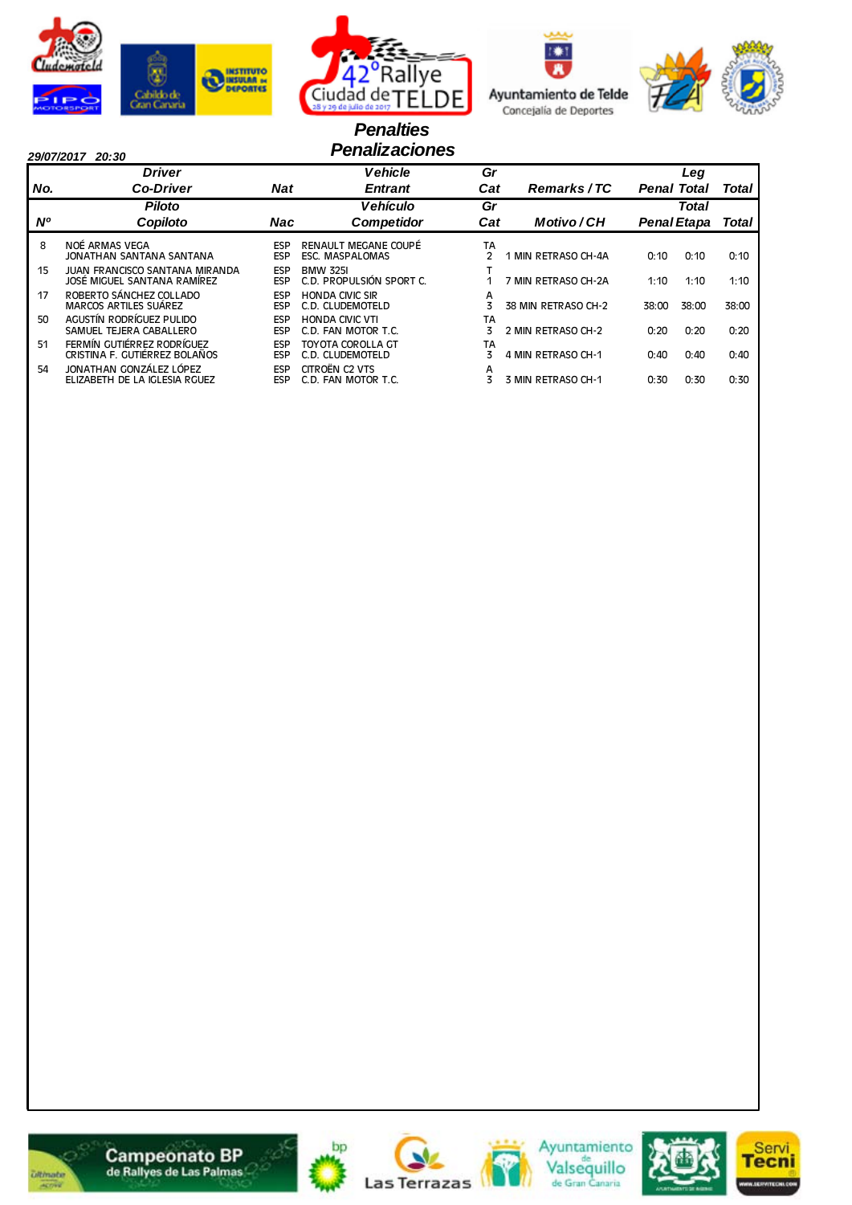# Penalties
## Penalizaciones

**29/07/2017 20:30**

| No. / Nº | Driver / Co-Driver — Piloto / Copiloto | Nat / Nac | Vehicle / Entrant — Vehículo / Competidor | Gr Cat | Remarks / TC — Motivo / CH | Leg Penal / Penal | Leg Total / Total Etapa | Total |
|---|---|---|---|---|---|---|---|---|
| 8 | NOÉ ARMAS VEGA<br>JONATHAN SANTANA SANTANA | ESP<br>ESP | RENAULT MEGANE COUPÉ<br>ESC. MASPALOMAS | TA<br>2 | 1 MIN RETRASO CH-4A | 0:10 | 0:10 | 0:10 |
| 15 | JUAN FRANCISCO SANTANA MIRANDA<br>JOSÉ MIGUEL SANTANA RAMÍREZ | ESP<br>ESP | BMW 325I<br>C.D. PROPULSIÓN SPORT C. | T<br>1 | 7 MIN RETRASO CH-2A | 1:10 | 1:10 | 1:10 |
| 17 | ROBERTO SÁNCHEZ COLLADO<br>MARCOS ARTILES SUÁREZ | ESP<br>ESP | HONDA CIVIC SIR<br>C.D. CLUDEMOTELD | A<br>3 | 38 MIN RETRASO CH-2 | 38:00 | 38:00 | 38:00 |
| 50 | AGUSTÍN RODRÍGUEZ PULIDO<br>SAMUEL TEJERA CABALLERO | ESP<br>ESP | HONDA CIVIC VTI<br>C.D. FAN MOTOR T.C. | TA<br>3 | 2 MIN RETRASO CH-2 | 0:20 | 0:20 | 0:20 |
| 51 | FERMÍN GUTIÉRREZ RODRÍGUEZ<br>CRISTINA F. GUTIÉRREZ BOLAÑOS | ESP<br>ESP | TOYOTA COROLLA GT<br>C.D. CLUDEMOTELD | TA<br>3 | 4 MIN RETRASO CH-1 | 0:40 | 0:40 | 0:40 |
| 54 | JONATHAN GONZÁLEZ LÓPEZ<br>ELIZABETH DE LA IGLESIA RGUEZ | ESP<br>ESP | CITROËN C2 VTS<br>C.D. FAN MOTOR T.C. | A<br>3 | 3 MIN RETRASO CH-1 | 0:30 | 0:30 | 0:30 |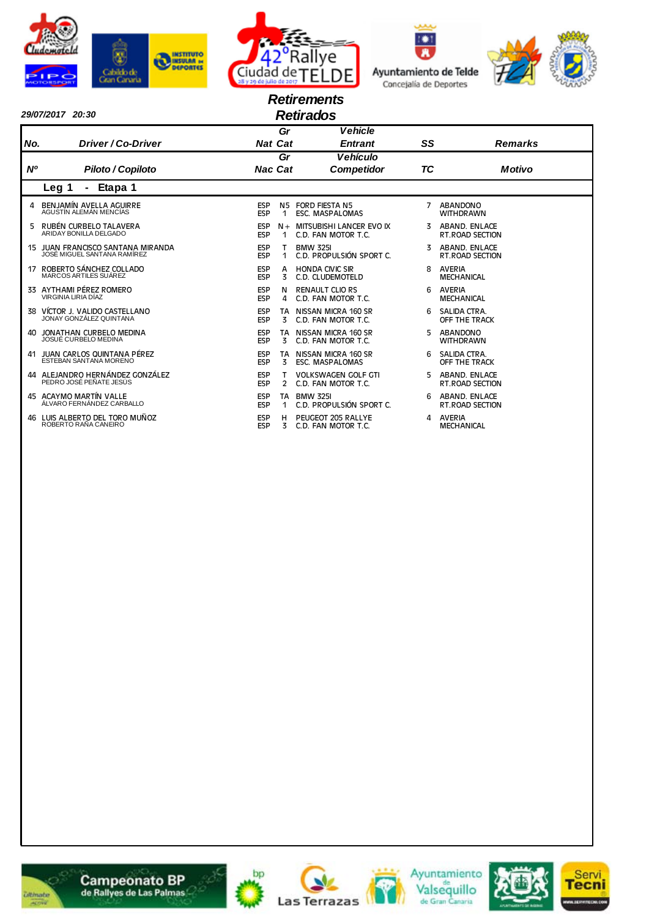# Retirements
# Retirados

*29/07/2017 20:30*

| No. / Nº | Driver / Co-Driver / Piloto / Copiloto | Nat / Nac | Gr Cat | Vehicle Entrant / Vehículo Competidor | SS / TC | Remarks / Motivo |
|---|---|---|---|---|---|---|
| **Leg 1 - Etapa 1** | | | | | | |
| 4 | BENJAMÍN AVELLA AGUIRRE<br>AGUSTÍN ALEMÁN MENCÍAS | ESP<br>ESP | N5<br>1 | FORD FIESTA N5<br>ESC. MASPALOMAS | 7 | ABANDONO<br>WITHDRAWN |
| 5 | RUBÉN CURBELO TALAVERA<br>ARIDAY BONILLA DELGADO | ESP<br>ESP | N+<br>1 | MITSUBISHI LANCER EVO IX<br>C.D. FAN MOTOR T.C. | 3 | ABAND. ENLACE<br>RT.ROAD SECTION |
| 15 | JUAN FRANCISCO SANTANA MIRANDA<br>JOSÉ MIGUEL SANTANA RAMÍREZ | ESP<br>ESP | T<br>1 | BMW 325I<br>C.D. PROPULSIÓN SPORT C. | 3 | ABAND. ENLACE<br>RT.ROAD SECTION |
| 17 | ROBERTO SÁNCHEZ COLLADO<br>MARCOS ARTILES SUÁREZ | ESP<br>ESP | A<br>3 | HONDA CIVIC SIR<br>C.D. CLUDEMOTELD | 8 | AVERIA<br>MECHANICAL |
| 33 | AYTHAMI PÉREZ ROMERO<br>VIRGINIA LIRIA DÍAZ | ESP<br>ESP | N<br>4 | RENAULT CLIO RS<br>C.D. FAN MOTOR T.C. | 6 | AVERIA<br>MECHANICAL |
| 38 | VÍCTOR J. VALIDO CASTELLANO<br>JONAY GONZÁLEZ QUINTANA | ESP<br>ESP | TA<br>3 | NISSAN MICRA 160 SR<br>C.D. FAN MOTOR T.C. | 6 | SALIDA CTRA.<br>OFF THE TRACK |
| 40 | JONATHAN CURBELO MEDINA<br>JOSUÉ CURBELO MEDINA | ESP<br>ESP | TA<br>3 | NISSAN MICRA 160 SR<br>C.D. FAN MOTOR T.C. | 5 | ABANDONO<br>WITHDRAWN |
| 41 | JUAN CARLOS QUINTANA PÉREZ<br>ESTEBAN SANTANA MORENO | ESP<br>ESP | TA<br>3 | NISSAN MICRA 160 SR<br>ESC. MASPALOMAS | 6 | SALIDA CTRA.<br>OFF THE TRACK |
| 44 | ALEJANDRO HERNÁNDEZ GONZÁLEZ<br>PEDRO JOSÉ PEÑATE JESÚS | ESP<br>ESP | T<br>2 | VOLKSWAGEN GOLF GTI<br>C.D. FAN MOTOR T.C. | 5 | ABAND. ENLACE<br>RT.ROAD SECTION |
| 45 | ACAYMO MARTÍN VALLE<br>ÁLVARO FERNÁNDEZ CARBALLO | ESP<br>ESP | TA<br>1 | BMW 325I<br>C.D. PROPULSIÓN SPORT C. | 6 | ABAND. ENLACE<br>RT.ROAD SECTION |
| 46 | LUIS ALBERTO DEL TORO MUÑOZ<br>ROBERTO RAÑA CANEIRO | ESP<br>ESP | H<br>3 | PEUGEOT 205 RALLYE<br>C.D. FAN MOTOR T.C. | 4 | AVERIA<br>MECHANICAL |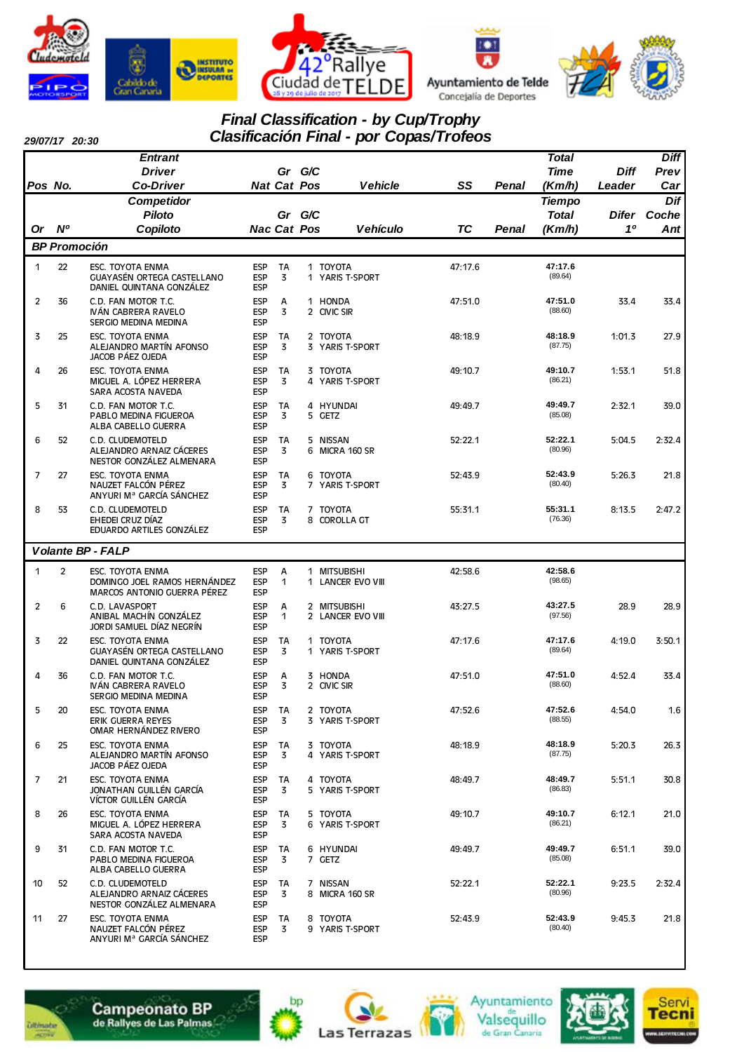## Final Classification - by Cup/Trophy
## Clasificación Final - por Copas/Trofeos

29/07/17 20:30

| Pos / Or | No. / Nº | Entrant / Competidor<br>Driver / Piloto<br>Co-Driver / Copiloto | Nat / Nac | Gr / Gr | Cat / Cat | G/C Pos | Vehicle / Vehículo | SS / TC | Penal | Total Time (Km/h) / Tiempo Total (Km/h) | Diff Leader / Difer 1º | Diff Prev Car / Dif Coche Ant |
|---|---|---|---|---|---|---|---|---|---|---|---|---|
| **BP Promoción** | | | | | | | | | | | | |
| 1 | 22 | ESC. TOYOTA ENMA<br>GUAYASÉN ORTEGA CASTELLANO<br>DANIEL QUINTANA GONZÁLEZ | ESP<br>ESP<br>ESP | TA | 3 | 1<br>1 | TOYOTA<br>YARIS T-SPORT | 47:17.6 | | 47:17.6<br>(89.64) | | |
| 2 | 36 | C.D. FAN MOTOR T.C.<br>IVÁN CABRERA RAVELO<br>SERGIO MEDINA MEDINA | ESP<br>ESP<br>ESP | A | 3 | 1<br>2 | HONDA<br>CIVIC SIR | 47:51.0 | | 47:51.0<br>(88.60) | 33.4 | 33.4 |
| 3 | 25 | ESC. TOYOTA ENMA<br>ALEJANDRO MARTÍN AFONSO<br>JACOB PÁEZ OJEDA | ESP<br>ESP<br>ESP | TA | 3 | 2<br>3 | TOYOTA<br>YARIS T-SPORT | 48:18.9 | | 48:18.9<br>(87.75) | 1:01.3 | 27.9 |
| 4 | 26 | ESC. TOYOTA ENMA<br>MIGUEL A. LÓPEZ HERRERA<br>SARA ACOSTA NAVEDA | ESP<br>ESP<br>ESP | TA | 3 | 3<br>4 | TOYOTA<br>YARIS T-SPORT | 49:10.7 | | 49:10.7<br>(86.21) | 1:53.1 | 51.8 |
| 5 | 31 | C.D. FAN MOTOR T.C.<br>PABLO MEDINA FIGUEROA<br>ALBA CABELLO GUERRA | ESP<br>ESP<br>ESP | TA | 3 | 4<br>5 | HYUNDAI<br>GETZ | 49:49.7 | | 49:49.7<br>(85.08) | 2:32.1 | 39.0 |
| 6 | 52 | C.D. CLUDEMOTELD<br>ALEJANDRO ARNAIZ CÁCERES<br>NESTOR GONZÁLEZ ALMENARA | ESP<br>ESP<br>ESP | TA | 3 | 5<br>6 | NISSAN<br>MICRA 160 SR | 52:22.1 | | 52:22.1<br>(80.96) | 5:04.5 | 2:32.4 |
| 7 | 27 | ESC. TOYOTA ENMA<br>NAUZET FALCÓN PÉREZ<br>ANYURI Mª GARCÍA SÁNCHEZ | ESP<br>ESP<br>ESP | TA | 3 | 6<br>7 | TOYOTA<br>YARIS T-SPORT | 52:43.9 | | 52:43.9<br>(80.40) | 5:26.3 | 21.8 |
| 8 | 53 | C.D. CLUDEMOTELD<br>EHEDEI CRUZ DÍAZ<br>EDUARDO ARTILES GONZÁLEZ | ESP<br>ESP<br>ESP | TA | 3 | 7<br>8 | TOYOTA<br>COROLLA GT | 55:31.1 | | 55:31.1<br>(76.36) | 8:13.5 | 2:47.2 |
| **Volante BP - FALP** | | | | | | | | | | | | |
| 1 | 2 | ESC. TOYOTA ENMA<br>DOMINGO JOEL RAMOS HERNÁNDEZ<br>MARCOS ANTONIO GUERRA PÉREZ | ESP<br>ESP<br>ESP | A | 1 | 1<br>1 | MITSUBISHI<br>LANCER EVO VIII | 42:58.6 | | 42:58.6<br>(98.65) | | |
| 2 | 6 | C.D. LAVASPORT<br>ANIBAL MACHÍN GONZÁLEZ<br>JORDI SAMUEL DÍAZ NEGRÍN | ESP<br>ESP<br>ESP | A | 1 | 2<br>2 | MITSUBISHI<br>LANCER EVO VIII | 43:27.5 | | 43:27.5<br>(97.56) | 28.9 | 28.9 |
| 3 | 22 | ESC. TOYOTA ENMA<br>GUAYASÉN ORTEGA CASTELLANO<br>DANIEL QUINTANA GONZÁLEZ | ESP<br>ESP<br>ESP | TA | 3 | 1<br>1 | TOYOTA<br>YARIS T-SPORT | 47:17.6 | | 47:17.6<br>(89.64) | 4:19.0 | 3:50.1 |
| 4 | 36 | C.D. FAN MOTOR T.C.<br>IVÁN CABRERA RAVELO<br>SERGIO MEDINA MEDINA | ESP<br>ESP<br>ESP | A | 3 | 3<br>2 | HONDA<br>CIVIC SIR | 47:51.0 | | 47:51.0<br>(88.60) | 4:52.4 | 33.4 |
| 5 | 20 | ESC. TOYOTA ENMA<br>ERIK GUERRA REYES<br>OMAR HERNÁNDEZ RIVERO | ESP<br>ESP<br>ESP | TA | 3 | 2<br>3 | TOYOTA<br>YARIS T-SPORT | 47:52.6 | | 47:52.6<br>(88.55) | 4:54.0 | 1.6 |
| 6 | 25 | ESC. TOYOTA ENMA<br>ALEJANDRO MARTÍN AFONSO<br>JACOB PÁEZ OJEDA | ESP<br>ESP<br>ESP | TA | 3 | 3<br>4 | TOYOTA<br>YARIS T-SPORT | 48:18.9 | | 48:18.9<br>(87.75) | 5:20.3 | 26.3 |
| 7 | 21 | ESC. TOYOTA ENMA<br>JONATHAN GUILLÉN GARCÍA<br>VÍCTOR GUILLÉN GARCÍA | ESP<br>ESP<br>ESP | TA | 3 | 4<br>5 | TOYOTA<br>YARIS T-SPORT | 48:49.7 | | 48:49.7<br>(86.83) | 5:51.1 | 30.8 |
| 8 | 26 | ESC. TOYOTA ENMA<br>MIGUEL A. LÓPEZ HERRERA<br>SARA ACOSTA NAVEDA | ESP<br>ESP<br>ESP | TA | 3 | 5<br>6 | TOYOTA<br>YARIS T-SPORT | 49:10.7 | | 49:10.7<br>(86.21) | 6:12.1 | 21.0 |
| 9 | 31 | C.D. FAN MOTOR T.C.<br>PABLO MEDINA FIGUEROA<br>ALBA CABELLO GUERRA | ESP<br>ESP<br>ESP | TA | 3 | 6<br>7 | HYUNDAI<br>GETZ | 49:49.7 | | 49:49.7<br>(85.08) | 6:51.1 | 39.0 |
| 10 | 52 | C.D. CLUDEMOTELD<br>ALEJANDRO ARNAIZ CÁCERES<br>NESTOR GONZÁLEZ ALMENARA | ESP<br>ESP<br>ESP | TA | 3 | 7<br>8 | NISSAN<br>MICRA 160 SR | 52:22.1 | | 52:22.1<br>(80.96) | 9:23.5 | 2:32.4 |
| 11 | 27 | ESC. TOYOTA ENMA<br>NAUZET FALCÓN PÉREZ<br>ANYURI Mª GARCÍA SÁNCHEZ | ESP<br>ESP<br>ESP | TA | 3 | 8<br>9 | TOYOTA<br>YARIS T-SPORT | 52:43.9 | | 52:43.9<br>(80.40) | 9:45.3 | 21.8 |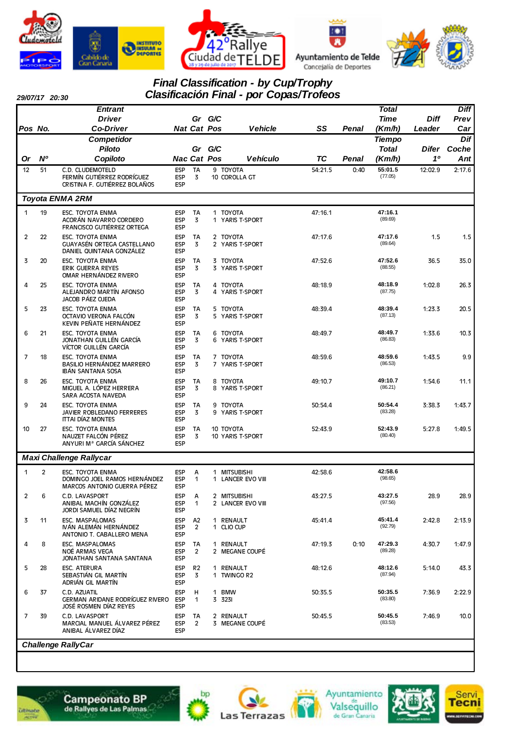## Final Classification - by Cup/Trophy
## Clasificación Final - por Copas/Trofeos

29/07/17 20:30

| Pos / Or | No. / Nº | Entrant / Driver / Co-Driver — Competidor / Piloto / Copiloto | Nat / Nac | Gr Cat | G/C Pos | Vehicle / Vehículo | SS / TC | Penal | Total Time (Km/h) / Tiempo Total (Km/h) | Diff Leader / Difer 1º | Diff Prev Car / Dif Coche Ant |
|---|---|---|---|---|---|---|---|---|---|---|---|
| 12 | 51 | C.D. CLUDEMOTELD<br>FERMÍN GUTIÉRREZ RODRÍGUEZ<br>CRISTINA F. GUTIÉRREZ BOLAÑOS | ESP<br>ESP<br>ESP | TA<br>3 | 9<br>10 | TOYOTA<br>COROLLA GT | 54:21.5 | 0:40 | **55:01.5**<br>(77.05) | 12:02.9 | 2:17.6 |
| **Toyota ENMA 2RM** | | | | | | | | | | | |
| 1 | 19 | ESC. TOYOTA ENMA<br>ACORÁN NAVARRO CORDERO<br>FRANCISCO GUTIÉRREZ ORTEGA | ESP<br>ESP<br>ESP | TA<br>3 | 1<br>1 | TOYOTA<br>YARIS T-SPORT | 47:16.1 | | **47:16.1**<br>(89.69) | | |
| 2 | 22 | ESC. TOYOTA ENMA<br>GUAYASÉN ORTEGA CASTELLANO<br>DANIEL QUINTANA GONZÁLEZ | ESP<br>ESP<br>ESP | TA<br>3 | 2<br>2 | TOYOTA<br>YARIS T-SPORT | 47:17.6 | | **47:17.6**<br>(89.64) | 1.5 | 1.5 |
| 3 | 20 | ESC. TOYOTA ENMA<br>ERIK GUERRA REYES<br>OMAR HERNÁNDEZ RIVERO | ESP<br>ESP<br>ESP | TA<br>3 | 3<br>3 | TOYOTA<br>YARIS T-SPORT | 47:52.6 | | **47:52.6**<br>(88.55) | 36.5 | 35.0 |
| 4 | 25 | ESC. TOYOTA ENMA<br>ALEJANDRO MARTÍN AFONSO<br>JACOB PÁEZ OJEDA | ESP<br>ESP<br>ESP | TA<br>3 | 4<br>4 | TOYOTA<br>YARIS T-SPORT | 48:18.9 | | **48:18.9**<br>(87.75) | 1:02.8 | 26.3 |
| 5 | 23 | ESC. TOYOTA ENMA<br>OCTAVIO VERONA FALCÓN<br>KEVIN PEÑATE HERNÁNDEZ | ESP<br>ESP<br>ESP | TA<br>3 | 5<br>5 | TOYOTA<br>YARIS T-SPORT | 48:39.4 | | **48:39.4**<br>(87.13) | 1:23.3 | 20.5 |
| 6 | 21 | ESC. TOYOTA ENMA<br>JONATHAN GUILLÉN GARCÍA<br>VÍCTOR GUILLÉN GARCÍA | ESP<br>ESP<br>ESP | TA<br>3 | 6<br>6 | TOYOTA<br>YARIS T-SPORT | 48:49.7 | | **48:49.7**<br>(86.83) | 1:33.6 | 10.3 |
| 7 | 18 | ESC. TOYOTA ENMA<br>BASILIO HERNÁNDEZ MARRERO<br>IBÁN SANTANA SOSA | ESP<br>ESP<br>ESP | TA<br>3 | 7<br>7 | TOYOTA<br>YARIS T-SPORT | 48:59.6 | | **48:59.6**<br>(86.53) | 1:43.5 | 9.9 |
| 8 | 26 | ESC. TOYOTA ENMA<br>MIGUEL A. LÓPEZ HERRERA<br>SARA ACOSTA NAVEDA | ESP<br>ESP<br>ESP | TA<br>3 | 8<br>8 | TOYOTA<br>YARIS T-SPORT | 49:10.7 | | **49:10.7**<br>(86.21) | 1:54.6 | 11.1 |
| 9 | 24 | ESC. TOYOTA ENMA<br>JAVIER ROBLEDANO FERRERES<br>ITTAI DÍAZ MONTES | ESP<br>ESP<br>ESP | TA<br>3 | 9<br>9 | TOYOTA<br>YARIS T-SPORT | 50:54.4 | | **50:54.4**<br>(83.28) | 3:38.3 | 1:43.7 |
| 10 | 27 | ESC. TOYOTA ENMA<br>NAUZET FALCÓN PÉREZ<br>ANYURI Mª GARCÍA SÁNCHEZ | ESP<br>ESP<br>ESP | TA<br>3 | 10<br>10 | TOYOTA<br>YARIS T-SPORT | 52:43.9 | | **52:43.9**<br>(80.40) | 5:27.8 | 1:49.5 |
| **Maxi Challenge Rallycar** | | | | | | | | | | | |
| 1 | 2 | ESC. TOYOTA ENMA<br>DOMINGO JOEL RAMOS HERNÁNDEZ<br>MARCOS ANTONIO GUERRA PÉREZ | ESP<br>ESP<br>ESP | A<br>1 | 1<br>1 | MITSUBISHI<br>LANCER EVO VIII | 42:58.6 | | **42:58.6**<br>(98.65) | | |
| 2 | 6 | C.D. LAVASPORT<br>ANIBAL MACHÍN GONZÁLEZ<br>JORDI SAMUEL DÍAZ NEGRÍN | ESP<br>ESP<br>ESP | A<br>1 | 2<br>2 | MITSUBISHI<br>LANCER EVO VIII | 43:27.5 | | **43:27.5**<br>(97.56) | 28.9 | 28.9 |
| 3 | 11 | ESC. MASPALOMAS<br>IVÁN ALEMÁN HERNÁNDEZ<br>ANTONIO T. CABALLERO MENA | ESP<br>ESP<br>ESP | A2<br>2 | 1<br>1 | RENAULT<br>CLIO CUP | 45:41.4 | | **45:41.4**<br>(92.79) | 2:42.8 | 2:13.9 |
| 4 | 8 | ESC. MASPALOMAS<br>NOÉ ARMAS VEGA<br>JONATHAN SANTANA SANTANA | ESP<br>ESP<br>ESP | TA<br>2 | 1<br>2 | RENAULT<br>MEGANE COUPÉ | 47:19.3 | 0:10 | **47:29.3**<br>(89.28) | 4:30.7 | 1:47.9 |
| 5 | 28 | ESC. ATERURA<br>SEBASTIÁN GIL MARTÍN<br>ADRIÁN GIL MARTÍN | ESP<br>ESP<br>ESP | R2<br>3 | 1<br>1 | RENAULT<br>TWINGO R2 | 48:12.6 | | **48:12.6**<br>(87.94) | 5:14.0 | 43.3 |
| 6 | 37 | C.D. AZUATIL<br>GERMAN ARIDANE RODRÍGUEZ RIVERO<br>JOSÉ ROSMEN DÍAZ REYES | ESP<br>ESP<br>ESP | H<br>1 | 1<br>3 | BMW<br>323I | 50:35.5 | | **50:35.5**<br>(83.80) | 7:36.9 | 2:22.9 |
| 7 | 39 | C.D. LAVASPORT<br>MARCIAL MANUEL ÁLVAREZ PÉREZ<br>ANIBAL ÁLVAREZ DÍAZ | ESP<br>ESP<br>ESP | TA<br>2 | 2<br>3 | RENAULT<br>MEGANE COUPÉ | 50:45.5 | | **50:45.5**<br>(83.53) | 7:46.9 | 10.0 |
| **Challenge RallyCar** | | | | | | | | | | | |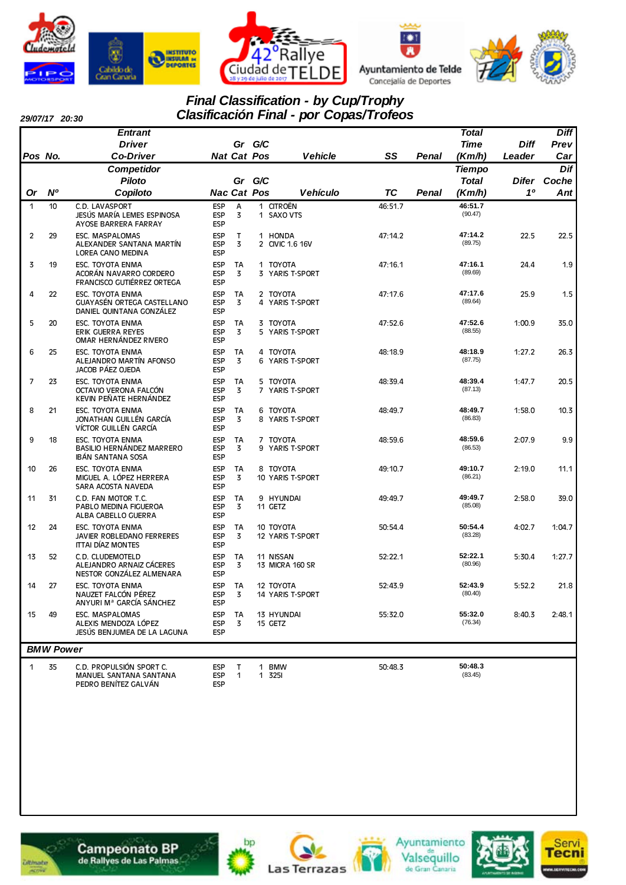# Final Classification - by Cup/Trophy
# Clasificación Final - por Copas/Trofeos

29/07/17 20:30

| Pos / Or | No. / Nº | Entrant / Driver / Co-Driver (Competidor / Piloto / Copiloto) | Nat / Nac | Gr / Cat | G/C Pos | Vehicle / Vehículo | SS / TC | Penal | Total Time (Km/h) / Tiempo Total (Km/h) | Diff Leader / Difer 1º | Diff Prev Car / Dif Coche Ant |
|---|---|---|---|---|---|---|---|---|---|---|---|
| 1 | 10 | C.D. LAVASPORT<br>JESÚS MARÍA LEMES ESPINOSA<br>AYOSE BARRERA FARRAY | ESP<br>ESP<br>ESP | A<br>3 | 1<br>1 | CITROËN<br>SAXO VTS | 46:51.7 | | 46:51.7<br>(90.47) | | |
| 2 | 29 | ESC. MASPALOMAS<br>ALEXANDER SANTANA MARTÍN<br>LOREA CANO MEDINA | ESP<br>ESP<br>ESP | T<br>3 | 1<br>2 | HONDA<br>CIVIC 1.6 16V | 47:14.2 | | 47:14.2<br>(89.75) | 22.5 | 22.5 |
| 3 | 19 | ESC. TOYOTA ENMA<br>ACORÁN NAVARRO CORDERO<br>FRANCISCO GUTIÉRREZ ORTEGA | ESP<br>ESP<br>ESP | TA<br>3 | 1<br>3 | TOYOTA<br>YARIS T-SPORT | 47:16.1 | | 47:16.1<br>(89.69) | 24.4 | 1.9 |
| 4 | 22 | ESC. TOYOTA ENMA<br>GUAYASÉN ORTEGA CASTELLANO<br>DANIEL QUINTANA GONZÁLEZ | ESP<br>ESP<br>ESP | TA<br>3 | 2<br>4 | TOYOTA<br>YARIS T-SPORT | 47:17.6 | | 47:17.6<br>(89.64) | 25.9 | 1.5 |
| 5 | 20 | ESC. TOYOTA ENMA<br>ERIK GUERRA REYES<br>OMAR HERNÁNDEZ RIVERO | ESP<br>ESP<br>ESP | TA<br>3 | 3<br>5 | TOYOTA<br>YARIS T-SPORT | 47:52.6 | | 47:52.6<br>(88.55) | 1:00.9 | 35.0 |
| 6 | 25 | ESC. TOYOTA ENMA<br>ALEJANDRO MARTÍN AFONSO<br>JACOB PÁEZ OJEDA | ESP<br>ESP<br>ESP | TA<br>3 | 4<br>6 | TOYOTA<br>YARIS T-SPORT | 48:18.9 | | 48:18.9<br>(87.75) | 1:27.2 | 26.3 |
| 7 | 23 | ESC. TOYOTA ENMA<br>OCTAVIO VERONA FALCÓN<br>KEVIN PEÑATE HERNÁNDEZ | ESP<br>ESP<br>ESP | TA<br>3 | 5<br>7 | TOYOTA<br>YARIS T-SPORT | 48:39.4 | | 48:39.4<br>(87.13) | 1:47.7 | 20.5 |
| 8 | 21 | ESC. TOYOTA ENMA<br>JONATHAN GUILLÉN GARCÍA<br>VÍCTOR GUILLÉN GARCÍA | ESP<br>ESP<br>ESP | TA<br>3 | 6<br>8 | TOYOTA<br>YARIS T-SPORT | 48:49.7 | | 48:49.7<br>(86.83) | 1:58.0 | 10.3 |
| 9 | 18 | ESC. TOYOTA ENMA<br>BASILIO HERNÁNDEZ MARRERO<br>IBÁN SANTANA SOSA | ESP<br>ESP<br>ESP | TA<br>3 | 7<br>9 | TOYOTA<br>YARIS T-SPORT | 48:59.6 | | 48:59.6<br>(86.53) | 2:07.9 | 9.9 |
| 10 | 26 | ESC. TOYOTA ENMA<br>MIGUEL A. LÓPEZ HERRERA<br>SARA ACOSTA NAVEDA | ESP<br>ESP<br>ESP | TA<br>3 | 8<br>10 | TOYOTA<br>YARIS T-SPORT | 49:10.7 | | 49:10.7<br>(86.21) | 2:19.0 | 11.1 |
| 11 | 31 | C.D. FAN MOTOR T.C.<br>PABLO MEDINA FIGUEROA<br>ALBA CABELLO GUERRA | ESP<br>ESP<br>ESP | TA<br>3 | 9<br>11 | HYUNDAI<br>GETZ | 49:49.7 | | 49:49.7<br>(85.08) | 2:58.0 | 39.0 |
| 12 | 24 | ESC. TOYOTA ENMA<br>JAVIER ROBLEDANO FERRERES<br>ITTAI DÍAZ MONTES | ESP<br>ESP<br>ESP | TA<br>3 | 10<br>12 | TOYOTA<br>YARIS T-SPORT | 50:54.4 | | 50:54.4<br>(83.28) | 4:02.7 | 1:04.7 |
| 13 | 52 | C.D. CLUDEMOTELD<br>ALEJANDRO ARNAIZ CÁCERES<br>NESTOR GONZÁLEZ ALMENARA | ESP<br>ESP<br>ESP | TA<br>3 | 11<br>13 | NISSAN<br>MICRA 160 SR | 52:22.1 | | 52:22.1<br>(80.96) | 5:30.4 | 1:27.7 |
| 14 | 27 | ESC. TOYOTA ENMA<br>NAUZET FALCÓN PÉREZ<br>ANYURI Mª GARCÍA SÁNCHEZ | ESP<br>ESP<br>ESP | TA<br>3 | 12<br>14 | TOYOTA<br>YARIS T-SPORT | 52:43.9 | | 52:43.9<br>(80.40) | 5:52.2 | 21.8 |
| 15 | 49 | ESC. MASPALOMAS<br>ALEXIS MENDOZA LÓPEZ<br>JESÚS BENJUMEA DE LA LAGUNA | ESP<br>ESP<br>ESP | TA<br>3 | 13<br>15 | HYUNDAI<br>GETZ | 55:32.0 | | 55:32.0<br>(76.34) | 8:40.3 | 2:48.1 |
| **BMW Power** | | | | | | | | | | | |
| 1 | 35 | C.D. PROPULSIÓN SPORT C.<br>MANUEL SANTANA SANTANA<br>PEDRO BENÍTEZ GALVÁN | ESP<br>ESP<br>ESP | T<br>1 | 1<br>1 | BMW<br>325I | 50:48.3 | | 50:48.3<br>(83.45) | | |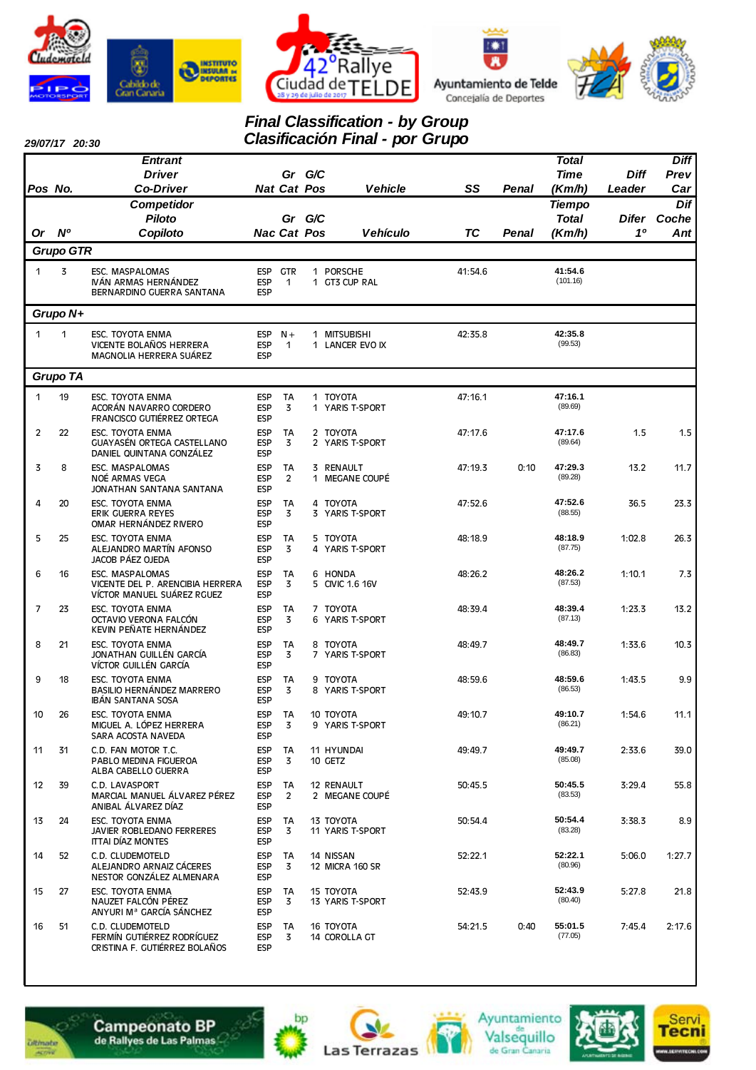# Final Classification - by Group
# Clasificación Final - por Grupo

29/07/17 20:30

| Pos / Or | No. / Nº | Entrant / Competidor<br>Driver / Piloto<br>Co-Driver / Copiloto | Nat / Nac | Gr / Cat | G/C Pos | Vehicle / Vehículo | SS / TC | Penal | Total Time (Km/h) / Tiempo Total (Km/h) | Diff Leader / Difer 1º | Diff Prev Car / Dif Coche Ant |
|---|---|---|---|---|---|---|---|---|---|---|---|
| **Grupo GTR** | | | | | | | | | | | |
| 1 | 3 | ESC. MASPALOMAS<br>IVÁN ARMAS HERNÁNDEZ<br>BERNARDINO GUERRA SANTANA | ESP<br>ESP<br>ESP | GTR<br>1 | 1<br>1 | PORSCHE<br>GT3 CUP RAL | 41:54.6 | | **41:54.6** (101.16) | | |
| **Grupo N+** | | | | | | | | | | | |
| 1 | 1 | ESC. TOYOTA ENMA<br>VICENTE BOLAÑOS HERRERA<br>MAGNOLIA HERRERA SUÁREZ | ESP<br>ESP<br>ESP | N+<br>1 | 1<br>1 | MITSUBISHI<br>LANCER EVO IX | 42:35.8 | | **42:35.8** (99.53) | | |
| **Grupo TA** | | | | | | | | | | | |
| 1 | 19 | ESC. TOYOTA ENMA<br>ACORÁN NAVARRO CORDERO<br>FRANCISCO GUTIÉRREZ ORTEGA | ESP<br>ESP<br>ESP | TA<br>3 | 1<br>1 | TOYOTA<br>YARIS T-SPORT | 47:16.1 | | **47:16.1** (89.69) | | |
| 2 | 22 | ESC. TOYOTA ENMA<br>GUAYASÉN ORTEGA CASTELLANO<br>DANIEL QUINTANA GONZÁLEZ | ESP<br>ESP<br>ESP | TA<br>3 | 2<br>2 | TOYOTA<br>YARIS T-SPORT | 47:17.6 | | **47:17.6** (89.64) | 1.5 | 1.5 |
| 3 | 8 | ESC. MASPALOMAS<br>NOÉ ARMAS VEGA<br>JONATHAN SANTANA SANTANA | ESP<br>ESP<br>ESP | TA<br>2 | 3<br>1 | RENAULT<br>MEGANE COUPÉ | 47:19.3 | 0:10 | **47:29.3** (89.28) | 13.2 | 11.7 |
| 4 | 20 | ESC. TOYOTA ENMA<br>ERIK GUERRA REYES<br>OMAR HERNÁNDEZ RIVERO | ESP<br>ESP<br>ESP | TA<br>3 | 4<br>3 | TOYOTA<br>YARIS T-SPORT | 47:52.6 | | **47:52.6** (88.55) | 36.5 | 23.3 |
| 5 | 25 | ESC. TOYOTA ENMA<br>ALEJANDRO MARTÍN AFONSO<br>JACOB PÁEZ OJEDA | ESP<br>ESP<br>ESP | TA<br>3 | 5<br>4 | TOYOTA<br>YARIS T-SPORT | 48:18.9 | | **48:18.9** (87.75) | 1:02.8 | 26.3 |
| 6 | 16 | ESC. MASPALOMAS<br>VICENTE DEL P. ARENCIBIA HERRERA<br>VÍCTOR MANUEL SUÁREZ RGUEZ | ESP<br>ESP<br>ESP | TA<br>3 | 6<br>5 | HONDA<br>CIVIC 1.6 16V | 48:26.2 | | **48:26.2** (87.53) | 1:10.1 | 7.3 |
| 7 | 23 | ESC. TOYOTA ENMA<br>OCTAVIO VERONA FALCÓN<br>KEVIN PEÑATE HERNÁNDEZ | ESP<br>ESP<br>ESP | TA<br>3 | 7<br>6 | TOYOTA<br>YARIS T-SPORT | 48:39.4 | | **48:39.4** (87.13) | 1:23.3 | 13.2 |
| 8 | 21 | ESC. TOYOTA ENMA<br>JONATHAN GUILLÉN GARCÍA<br>VÍCTOR GUILLÉN GARCÍA | ESP<br>ESP<br>ESP | TA<br>3 | 8<br>7 | TOYOTA<br>YARIS T-SPORT | 48:49.7 | | **48:49.7** (86.83) | 1:33.6 | 10.3 |
| 9 | 18 | ESC. TOYOTA ENMA<br>BASILIO HERNÁNDEZ MARRERO<br>IBÁN SANTANA SOSA | ESP<br>ESP<br>ESP | TA<br>3 | 9<br>8 | TOYOTA<br>YARIS T-SPORT | 48:59.6 | | **48:59.6** (86.53) | 1:43.5 | 9.9 |
| 10 | 26 | ESC. TOYOTA ENMA<br>MIGUEL A. LÓPEZ HERRERA<br>SARA ACOSTA NAVEDA | ESP<br>ESP<br>ESP | TA<br>3 | 10<br>9 | TOYOTA<br>YARIS T-SPORT | 49:10.7 | | **49:10.7** (86.21) | 1:54.6 | 11.1 |
| 11 | 31 | C.D. FAN MOTOR T.C.<br>PABLO MEDINA FIGUEROA<br>ALBA CABELLO GUERRA | ESP<br>ESP<br>ESP | TA<br>3 | 11<br>10 | HYUNDAI<br>GETZ | 49:49.7 | | **49:49.7** (85.08) | 2:33.6 | 39.0 |
| 12 | 39 | C.D. LAVASPORT<br>MARCIAL MANUEL ÁLVAREZ PÉREZ<br>ANIBAL ÁLVAREZ DÍAZ | ESP<br>ESP<br>ESP | TA<br>2 | 12<br>2 | RENAULT<br>MEGANE COUPÉ | 50:45.5 | | **50:45.5** (83.53) | 3:29.4 | 55.8 |
| 13 | 24 | ESC. TOYOTA ENMA<br>JAVIER ROBLEDANO FERRERES<br>ITTAI DÍAZ MONTES | ESP<br>ESP<br>ESP | TA<br>3 | 13<br>11 | TOYOTA<br>YARIS T-SPORT | 50:54.4 | | **50:54.4** (83.28) | 3:38.3 | 8.9 |
| 14 | 52 | C.D. CLUDEMOTELD<br>ALEJANDRO ARNAIZ CÁCERES<br>NESTOR GONZÁLEZ ALMENARA | ESP<br>ESP<br>ESP | TA<br>3 | 14<br>12 | NISSAN<br>MICRA 160 SR | 52:22.1 | | **52:22.1** (80.96) | 5:06.0 | 1:27.7 |
| 15 | 27 | ESC. TOYOTA ENMA<br>NAUZET FALCÓN PÉREZ<br>ANYURI Mª GARCÍA SÁNCHEZ | ESP<br>ESP<br>ESP | TA<br>3 | 15<br>13 | TOYOTA<br>YARIS T-SPORT | 52:43.9 | | **52:43.9** (80.40) | 5:27.8 | 21.8 |
| 16 | 51 | C.D. CLUDEMOTELD<br>FERMÍN GUTIÉRREZ RODRÍGUEZ<br>CRISTINA F. GUTIÉRREZ BOLAÑOS | ESP<br>ESP<br>ESP | TA<br>3 | 16<br>14 | TOYOTA<br>COROLLA GT | 54:21.5 | 0:40 | **55:01.5** (77.05) | 7:45.4 | 2:17.6 |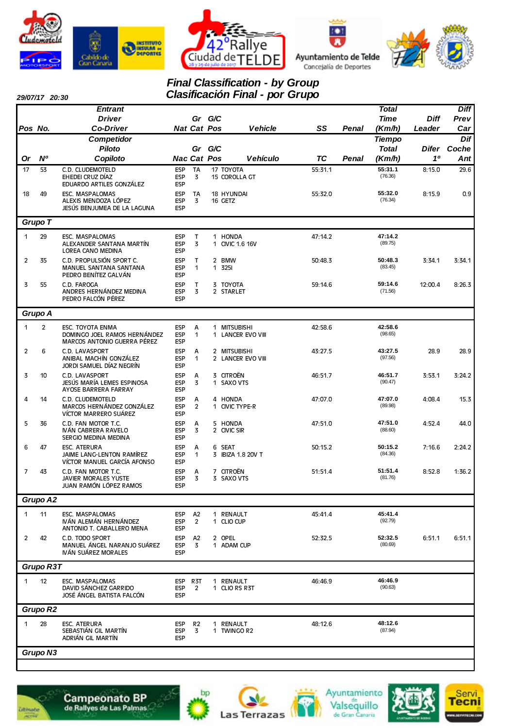# Final Classification - by Group
# Clasificación Final - por Grupo

29/07/17 20:30

| Pos / Or | No. / Nº | Entrant / Driver / Co-Driver — Competidor / Piloto / Copiloto | Nat / Nac | Gr Cat | G/C Pos | Vehicle / Vehículo | SS / TC | Penal | Total Time (Km/h) / Tiempo Total (Km/h) | Diff Leader / Difer 1º | Diff Prev Car / Dif Coche Ant |
|---|---|---|---|---|---|---|---|---|---|---|---|
| 17 | 53 | C.D. CLUDEMOTELD<br>EHEDEI CRUZ DÍAZ<br>EDUARDO ARTILES GONZÁLEZ | ESP<br>ESP<br>ESP | TA<br>3 | 17<br>15 | TOYOTA<br>COROLLA GT | 55:31.1 | | 55:31.1<br>(76.36) | 8:15.0 | 29.6 |
| 18 | 49 | ESC. MASPALOMAS<br>ALEXIS MENDOZA LÓPEZ<br>JESÚS BENJUMEA DE LA LAGUNA | ESP<br>ESP<br>ESP | TA<br>3 | 18<br>16 | HYUNDAI<br>GETZ | 55:32.0 | | 55:32.0<br>(76.34) | 8:15.9 | 0.9 |
| **Grupo T** | | | | | | | | | | | |
| 1 | 29 | ESC. MASPALOMAS<br>ALEXANDER SANTANA MARTÍN<br>LOREA CANO MEDINA | ESP<br>ESP<br>ESP | T<br>3 | 1<br>1 | HONDA<br>CIVIC 1.6 16V | 47:14.2 | | 47:14.2<br>(89.75) | | |
| 2 | 35 | C.D. PROPULSIÓN SPORT C.<br>MANUEL SANTANA SANTANA<br>PEDRO BENÍTEZ GALVÁN | ESP<br>ESP<br>ESP | T<br>1 | 2<br>1 | BMW<br>325I | 50:48.3 | | 50:48.3<br>(83.45) | 3:34.1 | 3:34.1 |
| 3 | 55 | C.D. FAROGA<br>ANDRES HERNÁNDEZ MEDINA<br>PEDRO FALCÓN PÉREZ | ESP<br>ESP<br>ESP | T<br>3 | 3<br>2 | TOYOTA<br>STARLET | 59:14.6 | | 59:14.6<br>(71.56) | 12:00.4 | 8:26.3 |
| **Grupo A** | | | | | | | | | | | |
| 1 | 2 | ESC. TOYOTA ENMA<br>DOMINGO JOEL RAMOS HERNÁNDEZ<br>MARCOS ANTONIO GUERRA PÉREZ | ESP<br>ESP<br>ESP | A<br>1 | 1<br>1 | MITSUBISHI<br>LANCER EVO VIII | 42:58.6 | | 42:58.6<br>(98.65) | | |
| 2 | 6 | C.D. LAVASPORT<br>ANIBAL MACHÍN GONZÁLEZ<br>JORDI SAMUEL DÍAZ NEGRÍN | ESP<br>ESP<br>ESP | A<br>1 | 2<br>2 | MITSUBISHI<br>LANCER EVO VIII | 43:27.5 | | 43:27.5<br>(97.56) | 28.9 | 28.9 |
| 3 | 10 | C.D. LAVASPORT<br>JESÚS MARÍA LEMES ESPINOSA<br>AYOSE BARRERA FARRAY | ESP<br>ESP<br>ESP | A<br>3 | 3<br>1 | CITROËN<br>SAXO VTS | 46:51.7 | | 46:51.7<br>(90.47) | 3:53.1 | 3:24.2 |
| 4 | 14 | C.D. CLUDEMOTELD<br>MARCOS HERNÁNDEZ GONZÁLEZ<br>VÍCTOR MARRERO SUÁREZ | ESP<br>ESP<br>ESP | A<br>2 | 4<br>1 | HONDA<br>CIVIC TYPE-R | 47:07.0 | | 47:07.0<br>(89.98) | 4:08.4 | 15.3 |
| 5 | 36 | C.D. FAN MOTOR T.C.<br>IVÁN CABRERA RAVELO<br>SERGIO MEDINA MEDINA | ESP<br>ESP<br>ESP | A<br>3 | 5<br>2 | HONDA<br>CIVIC SIR | 47:51.0 | | 47:51.0<br>(88.60) | 4:52.4 | 44.0 |
| 6 | 47 | ESC. ATERURA<br>JAIME LANG-LENTON RAMÍREZ<br>VÍCTOR MANUEL GARCÍA AFONSO | ESP<br>ESP<br>ESP | A<br>1 | 6<br>3 | SEAT<br>IBIZA 1.8 20V T | 50:15.2 | | 50:15.2<br>(84.36) | 7:16.6 | 2:24.2 |
| 7 | 43 | C.D. FAN MOTOR T.C.<br>JAVIER MORALES YUSTE<br>JUAN RAMÓN LÓPEZ RAMOS | ESP<br>ESP<br>ESP | A<br>3 | 7<br>3 | CITROËN<br>SAXO VTS | 51:51.4 | | 51:51.4<br>(81.76) | 8:52.8 | 1:36.2 |
| **Grupo A2** | | | | | | | | | | | |
| 1 | 11 | ESC. MASPALOMAS<br>IVÁN ALEMÁN HERNÁNDEZ<br>ANTONIO T. CABALLERO MENA | ESP<br>ESP<br>ESP | A2<br>2 | 1<br>1 | RENAULT<br>CLIO CUP | 45:41.4 | | 45:41.4<br>(92.79) | | |
| 2 | 42 | C.D. TODO SPORT<br>MANUEL ÁNGEL NARANJO SUÁREZ<br>IVÁN SUÁREZ MORALES | ESP<br>ESP<br>ESP | A2<br>3 | 2<br>1 | OPEL<br>ADAM CUP | 52:32.5 | | 52:32.5<br>(80.69) | 6:51.1 | 6:51.1 |
| **Grupo R3T** | | | | | | | | | | | |
| 1 | 12 | ESC. MASPALOMAS<br>DAVID SÁNCHEZ GARRIDO<br>JOSÉ ÁNGEL BATISTA FALCÓN | ESP<br>ESP<br>ESP | R3T<br>2 | 1<br>1 | RENAULT<br>CLIO RS R3T | 46:46.9 | | 46:46.9<br>(90.63) | | |
| **Grupo R2** | | | | | | | | | | | |
| 1 | 28 | ESC. ATERURA<br>SEBASTIÁN GIL MARTÍN<br>ADRIÁN GIL MARTÍN | ESP<br>ESP<br>ESP | R2<br>3 | 1<br>1 | RENAULT<br>TWINGO R2 | 48:12.6 | | 48:12.6<br>(87.94) | | |
| **Grupo N3** | | | | | | | | | | | |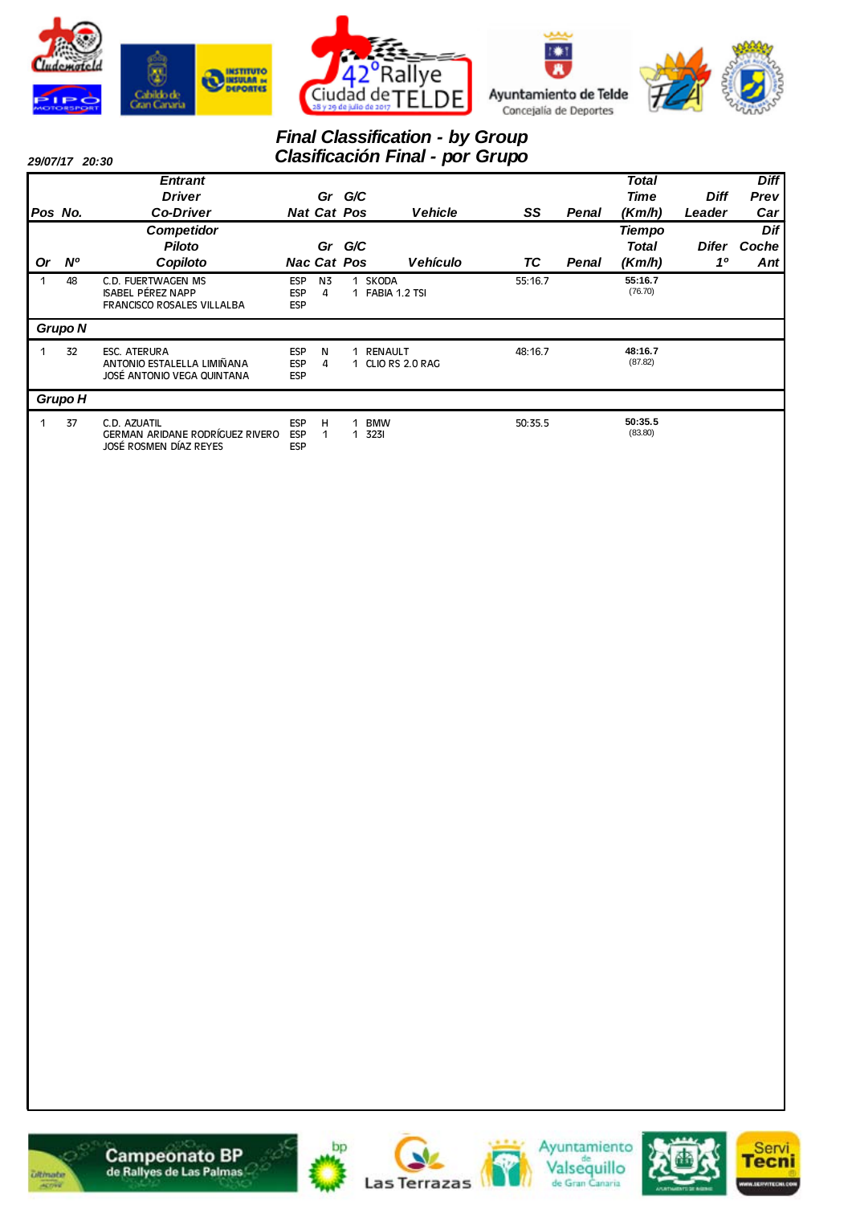# Final Classification - by Group
# Clasificación Final - por Grupo

29/07/17 20:30

| Pos / Or | No. / Nº | Entrant / Driver / Co-Driver (Competidor / Piloto / Copiloto) | Nat / Nac | Gr Cat | G/C Pos | Vehicle / Vehículo | SS / TC | Penal | Total Time (Km/h) / Tiempo Total (Km/h) | Diff Leader / Difer 1º | Diff Prev Car / Dif Coche Ant |
|---|---|---|---|---|---|---|---|---|---|---|---|
| 1 | 48 | C.D. FUERTWAGEN MS<br>ISABEL PÉREZ NAPP<br>FRANCISCO ROSALES VILLALBA | ESP<br>ESP<br>ESP | N3<br>4 | 1<br>1 | SKODA<br>FABIA 1.2 TSI | 55:16.7 | | **55:16.7**<br>(76.70) | | |
| **Grupo N** | | | | | | | | | | | |
| 1 | 32 | ESC. ATERURA<br>ANTONIO ESTALELLA LIMIÑANA<br>JOSÉ ANTONIO VEGA QUINTANA | ESP<br>ESP<br>ESP | N<br>4 | 1<br>1 | RENAULT<br>CLIO RS 2.0 RAG | 48:16.7 | | **48:16.7**<br>(87.82) | | |
| **Grupo H** | | | | | | | | | | | |
| 1 | 37 | C.D. AZUATIL<br>GERMAN ARIDANE RODRÍGUEZ RIVERO<br>JOSÉ ROSMEN DÍAZ REYES | ESP<br>ESP<br>ESP | H<br>1 | 1<br>1 | BMW<br>323I | 50:35.5 | | **50:35.5**<br>(83.80) | | |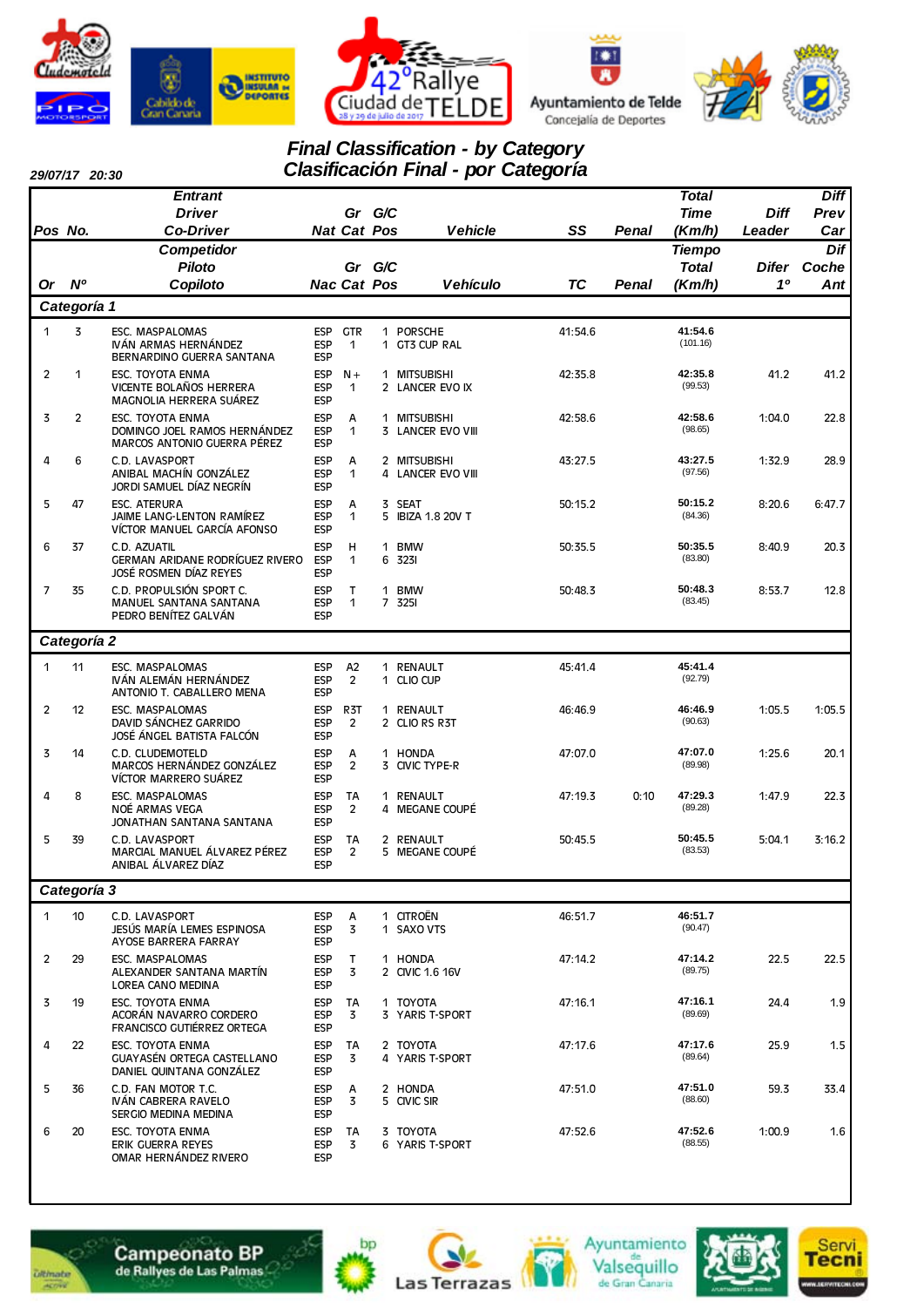# Final Classification - by Category
# Clasificación Final - por Categoría

29/07/17 20:30

| Pos / Or | No. / Nº | Entrant / Driver / Co-Driver — Competidor / Piloto / Copiloto | Nat / Nac | Gr / Cat | G/C Pos | Vehicle / Vehículo | SS / TC | Penal | Total Time (Km/h) / Tiempo Total (Km/h) | Diff Leader / Difer 1º | Diff Prev Car / Dif Coche Ant |
|---|---|---|---|---|---|---|---|---|---|---|---|
| **Categoría 1** | | | | | | | | | | | |
| 1 | 3 | ESC. MASPALOMAS<br>IVÁN ARMAS HERNÁNDEZ<br>BERNARDINO GUERRA SANTANA | ESP<br>ESP<br>ESP | GTR<br>1 | 1<br>1 | PORSCHE<br>GT3 CUP RAL | 41:54.6 | | **41:54.6**<br>(101.16) | | |
| 2 | 1 | ESC. TOYOTA ENMA<br>VICENTE BOLAÑOS HERRERA<br>MAGNOLIA HERRERA SUÁREZ | ESP<br>ESP<br>ESP | N+<br>1 | 1<br>2 | MITSUBISHI<br>LANCER EVO IX | 42:35.8 | | **42:35.8**<br>(99.53) | 41.2 | 41.2 |
| 3 | 2 | ESC. TOYOTA ENMA<br>DOMINGO JOEL RAMOS HERNÁNDEZ<br>MARCOS ANTONIO GUERRA PÉREZ | ESP<br>ESP<br>ESP | A<br>1 | 1<br>3 | MITSUBISHI<br>LANCER EVO VIII | 42:58.6 | | **42:58.6**<br>(98.65) | 1:04.0 | 22.8 |
| 4 | 6 | C.D. LAVASPORT<br>ANIBAL MACHÍN GONZÁLEZ<br>JORDI SAMUEL DÍAZ NEGRÍN | ESP<br>ESP<br>ESP | A<br>1 | 2<br>4 | MITSUBISHI<br>LANCER EVO VIII | 43:27.5 | | **43:27.5**<br>(97.56) | 1:32.9 | 28.9 |
| 5 | 47 | ESC. ATERURA<br>JAIME LANG-LENTON RAMÍREZ<br>VÍCTOR MANUEL GARCÍA AFONSO | ESP<br>ESP<br>ESP | A<br>1 | 3<br>5 | SEAT<br>IBIZA 1.8 20V T | 50:15.2 | | **50:15.2**<br>(84.36) | 8:20.6 | 6:47.7 |
| 6 | 37 | C.D. AZUATIL<br>GERMAN ARIDANE RODRÍGUEZ RIVERO<br>JOSÉ ROSMEN DÍAZ REYES | ESP<br>ESP<br>ESP | H<br>1 | 1<br>6 | BMW<br>323I | 50:35.5 | | **50:35.5**<br>(83.80) | 8:40.9 | 20.3 |
| 7 | 35 | C.D. PROPULSIÓN SPORT C.<br>MANUEL SANTANA SANTANA<br>PEDRO BENÍTEZ GALVÁN | ESP<br>ESP<br>ESP | T<br>1 | 1<br>7 | BMW<br>325I | 50:48.3 | | **50:48.3**<br>(83.45) | 8:53.7 | 12.8 |
| **Categoría 2** | | | | | | | | | | | |
| 1 | 11 | ESC. MASPALOMAS<br>IVÁN ALEMÁN HERNÁNDEZ<br>ANTONIO T. CABALLERO MENA | ESP<br>ESP<br>ESP | A2<br>2 | 1<br>1 | RENAULT<br>CLIO CUP | 45:41.4 | | **45:41.4**<br>(92.79) | | |
| 2 | 12 | ESC. MASPALOMAS<br>DAVID SÁNCHEZ GARRIDO<br>JOSÉ ÁNGEL BATISTA FALCÓN | ESP<br>ESP<br>ESP | R3T<br>2 | 1<br>2 | RENAULT<br>CLIO RS R3T | 46:46.9 | | **46:46.9**<br>(90.63) | 1:05.5 | 1:05.5 |
| 3 | 14 | C.D. CLUDEMOTELD<br>MARCOS HERNÁNDEZ GONZÁLEZ<br>VÍCTOR MARRERO SUÁREZ | ESP<br>ESP<br>ESP | A<br>2 | 1<br>3 | HONDA<br>CIVIC TYPE-R | 47:07.0 | | **47:07.0**<br>(89.98) | 1:25.6 | 20.1 |
| 4 | 8 | ESC. MASPALOMAS<br>NOÉ ARMAS VEGA<br>JONATHAN SANTANA SANTANA | ESP<br>ESP<br>ESP | TA<br>2 | 1<br>4 | RENAULT<br>MEGANE COUPÉ | 47:19.3 | 0:10 | **47:29.3**<br>(89.28) | 1:47.9 | 22.3 |
| 5 | 39 | C.D. LAVASPORT<br>MARCIAL MANUEL ÁLVAREZ PÉREZ<br>ANIBAL ÁLVAREZ DÍAZ | ESP<br>ESP<br>ESP | TA<br>2 | 2<br>5 | RENAULT<br>MEGANE COUPÉ | 50:45.5 | | **50:45.5**<br>(83.53) | 5:04.1 | 3:16.2 |
| **Categoría 3** | | | | | | | | | | | |
| 1 | 10 | C.D. LAVASPORT<br>JESÚS MARÍA LEMES ESPINOSA<br>AYOSE BARRERA FARRAY | ESP<br>ESP<br>ESP | A<br>3 | 1<br>1 | CITROËN<br>SAXO VTS | 46:51.7 | | **46:51.7**<br>(90.47) | | |
| 2 | 29 | ESC. MASPALOMAS<br>ALEXANDER SANTANA MARTÍN<br>LOREA CANO MEDINA | ESP<br>ESP<br>ESP | T<br>3 | 1<br>2 | HONDA<br>CIVIC 1.6 16V | 47:14.2 | | **47:14.2**<br>(89.75) | 22.5 | 22.5 |
| 3 | 19 | ESC. TOYOTA ENMA<br>ACORÁN NAVARRO CORDERO<br>FRANCISCO GUTIÉRREZ ORTEGA | ESP<br>ESP<br>ESP | TA<br>3 | 1<br>3 | TOYOTA<br>YARIS T-SPORT | 47:16.1 | | **47:16.1**<br>(89.69) | 24.4 | 1.9 |
| 4 | 22 | ESC. TOYOTA ENMA<br>GUAYASÉN ORTEGA CASTELLANO<br>DANIEL QUINTANA GONZÁLEZ | ESP<br>ESP<br>ESP | TA<br>3 | 2<br>4 | TOYOTA<br>YARIS T-SPORT | 47:17.6 | | **47:17.6**<br>(89.64) | 25.9 | 1.5 |
| 5 | 36 | C.D. FAN MOTOR T.C.<br>IVÁN CABRERA RAVELO<br>SERGIO MEDINA MEDINA | ESP<br>ESP<br>ESP | A<br>3 | 2<br>5 | HONDA<br>CIVIC SIR | 47:51.0 | | **47:51.0**<br>(88.60) | 59.3 | 33.4 |
| 6 | 20 | ESC. TOYOTA ENMA<br>ERIK GUERRA REYES<br>OMAR HERNÁNDEZ RIVERO | ESP<br>ESP<br>ESP | TA<br>3 | 3<br>6 | TOYOTA<br>YARIS T-SPORT | 47:52.6 | | **47:52.6**<br>(88.55) | 1:00.9 | 1.6 |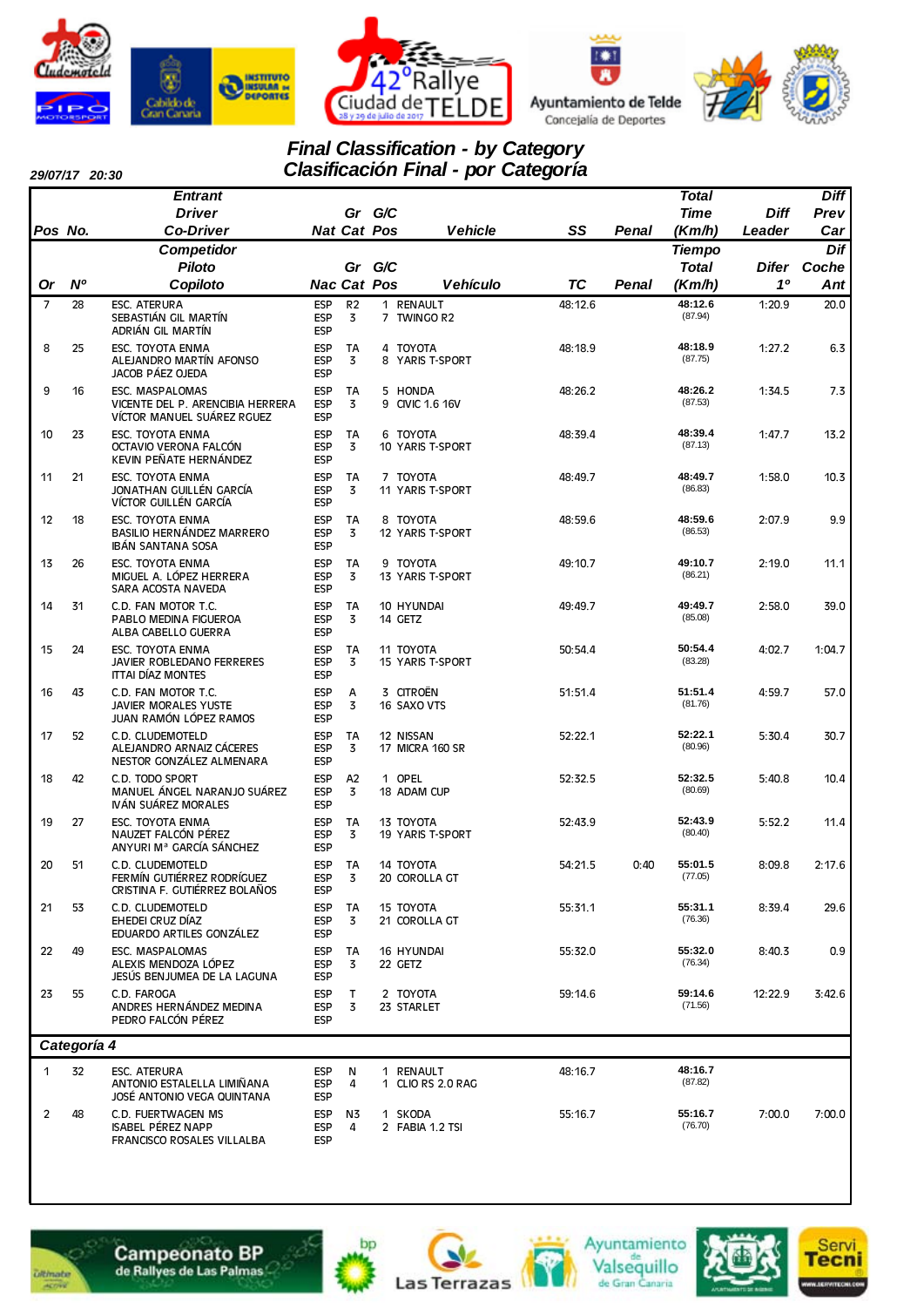# Final Classification - by Category
# Clasificación Final - por Categoría

29/07/17 20:30

| Pos / Or | No. / Nº | Entrant / Driver / Co-Driver (Competidor / Piloto / Copiloto) | Nat / Nac | Gr / Cat | G/C Pos | Vehicle / Vehículo | SS / TC | Penal | Total Time (Km/h) / Tiempo Total | Diff Leader / Difer 1º | Diff Prev Car / Dif Coche Ant |
|---|---|---|---|---|---|---|---|---|---|---|---|
| 7 | 28 | ESC. ATERURA<br>SEBASTIÁN GIL MARTÍN<br>ADRIÁN GIL MARTÍN | ESP<br>ESP<br>ESP | R2<br>3 | 1<br>7 | RENAULT<br>TWINGO R2 | 48:12.6 | | **48:12.6** (87.94) | 1:20.9 | 20.0 |
| 8 | 25 | ESC. TOYOTA ENMA<br>ALEJANDRO MARTÍN AFONSO<br>JACOB PÁEZ OJEDA | ESP<br>ESP<br>ESP | TA<br>3 | 4<br>8 | TOYOTA<br>YARIS T-SPORT | 48:18.9 | | **48:18.9** (87.75) | 1:27.2 | 6.3 |
| 9 | 16 | ESC. MASPALOMAS<br>VICENTE DEL P. ARENCIBIA HERRERA<br>VÍCTOR MANUEL SUÁREZ RGUEZ | ESP<br>ESP<br>ESP | TA<br>3 | 5<br>9 | HONDA<br>CIVIC 1.6 16V | 48:26.2 | | **48:26.2** (87.53) | 1:34.5 | 7.3 |
| 10 | 23 | ESC. TOYOTA ENMA<br>OCTAVIO VERONA FALCÓN<br>KEVIN PEÑATE HERNÁNDEZ | ESP<br>ESP<br>ESP | TA<br>3 | 6<br>10 | TOYOTA<br>YARIS T-SPORT | 48:39.4 | | **48:39.4** (87.13) | 1:47.7 | 13.2 |
| 11 | 21 | ESC. TOYOTA ENMA<br>JONATHAN GUILLÉN GARCÍA<br>VÍCTOR GUILLÉN GARCÍA | ESP<br>ESP<br>ESP | TA<br>3 | 7<br>11 | TOYOTA<br>YARIS T-SPORT | 48:49.7 | | **48:49.7** (86.83) | 1:58.0 | 10.3 |
| 12 | 18 | ESC. TOYOTA ENMA<br>BASILIO HERNÁNDEZ MARRERO<br>IBÁN SANTANA SOSA | ESP<br>ESP<br>ESP | TA<br>3 | 8<br>12 | TOYOTA<br>YARIS T-SPORT | 48:59.6 | | **48:59.6** (86.53) | 2:07.9 | 9.9 |
| 13 | 26 | ESC. TOYOTA ENMA<br>MIGUEL A. LÓPEZ HERRERA<br>SARA ACOSTA NAVEDA | ESP<br>ESP<br>ESP | TA<br>3 | 9<br>13 | TOYOTA<br>YARIS T-SPORT | 49:10.7 | | **49:10.7** (86.21) | 2:19.0 | 11.1 |
| 14 | 31 | C.D. FAN MOTOR T.C.<br>PABLO MEDINA FIGUEROA<br>ALBA CABELLO GUERRA | ESP<br>ESP<br>ESP | TA<br>3 | 10<br>14 | HYUNDAI<br>GETZ | 49:49.7 | | **49:49.7** (85.08) | 2:58.0 | 39.0 |
| 15 | 24 | ESC. TOYOTA ENMA<br>JAVIER ROBLEDANO FERRERES<br>ITTAI DÍAZ MONTES | ESP<br>ESP<br>ESP | TA<br>3 | 11<br>15 | TOYOTA<br>YARIS T-SPORT | 50:54.4 | | **50:54.4** (83.28) | 4:02.7 | 1:04.7 |
| 16 | 43 | C.D. FAN MOTOR T.C.<br>JAVIER MORALES YUSTE<br>JUAN RAMÓN LÓPEZ RAMOS | ESP<br>ESP<br>ESP | A<br>3 | 3<br>16 | CITROËN<br>SAXO VTS | 51:51.4 | | **51:51.4** (81.76) | 4:59.7 | 57.0 |
| 17 | 52 | C.D. CLUDEMOTELD<br>ALEJANDRO ARNAIZ CÁCERES<br>NESTOR GONZÁLEZ ALMENARA | ESP<br>ESP<br>ESP | TA<br>3 | 12<br>17 | NISSAN<br>MICRA 160 SR | 52:22.1 | | **52:22.1** (80.96) | 5:30.4 | 30.7 |
| 18 | 42 | C.D. TODO SPORT<br>MANUEL ÁNGEL NARANJO SUÁREZ<br>IVÁN SUÁREZ MORALES | ESP<br>ESP<br>ESP | A2<br>3 | 1<br>18 | OPEL<br>ADAM CUP | 52:32.5 | | **52:32.5** (80.69) | 5:40.8 | 10.4 |
| 19 | 27 | ESC. TOYOTA ENMA<br>NAUZET FALCÓN PÉREZ<br>ANYURI Mª GARCÍA SÁNCHEZ | ESP<br>ESP<br>ESP | TA<br>3 | 13<br>19 | TOYOTA<br>YARIS T-SPORT | 52:43.9 | | **52:43.9** (80.40) | 5:52.2 | 11.4 |
| 20 | 51 | C.D. CLUDEMOTELD<br>FERMÍN GUTIÉRREZ RODRÍGUEZ<br>CRISTINA F. GUTIÉRREZ BOLAÑOS | ESP<br>ESP<br>ESP | TA<br>3 | 14<br>20 | TOYOTA<br>COROLLA GT | 54:21.5 | 0:40 | **55:01.5** (77.05) | 8:09.8 | 2:17.6 |
| 21 | 53 | C.D. CLUDEMOTELD<br>EHEDEI CRUZ DÍAZ<br>EDUARDO ARTILES GONZÁLEZ | ESP<br>ESP<br>ESP | TA<br>3 | 15<br>21 | TOYOTA<br>COROLLA GT | 55:31.1 | | **55:31.1** (76.36) | 8:39.4 | 29.6 |
| 22 | 49 | ESC. MASPALOMAS<br>ALEXIS MENDOZA LÓPEZ<br>JESÚS BENJUMEA DE LA LAGUNA | ESP<br>ESP<br>ESP | TA<br>3 | 16<br>22 | HYUNDAI<br>GETZ | 55:32.0 | | **55:32.0** (76.34) | 8:40.3 | 0.9 |
| 23 | 55 | C.D. FAROGA<br>ANDRES HERNÁNDEZ MEDINA<br>PEDRO FALCÓN PÉREZ | ESP<br>ESP<br>ESP | T<br>3 | 2<br>23 | TOYOTA<br>STARLET | 59:14.6 | | **59:14.6** (71.56) | 12:22.9 | 3:42.6 |

## Categoría 4

| Pos / Or | No. / Nº | Entrant / Driver / Co-Driver (Competidor / Piloto / Copiloto) | Nat / Nac | Gr / Cat | G/C Pos | Vehicle / Vehículo | SS / TC | Penal | Total Time (Km/h) / Tiempo Total | Diff Leader / Difer 1º | Diff Prev Car / Dif Coche Ant |
|---|---|---|---|---|---|---|---|---|---|---|---|
| 1 | 32 | ESC. ATERURA<br>ANTONIO ESTALELLA LIMIÑANA<br>JOSÉ ANTONIO VEGA QUINTANA | ESP<br>ESP<br>ESP | N<br>4 | 1<br>1 | RENAULT<br>CLIO RS 2.0 RAG | 48:16.7 | | **48:16.7** (87.82) | | |
| 2 | 48 | C.D. FUERTWAGEN MS<br>ISABEL PÉREZ NAPP<br>FRANCISCO ROSALES VILLALBA | ESP<br>ESP<br>ESP | N3<br>4 | 1<br>2 | SKODA<br>FABIA 1.2 TSI | 55:16.7 | | **55:16.7** (76.70) | 7:00.0 | 7:00.0 |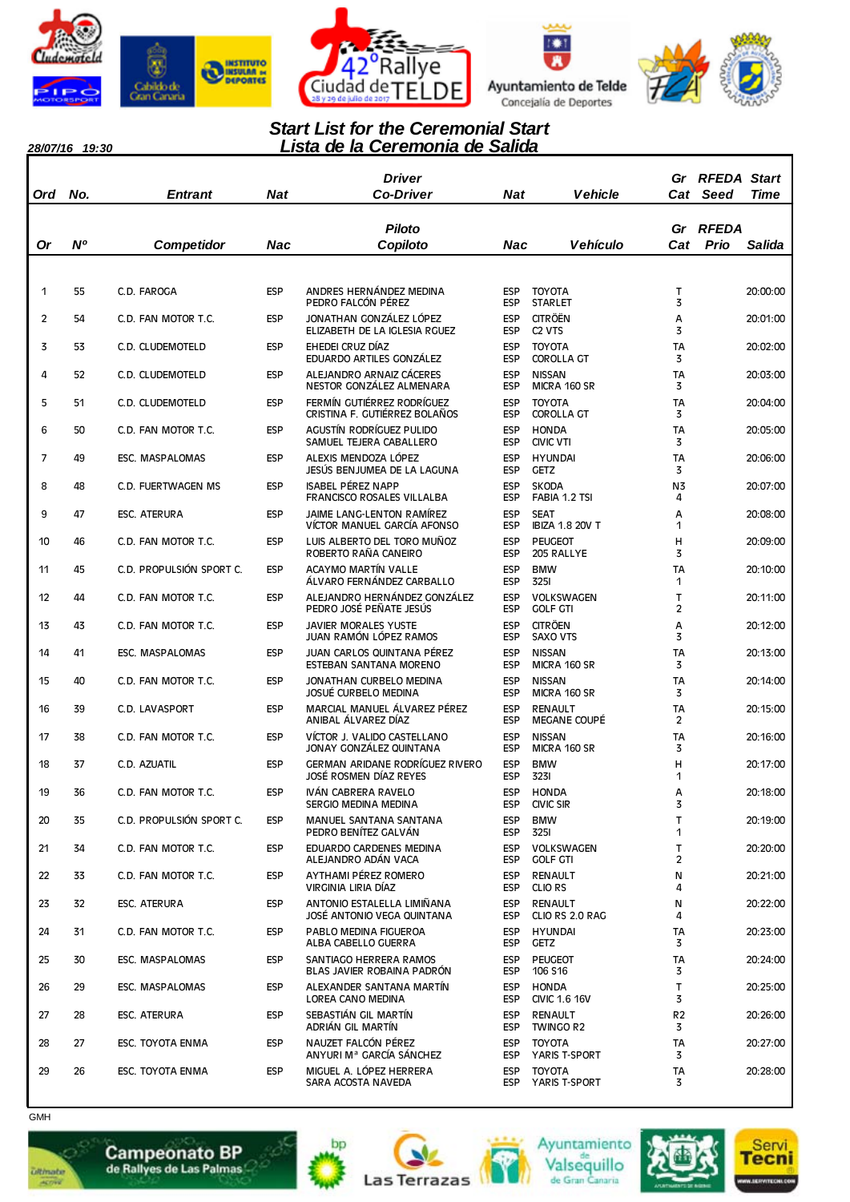# Start List for the Ceremonial Start
## Lista de la Ceremonia de Salida

*28/07/16 19:30*

| Ord / Or | No. / Nº | Entrant / Competidor | Nat / Nac | Driver / Co-Driver — Piloto / Copiloto | Nat / Nac | Vehicle / Vehículo | Gr Cat | RFEDA Seed / RFEDA Prio | Start Time / Salida |
|---|---|---|---|---|---|---|---|---|---|
| 1 | 55 | C.D. FAROGA | ESP | ANDRES HERNÁNDEZ MEDINA<br>PEDRO FALCÓN PÉREZ | ESP<br>ESP | TOYOTA<br>STARLET | T<br>3 | | 20:00:00 |
| 2 | 54 | C.D. FAN MOTOR T.C. | ESP | JONATHAN GONZÁLEZ LÓPEZ<br>ELIZABETH DE LA IGLESIA RGUEZ | ESP<br>ESP | CITRÖEN<br>C2 VTS | A<br>3 | | 20:01:00 |
| 3 | 53 | C.D. CLUDEMOTELD | ESP | EHEDEI CRUZ DÍAZ<br>EDUARDO ARTILES GONZÁLEZ | ESP<br>ESP | TOYOTA<br>COROLLA GT | TA<br>3 | | 20:02:00 |
| 4 | 52 | C.D. CLUDEMOTELD | ESP | ALEJANDRO ARNAIZ CÁCERES<br>NESTOR GONZÁLEZ ALMENARA | ESP<br>ESP | NISSAN<br>MICRA 160 SR | TA<br>3 | | 20:03:00 |
| 5 | 51 | C.D. CLUDEMOTELD | ESP | FERMÍN GUTIÉRREZ RODRÍGUEZ<br>CRISTINA F. GUTIÉRREZ BOLAÑOS | ESP<br>ESP | TOYOTA<br>COROLLA GT | TA<br>3 | | 20:04:00 |
| 6 | 50 | C.D. FAN MOTOR T.C. | ESP | AGUSTÍN RODRÍGUEZ PULIDO<br>SAMUEL TEJERA CABALLERO | ESP<br>ESP | HONDA<br>CIVIC VTI | TA<br>3 | | 20:05:00 |
| 7 | 49 | ESC. MASPALOMAS | ESP | ALEXIS MENDOZA LÓPEZ<br>JESÚS BENJUMEA DE LA LAGUNA | ESP<br>ESP | HYUNDAI<br>GETZ | TA<br>3 | | 20:06:00 |
| 8 | 48 | C.D. FUERTWAGEN MS | ESP | ISABEL PÉREZ NAPP<br>FRANCISCO ROSALES VILLALBA | ESP<br>ESP | SKODA<br>FABIA 1.2 TSI | N3<br>4 | | 20:07:00 |
| 9 | 47 | ESC. ATERURA | ESP | JAIME LANG-LENTON RAMÍREZ<br>VÍCTOR MANUEL GARCÍA AFONSO | ESP<br>ESP | SEAT<br>IBIZA 1.8 20V T | A<br>1 | | 20:08:00 |
| 10 | 46 | C.D. FAN MOTOR T.C. | ESP | LUIS ALBERTO DEL TORO MUÑOZ<br>ROBERTO RAÑA CANEIRO | ESP<br>ESP | PEUGEOT<br>205 RALLYE | H<br>3 | | 20:09:00 |
| 11 | 45 | C.D. PROPULSIÓN SPORT C. | ESP | ACAYMO MARTÍN VALLE<br>ÁLVARO FERNÁNDEZ CARBALLO | ESP<br>ESP | BMW<br>325I | TA<br>1 | | 20:10:00 |
| 12 | 44 | C.D. FAN MOTOR T.C. | ESP | ALEJANDRO HERNÁNDEZ GONZÁLEZ<br>PEDRO JOSÉ PEÑATE JESÚS | ESP<br>ESP | VOLKSWAGEN<br>GOLF GTI | T<br>2 | | 20:11:00 |
| 13 | 43 | C.D. FAN MOTOR T.C. | ESP | JAVIER MORALES YUSTE<br>JUAN RAMÓN LÓPEZ RAMOS | ESP<br>ESP | CITRÖEN<br>SAXO VTS | A<br>3 | | 20:12:00 |
| 14 | 41 | ESC. MASPALOMAS | ESP | JUAN CARLOS QUINTANA PÉREZ<br>ESTEBAN SANTANA MORENO | ESP<br>ESP | NISSAN<br>MICRA 160 SR | TA<br>3 | | 20:13:00 |
| 15 | 40 | C.D. FAN MOTOR T.C. | ESP | JONATHAN CURBELO MEDINA<br>JOSUÉ CURBELO MEDINA | ESP<br>ESP | NISSAN<br>MICRA 160 SR | TA<br>3 | | 20:14:00 |
| 16 | 39 | C.D. LAVASPORT | ESP | MARCIAL MANUEL ÁLVAREZ PÉREZ<br>ANIBAL ÁLVAREZ DÍAZ | ESP<br>ESP | RENAULT<br>MEGANE COUPÉ | TA<br>2 | | 20:15:00 |
| 17 | 38 | C.D. FAN MOTOR T.C. | ESP | VÍCTOR J. VALIDO CASTELLANO<br>JONAY GONZÁLEZ QUINTANA | ESP<br>ESP | NISSAN<br>MICRA 160 SR | TA<br>3 | | 20:16:00 |
| 18 | 37 | C.D. AZUATIL | ESP | GERMAN ARIDANE RODRÍGUEZ RIVERO<br>JOSÉ ROSMEN DÍAZ REYES | ESP<br>ESP | BMW<br>323I | H<br>1 | | 20:17:00 |
| 19 | 36 | C.D. FAN MOTOR T.C. | ESP | IVÁN CABRERA RAVELO<br>SERGIO MEDINA MEDINA | ESP<br>ESP | HONDA<br>CIVIC SIR | A<br>3 | | 20:18:00 |
| 20 | 35 | C.D. PROPULSIÓN SPORT C. | ESP | MANUEL SANTANA SANTANA<br>PEDRO BENÍTEZ GALVÁN | ESP<br>ESP | BMW<br>325I | T<br>1 | | 20:19:00 |
| 21 | 34 | C.D. FAN MOTOR T.C. | ESP | EDUARDO CARDENES MEDINA<br>ALEJANDRO ADÁN VACA | ESP<br>ESP | VOLKSWAGEN<br>GOLF GTI | T<br>2 | | 20:20:00 |
| 22 | 33 | C.D. FAN MOTOR T.C. | ESP | AYTHAMI PÉREZ ROMERO<br>VIRGINIA LIRIA DÍAZ | ESP<br>ESP | RENAULT<br>CLIO RS | N<br>4 | | 20:21:00 |
| 23 | 32 | ESC. ATERURA | ESP | ANTONIO ESTALELLA LIMIÑANA<br>JOSÉ ANTONIO VEGA QUINTANA | ESP<br>ESP | RENAULT<br>CLIO RS 2.0 RAG | N<br>4 | | 20:22:00 |
| 24 | 31 | C.D. FAN MOTOR T.C. | ESP | PABLO MEDINA FIGUEROA<br>ALBA CABELLO GUERRA | ESP<br>ESP | HYUNDAI<br>GETZ | TA<br>3 | | 20:23:00 |
| 25 | 30 | ESC. MASPALOMAS | ESP | SANTIAGO HERRERA RAMOS<br>BLAS JAVIER ROBAINA PADRÓN | ESP<br>ESP | PEUGEOT<br>106 S16 | TA<br>3 | | 20:24:00 |
| 26 | 29 | ESC. MASPALOMAS | ESP | ALEXANDER SANTANA MARTÍN<br>LOREA CANO MEDINA | ESP<br>ESP | HONDA<br>CIVIC 1.6 16V | T<br>3 | | 20:25:00 |
| 27 | 28 | ESC. ATERURA | ESP | SEBASTIÁN GIL MARTÍN<br>ADRIÁN GIL MARTÍN | ESP<br>ESP | RENAULT<br>TWINGO R2 | R2<br>3 | | 20:26:00 |
| 28 | 27 | ESC. TOYOTA ENMA | ESP | NAUZET FALCÓN PÉREZ<br>ANYURI Mª GARCÍA SÁNCHEZ | ESP<br>ESP | TOYOTA<br>YARIS T-SPORT | TA<br>3 | | 20:27:00 |
| 29 | 26 | ESC. TOYOTA ENMA | ESP | MIGUEL A. LÓPEZ HERRERA<br>SARA ACOSTA NAVEDA | ESP<br>ESP | TOYOTA<br>YARIS T-SPORT | TA<br>3 | | 20:28:00 |

GMH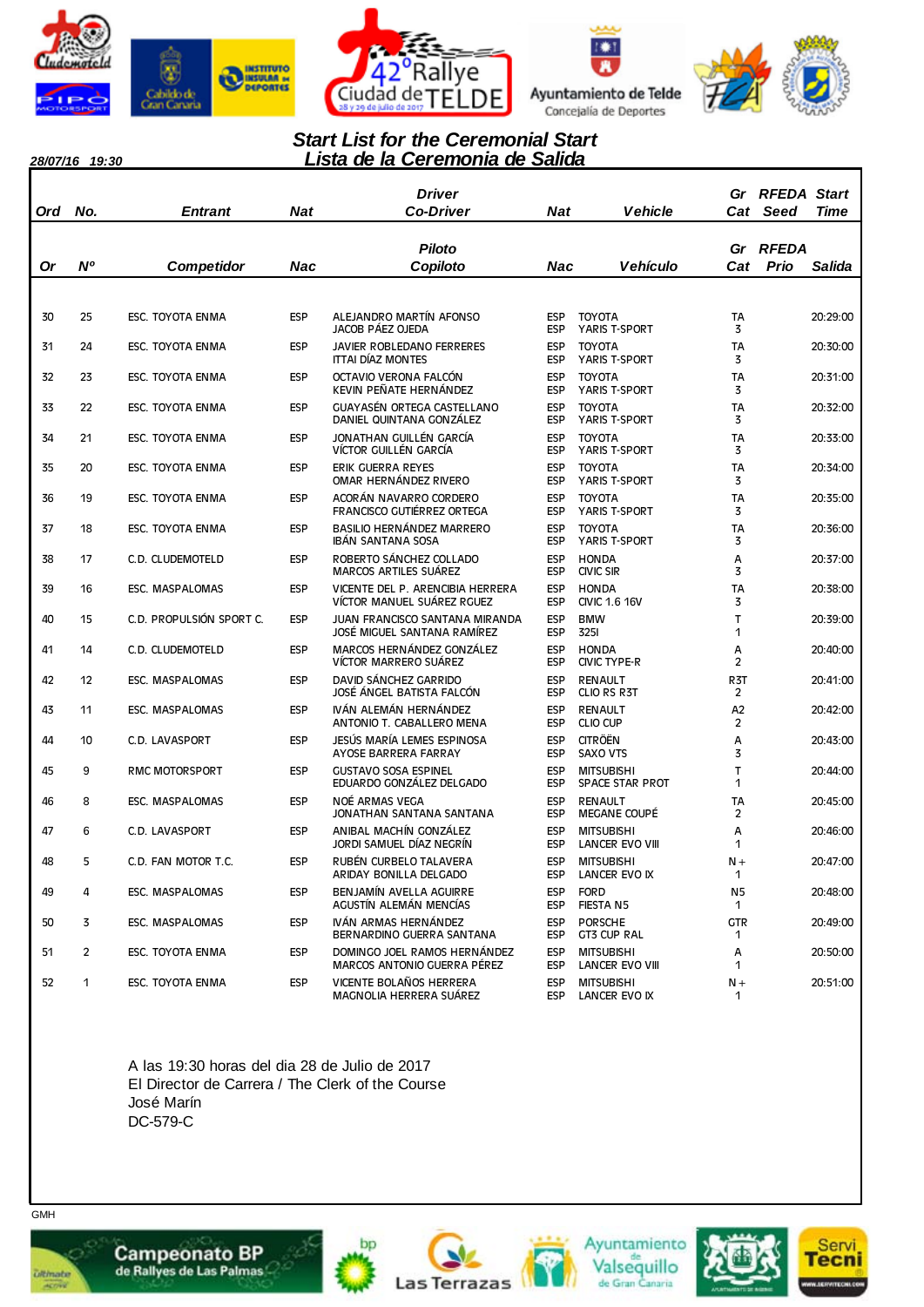28/07/16 19:30

## Start List for the Ceremonial Start
## Lista de la Ceremonia de Salida

| Ord / Or | No. / Nº | Entrant / Competidor | Nat / Nac | Driver / Co-Driver — Piloto / Copiloto | Nat / Nac | Vehicle / Vehículo | Gr Cat | RFEDA Seed / RFEDA Prio | Start Time / Salida |
|---|---|---|---|---|---|---|---|---|---|
| 30 | 25 | ESC. TOYOTA ENMA | ESP | ALEJANDRO MARTÍN AFONSO<br>JACOB PÁEZ OJEDA | ESP<br>ESP | TOYOTA<br>YARIS T-SPORT | TA<br>3 | | 20:29:00 |
| 31 | 24 | ESC. TOYOTA ENMA | ESP | JAVIER ROBLEDANO FERRERES<br>ITTAI DÍAZ MONTES | ESP<br>ESP | TOYOTA<br>YARIS T-SPORT | TA<br>3 | | 20:30:00 |
| 32 | 23 | ESC. TOYOTA ENMA | ESP | OCTAVIO VERONA FALCÓN<br>KEVIN PEÑATE HERNÁNDEZ | ESP<br>ESP | TOYOTA<br>YARIS T-SPORT | TA<br>3 | | 20:31:00 |
| 33 | 22 | ESC. TOYOTA ENMA | ESP | GUAYASÉN ORTEGA CASTELLANO<br>DANIEL QUINTANA GONZÁLEZ | ESP<br>ESP | TOYOTA<br>YARIS T-SPORT | TA<br>3 | | 20:32:00 |
| 34 | 21 | ESC. TOYOTA ENMA | ESP | JONATHAN GUILLÉN GARCÍA<br>VÍCTOR GUILLÉN GARCÍA | ESP<br>ESP | TOYOTA<br>YARIS T-SPORT | TA<br>3 | | 20:33:00 |
| 35 | 20 | ESC. TOYOTA ENMA | ESP | ERIK GUERRA REYES<br>OMAR HERNÁNDEZ RIVERO | ESP<br>ESP | TOYOTA<br>YARIS T-SPORT | TA<br>3 | | 20:34:00 |
| 36 | 19 | ESC. TOYOTA ENMA | ESP | ACORÁN NAVARRO CORDERO<br>FRANCISCO GUTIÉRREZ ORTEGA | ESP<br>ESP | TOYOTA<br>YARIS T-SPORT | TA<br>3 | | 20:35:00 |
| 37 | 18 | ESC. TOYOTA ENMA | ESP | BASILIO HERNÁNDEZ MARRERO<br>IBÁN SANTANA SOSA | ESP<br>ESP | TOYOTA<br>YARIS T-SPORT | TA<br>3 | | 20:36:00 |
| 38 | 17 | C.D. CLUDEMOTELD | ESP | ROBERTO SÁNCHEZ COLLADO<br>MARCOS ARTILES SUÁREZ | ESP<br>ESP | HONDA<br>CIVIC SIR | A<br>3 | | 20:37:00 |
| 39 | 16 | ESC. MASPALOMAS | ESP | VICENTE DEL P. ARENCIBIA HERRERA<br>VÍCTOR MANUEL SUÁREZ RGUEZ | ESP<br>ESP | HONDA<br>CIVIC 1.6 16V | TA<br>3 | | 20:38:00 |
| 40 | 15 | C.D. PROPULSIÓN SPORT C. | ESP | JUAN FRANCISCO SANTANA MIRANDA<br>JOSÉ MIGUEL SANTANA RAMÍREZ | ESP<br>ESP | BMW<br>325I | T<br>1 | | 20:39:00 |
| 41 | 14 | C.D. CLUDEMOTELD | ESP | MARCOS HERNÁNDEZ GONZÁLEZ<br>VÍCTOR MARRERO SUÁREZ | ESP<br>ESP | HONDA<br>CIVIC TYPE-R | A<br>2 | | 20:40:00 |
| 42 | 12 | ESC. MASPALOMAS | ESP | DAVID SÁNCHEZ GARRIDO<br>JOSÉ ÁNGEL BATISTA FALCÓN | ESP<br>ESP | RENAULT<br>CLIO RS R3T | R3T<br>2 | | 20:41:00 |
| 43 | 11 | ESC. MASPALOMAS | ESP | IVÁN ALEMÁN HERNÁNDEZ<br>ANTONIO T. CABALLERO MENA | ESP<br>ESP | RENAULT<br>CLIO CUP | A2<br>2 | | 20:42:00 |
| 44 | 10 | C.D. LAVASPORT | ESP | JESÚS MARÍA LEMES ESPINOSA<br>AYOSE BARRERA FARRAY | ESP<br>ESP | CITRÖEN<br>SAXO VTS | A<br>3 | | 20:43:00 |
| 45 | 9 | RMC MOTORSPORT | ESP | GUSTAVO SOSA ESPINEL<br>EDUARDO GONZÁLEZ DELGADO | ESP<br>ESP | MITSUBISHI<br>SPACE STAR PROT | T<br>1 | | 20:44:00 |
| 46 | 8 | ESC. MASPALOMAS | ESP | NOÉ ARMAS VEGA<br>JONATHAN SANTANA SANTANA | ESP<br>ESP | RENAULT<br>MEGANE COUPÉ | TA<br>2 | | 20:45:00 |
| 47 | 6 | C.D. LAVASPORT | ESP | ANIBAL MACHÍN GONZÁLEZ<br>JORDI SAMUEL DÍAZ NEGRÍN | ESP<br>ESP | MITSUBISHI<br>LANCER EVO VIII | A<br>1 | | 20:46:00 |
| 48 | 5 | C.D. FAN MOTOR T.C. | ESP | RUBÉN CURBELO TALAVERA<br>ARIDAY BONILLA DELGADO | ESP<br>ESP | MITSUBISHI<br>LANCER EVO IX | N+<br>1 | | 20:47:00 |
| 49 | 4 | ESC. MASPALOMAS | ESP | BENJAMÍN AVELLA AGUIRRE<br>AGUSTÍN ALEMÁN MENCÍAS | ESP<br>ESP | FORD<br>FIESTA N5 | N5<br>1 | | 20:48:00 |
| 50 | 3 | ESC. MASPALOMAS | ESP | IVÁN ARMAS HERNÁNDEZ<br>BERNARDINO GUERRA SANTANA | ESP<br>ESP | PORSCHE<br>GT3 CUP RAL | GTR<br>1 | | 20:49:00 |
| 51 | 2 | ESC. TOYOTA ENMA | ESP | DOMINGO JOEL RAMOS HERNÁNDEZ<br>MARCOS ANTONIO GUERRA PÉREZ | ESP<br>ESP | MITSUBISHI<br>LANCER EVO VIII | A<br>1 | | 20:50:00 |
| 52 | 1 | ESC. TOYOTA ENMA | ESP | VICENTE BOLAÑOS HERRERA<br>MAGNOLIA HERRERA SUÁREZ | ESP<br>ESP | MITSUBISHI<br>LANCER EVO IX | N+<br>1 | | 20:51:00 |

A las 19:30 horas del dia 28 de Julio de 2017
El Director de Carrera / The Clerk of the Course
José Marín
DC-579-C

GMH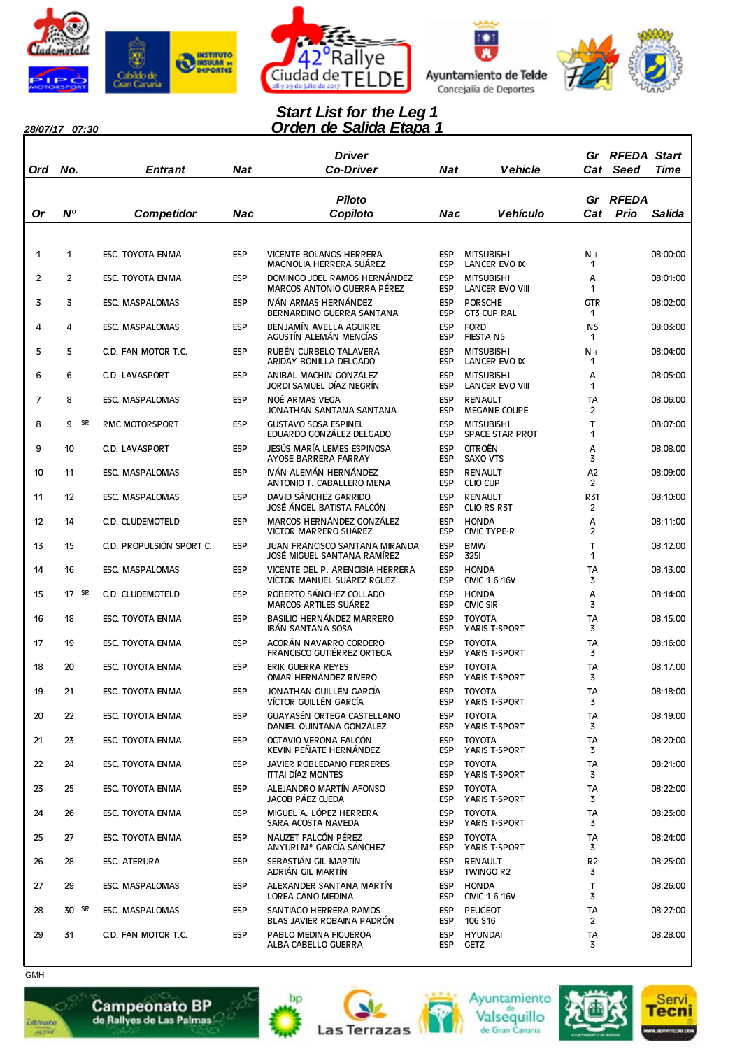28/07/17 07:30

# Start List for the Leg 1
## Orden de Salida Etapa 1

| Ord / Or | No. / Nº | Entrant / Competidor | Nat / Nac | Driver / Co-Driver (Piloto / Copiloto) | Nat / Nac | Vehicle / Vehículo | Gr Cat | RFEDA Seed / Prio | Start Time / Salida |
|---|---|---|---|---|---|---|---|---|---|
| 1 | 1 | ESC. TOYOTA ENMA | ESP | VICENTE BOLAÑOS HERRERA<br>MAGNOLIA HERRERA SUÁREZ | ESP<br>ESP | MITSUBISHI<br>LANCER EVO IX | N +<br>1 | | 08:00:00 |
| 2 | 2 | ESC. TOYOTA ENMA | ESP | DOMINGO JOEL RAMOS HERNÁNDEZ<br>MARCOS ANTONIO GUERRA PÉREZ | ESP<br>ESP | MITSUBISHI<br>LANCER EVO VIII | A<br>1 | | 08:01:00 |
| 3 | 3 | ESC. MASPALOMAS | ESP | IVÁN ARMAS HERNÁNDEZ<br>BERNARDINO GUERRA SANTANA | ESP<br>ESP | PORSCHE<br>GT3 CUP RAL | GTR<br>1 | | 08:02:00 |
| 4 | 4 | ESC. MASPALOMAS | ESP | BENJAMÍN AVELLA AGUIRRE<br>AGUSTÍN ALEMÁN MENCÍAS | ESP<br>ESP | FORD<br>FIESTA N5 | N5<br>1 | | 08:03:00 |
| 5 | 5 | C.D. FAN MOTOR T.C. | ESP | RUBÉN CURBELO TALAVERA<br>ARIDAY BONILLA DELGADO | ESP<br>ESP | MITSUBISHI<br>LANCER EVO IX | N +<br>1 | | 08:04:00 |
| 6 | 6 | C.D. LAVASPORT | ESP | ANIBAL MACHÍN GONZÁLEZ<br>JORDI SAMUEL DÍAZ NEGRÍN | ESP<br>ESP | MITSUBISHI<br>LANCER EVO VIII | A<br>1 | | 08:05:00 |
| 7 | 8 | ESC. MASPALOMAS | ESP | NOÉ ARMAS VEGA<br>JONATHAN SANTANA SANTANA | ESP<br>ESP | RENAULT<br>MEGANE COUPÉ | TA<br>2 | | 08:06:00 |
| 8 | 9 SR | RMC MOTORSPORT | ESP | GUSTAVO SOSA ESPINEL<br>EDUARDO GONZÁLEZ DELGADO | ESP<br>ESP | MITSUBISHI<br>SPACE STAR PROT | T<br>1 | | 08:07:00 |
| 9 | 10 | C.D. LAVASPORT | ESP | JESÚS MARÍA LEMES ESPINOSA<br>AYOSE BARRERA FARRAY | ESP<br>ESP | CITROËN<br>SAXO VTS | A<br>3 | | 08:08:00 |
| 10 | 11 | ESC. MASPALOMAS | ESP | IVÁN ALEMÁN HERNÁNDEZ<br>ANTONIO T. CABALLERO MENA | ESP<br>ESP | RENAULT<br>CLIO CUP | A2<br>2 | | 08:09:00 |
| 11 | 12 | ESC. MASPALOMAS | ESP | DAVID SÁNCHEZ GARRIDO<br>JOSÉ ÁNGEL BATISTA FALCÓN | ESP<br>ESP | RENAULT<br>CLIO RS R3T | R3T<br>2 | | 08:10:00 |
| 12 | 14 | C.D. CLUDEMOTELD | ESP | MARCOS HERNÁNDEZ GONZÁLEZ<br>VÍCTOR MARRERO SUÁREZ | ESP<br>ESP | HONDA<br>CIVIC TYPE-R | A<br>2 | | 08:11:00 |
| 13 | 15 | C.D. PROPULSIÓN SPORT C. | ESP | JUAN FRANCISCO SANTANA MIRANDA<br>JOSÉ MIGUEL SANTANA RAMÍREZ | ESP<br>ESP | BMW<br>325I | T<br>1 | | 08:12:00 |
| 14 | 16 | ESC. MASPALOMAS | ESP | VICENTE DEL P. ARENCIBIA HERRERA<br>VÍCTOR MANUEL SUÁREZ RGUEZ | ESP<br>ESP | HONDA<br>CIVIC 1.6 16V | TA<br>3 | | 08:13:00 |
| 15 | 17 SR | C.D. CLUDEMOTELD | ESP | ROBERTO SÁNCHEZ COLLADO<br>MARCOS ARTILES SUÁREZ | ESP<br>ESP | HONDA<br>CIVIC SIR | A<br>3 | | 08:14:00 |
| 16 | 18 | ESC. TOYOTA ENMA | ESP | BASILIO HERNÁNDEZ MARRERO<br>IBÁN SANTANA SOSA | ESP<br>ESP | TOYOTA<br>YARIS T-SPORT | TA<br>3 | | 08:15:00 |
| 17 | 19 | ESC. TOYOTA ENMA | ESP | ACORÁN NAVARRO CORDERO<br>FRANCISCO GUTIÉRREZ ORTEGA | ESP<br>ESP | TOYOTA<br>YARIS T-SPORT | TA<br>3 | | 08:16:00 |
| 18 | 20 | ESC. TOYOTA ENMA | ESP | ERIK GUERRA REYES<br>OMAR HERNÁNDEZ RIVERO | ESP<br>ESP | TOYOTA<br>YARIS T-SPORT | TA<br>3 | | 08:17:00 |
| 19 | 21 | ESC. TOYOTA ENMA | ESP | JONATHAN GUILLÉN GARCÍA<br>VÍCTOR GUILLÉN GARCÍA | ESP<br>ESP | TOYOTA<br>YARIS T-SPORT | TA<br>3 | | 08:18:00 |
| 20 | 22 | ESC. TOYOTA ENMA | ESP | GUAYASÉN ORTEGA CASTELLANO<br>DANIEL QUINTANA GONZÁLEZ | ESP<br>ESP | TOYOTA<br>YARIS T-SPORT | TA<br>3 | | 08:19:00 |
| 21 | 23 | ESC. TOYOTA ENMA | ESP | OCTAVIO VERONA FALCÓN<br>KEVIN PEÑATE HERNÁNDEZ | ESP<br>ESP | TOYOTA<br>YARIS T-SPORT | TA<br>3 | | 08:20:00 |
| 22 | 24 | ESC. TOYOTA ENMA | ESP | JAVIER ROBLEDANO FERRERES<br>ITTAI DÍAZ MONTES | ESP<br>ESP | TOYOTA<br>YARIS T-SPORT | TA<br>3 | | 08:21:00 |
| 23 | 25 | ESC. TOYOTA ENMA | ESP | ALEJANDRO MARTÍN AFONSO<br>JACOB PÁEZ OJEDA | ESP<br>ESP | TOYOTA<br>YARIS T-SPORT | TA<br>3 | | 08:22:00 |
| 24 | 26 | ESC. TOYOTA ENMA | ESP | MIGUEL A. LÓPEZ HERRERA<br>SARA ACOSTA NAVEDA | ESP<br>ESP | TOYOTA<br>YARIS T-SPORT | TA<br>3 | | 08:23:00 |
| 25 | 27 | ESC. TOYOTA ENMA | ESP | NAUZET FALCÓN PÉREZ<br>ANYURI Mª GARCÍA SÁNCHEZ | ESP<br>ESP | TOYOTA<br>YARIS T-SPORT | TA<br>3 | | 08:24:00 |
| 26 | 28 | ESC. ATERURA | ESP | SEBASTIÁN GIL MARTÍN<br>ADRIÁN GIL MARTÍN | ESP<br>ESP | RENAULT<br>TWINGO R2 | R2<br>3 | | 08:25:00 |
| 27 | 29 | ESC. MASPALOMAS | ESP | ALEXANDER SANTANA MARTÍN<br>LOREA CANO MEDINA | ESP<br>ESP | HONDA<br>CIVIC 1.6 16V | T<br>3 | | 08:26:00 |
| 28 | 30 SR | ESC. MASPALOMAS | ESP | SANTIAGO HERRERA RAMOS<br>BLAS JAVIER ROBAINA PADRÓN | ESP<br>ESP | PEUGEOT<br>106 S16 | TA<br>2 | | 08:27:00 |
| 29 | 31 | C.D. FAN MOTOR T.C. | ESP | PABLO MEDINA FIGUEROA<br>ALBA CABELLO GUERRA | ESP<br>ESP | HYUNDAI<br>GETZ | TA<br>3 | | 08:28:00 |

GMH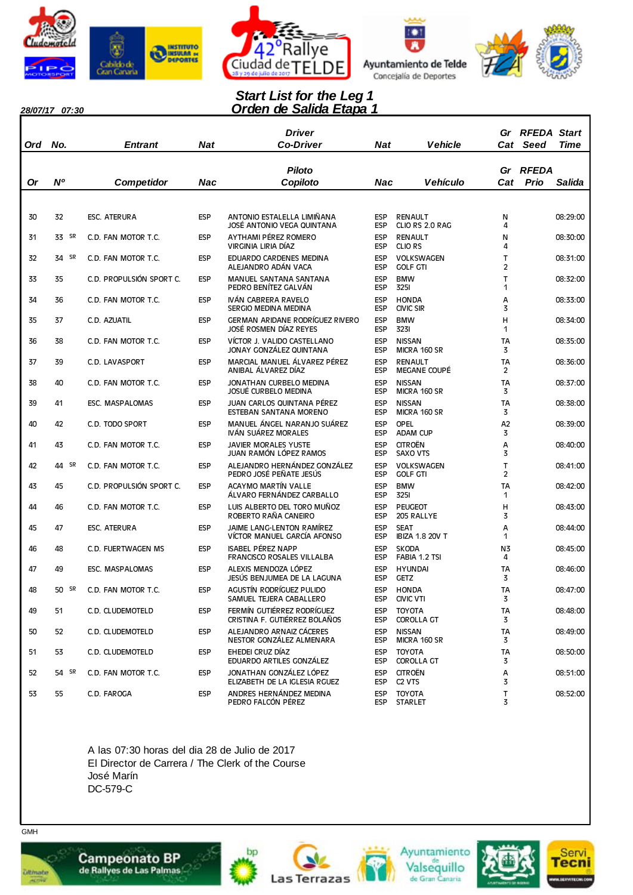28/07/17 07:30

# Start List for the Leg 1
# Orden de Salida Etapa 1

| Ord / Or | No. / Nº | Entrant / Competidor | Nat / Nac | Driver / Piloto – Co-Driver / Copiloto | Nat / Nac | Vehicle / Vehículo | Gr Cat | RFEDA Seed / RFEDA Prio | Start Time / Salida |
|---|---|---|---|---|---|---|---|---|---|
| 30 | 32 | ESC. ATERURA | ESP | ANTONIO ESTALELLA LIMIÑANA<br>JOSÉ ANTONIO VEGA QUINTANA | ESP<br>ESP | RENAULT<br>CLIO RS 2.0 RAG | N<br>4 | | 08:29:00 |
| 31 | 33 SR | C.D. FAN MOTOR T.C. | ESP | AYTHAMI PÉREZ ROMERO<br>VIRGINIA LIRIA DÍAZ | ESP<br>ESP | RENAULT<br>CLIO RS | N<br>4 | | 08:30:00 |
| 32 | 34 SR | C.D. FAN MOTOR T.C. | ESP | EDUARDO CARDENES MEDINA<br>ALEJANDRO ADÁN VACA | ESP<br>ESP | VOLKSWAGEN<br>GOLF GTI | T<br>2 | | 08:31:00 |
| 33 | 35 | C.D. PROPULSIÓN SPORT C. | ESP | MANUEL SANTANA SANTANA<br>PEDRO BENÍTEZ GALVÁN | ESP<br>ESP | BMW<br>325I | T<br>1 | | 08:32:00 |
| 34 | 36 | C.D. FAN MOTOR T.C. | ESP | IVÁN CABRERA RAVELO<br>SERGIO MEDINA MEDINA | ESP<br>ESP | HONDA<br>CIVIC SIR | A<br>3 | | 08:33:00 |
| 35 | 37 | C.D. AZUATIL | ESP | GERMAN ARIDANE RODRÍGUEZ RIVERO<br>JOSÉ ROSMEN DÍAZ REYES | ESP<br>ESP | BMW<br>323I | H<br>1 | | 08:34:00 |
| 36 | 38 | C.D. FAN MOTOR T.C. | ESP | VÍCTOR J. VALIDO CASTELLANO<br>JONAY GONZÁLEZ QUINTANA | ESP<br>ESP | NISSAN<br>MICRA 160 SR | TA<br>3 | | 08:35:00 |
| 37 | 39 | C.D. LAVASPORT | ESP | MARCIAL MANUEL ÁLVAREZ PÉREZ<br>ANIBAL ÁLVAREZ DÍAZ | ESP<br>ESP | RENAULT<br>MEGANE COUPÉ | TA<br>2 | | 08:36:00 |
| 38 | 40 | C.D. FAN MOTOR T.C. | ESP | JONATHAN CURBELO MEDINA<br>JOSUÉ CURBELO MEDINA | ESP<br>ESP | NISSAN<br>MICRA 160 SR | TA<br>3 | | 08:37:00 |
| 39 | 41 | ESC. MASPALOMAS | ESP | JUAN CARLOS QUINTANA PÉREZ<br>ESTEBAN SANTANA MORENO | ESP<br>ESP | NISSAN<br>MICRA 160 SR | TA<br>3 | | 08:38:00 |
| 40 | 42 | C.D. TODO SPORT | ESP | MANUEL ÁNGEL NARANJO SUÁREZ<br>IVÁN SUÁREZ MORALES | ESP<br>ESP | OPEL<br>ADAM CUP | A2<br>3 | | 08:39:00 |
| 41 | 43 | C.D. FAN MOTOR T.C. | ESP | JAVIER MORALES YUSTE<br>JUAN RAMÓN LÓPEZ RAMOS | ESP<br>ESP | CITROËN<br>SAXO VTS | A<br>3 | | 08:40:00 |
| 42 | 44 SR | C.D. FAN MOTOR T.C. | ESP | ALEJANDRO HERNÁNDEZ GONZÁLEZ<br>PEDRO JOSÉ PEÑATE JESÚS | ESP<br>ESP | VOLKSWAGEN<br>GOLF GTI | T<br>2 | | 08:41:00 |
| 43 | 45 | C.D. PROPULSIÓN SPORT C. | ESP | ACAYMO MARTÍN VALLE<br>ÁLVARO FERNÁNDEZ CARBALLO | ESP<br>ESP | BMW<br>325I | TA<br>1 | | 08:42:00 |
| 44 | 46 | C.D. FAN MOTOR T.C. | ESP | LUIS ALBERTO DEL TORO MUÑOZ<br>ROBERTO RAÑA CANEIRO | ESP<br>ESP | PEUGEOT<br>205 RALLYE | H<br>3 | | 08:43:00 |
| 45 | 47 | ESC. ATERURA | ESP | JAIME LANG-LENTON RAMÍREZ<br>VÍCTOR MANUEL GARCÍA AFONSO | ESP<br>ESP | SEAT<br>IBIZA 1.8 20V T | A<br>1 | | 08:44:00 |
| 46 | 48 | C.D. FUERTWAGEN MS | ESP | ISABEL PÉREZ NAPP<br>FRANCISCO ROSALES VILLALBA | ESP<br>ESP | SKODA<br>FABIA 1.2 TSI | N3<br>4 | | 08:45:00 |
| 47 | 49 | ESC. MASPALOMAS | ESP | ALEXIS MENDOZA LÓPEZ<br>JESÚS BENJUMEA DE LA LAGUNA | ESP<br>ESP | HYUNDAI<br>GETZ | TA<br>3 | | 08:46:00 |
| 48 | 50 SR | C.D. FAN MOTOR T.C. | ESP | AGUSTÍN RODRÍGUEZ PULIDO<br>SAMUEL TEJERA CABALLERO | ESP<br>ESP | HONDA<br>CIVIC VTI | TA<br>3 | | 08:47:00 |
| 49 | 51 | C.D. CLUDEMOTELD | ESP | FERMÍN GUTIÉRREZ RODRÍGUEZ<br>CRISTINA F. GUTIÉRREZ BOLAÑOS | ESP<br>ESP | TOYOTA<br>COROLLA GT | TA<br>3 | | 08:48:00 |
| 50 | 52 | C.D. CLUDEMOTELD | ESP | ALEJANDRO ARNAIZ CÁCERES<br>NESTOR GONZÁLEZ ALMENARA | ESP<br>ESP | NISSAN<br>MICRA 160 SR | TA<br>3 | | 08:49:00 |
| 51 | 53 | C.D. CLUDEMOTELD | ESP | EHEDEI CRUZ DÍAZ<br>EDUARDO ARTILES GONZÁLEZ | ESP<br>ESP | TOYOTA<br>COROLLA GT | TA<br>3 | | 08:50:00 |
| 52 | 54 SR | C.D. FAN MOTOR T.C. | ESP | JONATHAN GONZÁLEZ LÓPEZ<br>ELIZABETH DE LA IGLESIA RGUEZ | ESP<br>ESP | CITROËN<br>C2 VTS | A<br>3 | | 08:51:00 |
| 53 | 55 | C.D. FAROGA | ESP | ANDRES HERNÁNDEZ MEDINA<br>PEDRO FALCÓN PÉREZ | ESP<br>ESP | TOYOTA<br>STARLET | T<br>3 | | 08:52:00 |

A las 07:30 horas del dia 28 de Julio de 2017
El Director de Carrera / The Clerk of the Course
José Marín
DC-579-C

GMH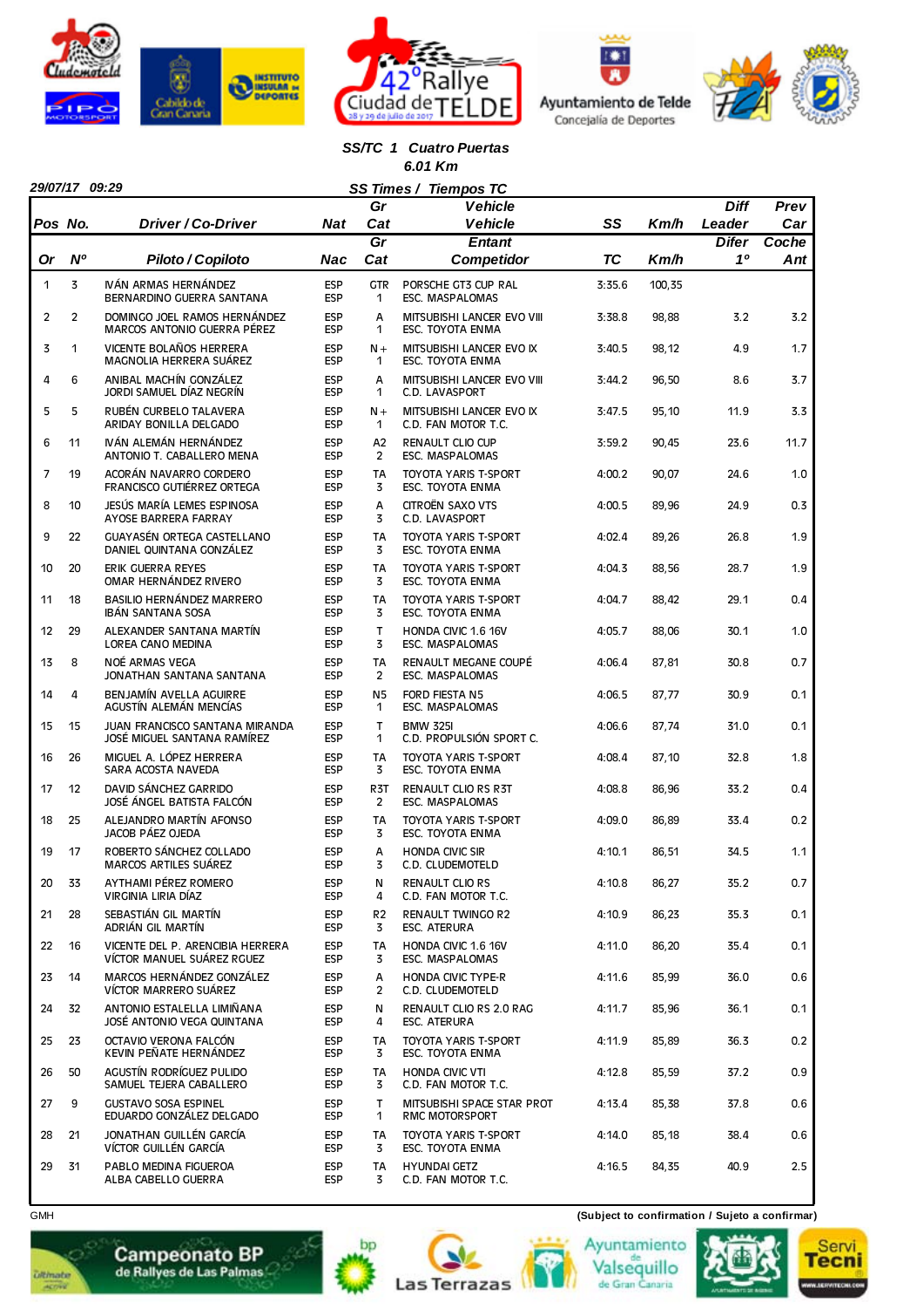### SS/TC 1 Cuatro Puertas

**6.01 Km**

**29/07/17 09:29**

**SS Times / Tiempos TC**

| Pos / Or | No. / Nº | Driver / Co-Driver — Piloto / Copiloto | Nat / Nac | Gr Cat | Vehicle / Entant — Vehículo / Competidor | SS / TC | Km/h | Diff Leader / Difer 1º | Prev Car / Coche Ant |
|---|---|---|---|---|---|---|---|---|---|
| 1 | 3 | IVÁN ARMAS HERNÁNDEZ<br>BERNARDINO GUERRA SANTANA | ESP<br>ESP | GTR<br>1 | PORSCHE GT3 CUP RAL<br>ESC. MASPALOMAS | 3:35.6 | 100,35 | | |
| 2 | 2 | DOMINGO JOEL RAMOS HERNÁNDEZ<br>MARCOS ANTONIO GUERRA PÉREZ | ESP<br>ESP | A<br>1 | MITSUBISHI LANCER EVO VIII<br>ESC. TOYOTA ENMA | 3:38.8 | 98,88 | 3.2 | 3.2 |
| 3 | 1 | VICENTE BOLAÑOS HERRERA<br>MAGNOLIA HERRERA SUÁREZ | ESP<br>ESP | N+<br>1 | MITSUBISHI LANCER EVO IX<br>ESC. TOYOTA ENMA | 3:40.5 | 98,12 | 4.9 | 1.7 |
| 4 | 6 | ANIBAL MACHÍN GONZÁLEZ<br>JORDI SAMUEL DÍAZ NEGRÍN | ESP<br>ESP | A<br>1 | MITSUBISHI LANCER EVO VIII<br>C.D. LAVASPORT | 3:44.2 | 96,50 | 8.6 | 3.7 |
| 5 | 5 | RUBÉN CURBELO TALAVERA<br>ARIDAY BONILLA DELGADO | ESP<br>ESP | N+<br>1 | MITSUBISHI LANCER EVO IX<br>C.D. FAN MOTOR T.C. | 3:47.5 | 95,10 | 11.9 | 3.3 |
| 6 | 11 | IVÁN ALEMÁN HERNÁNDEZ<br>ANTONIO T. CABALLERO MENA | ESP<br>ESP | A2<br>2 | RENAULT CLIO CUP<br>ESC. MASPALOMAS | 3:59.2 | 90,45 | 23.6 | 11.7 |
| 7 | 19 | ACORÁN NAVARRO CORDERO<br>FRANCISCO GUTIÉRREZ ORTEGA | ESP<br>ESP | TA<br>3 | TOYOTA YARIS T-SPORT<br>ESC. TOYOTA ENMA | 4:00.2 | 90,07 | 24.6 | 1.0 |
| 8 | 10 | JESÚS MARÍA LEMES ESPINOSA<br>AYOSE BARRERA FARRAY | ESP<br>ESP | A<br>3 | CITROËN SAXO VTS<br>C.D. LAVASPORT | 4:00.5 | 89,96 | 24.9 | 0.3 |
| 9 | 22 | GUAYASÉN ORTEGA CASTELLANO<br>DANIEL QUINTANA GONZÁLEZ | ESP<br>ESP | TA<br>3 | TOYOTA YARIS T-SPORT<br>ESC. TOYOTA ENMA | 4:02.4 | 89,26 | 26.8 | 1.9 |
| 10 | 20 | ERIK GUERRA REYES<br>OMAR HERNÁNDEZ RIVERO | ESP<br>ESP | TA<br>3 | TOYOTA YARIS T-SPORT<br>ESC. TOYOTA ENMA | 4:04.3 | 88,56 | 28.7 | 1.9 |
| 11 | 18 | BASILIO HERNÁNDEZ MARRERO<br>IBÁN SANTANA SOSA | ESP<br>ESP | TA<br>3 | TOYOTA YARIS T-SPORT<br>ESC. TOYOTA ENMA | 4:04.7 | 88,42 | 29.1 | 0.4 |
| 12 | 29 | ALEXANDER SANTANA MARTÍN<br>LOREA CANO MEDINA | ESP<br>ESP | T<br>3 | HONDA CIVIC 1.6 16V<br>ESC. MASPALOMAS | 4:05.7 | 88,06 | 30.1 | 1.0 |
| 13 | 8 | NOÉ ARMAS VEGA<br>JONATHAN SANTANA SANTANA | ESP<br>ESP | TA<br>2 | RENAULT MEGANE COUPÉ<br>ESC. MASPALOMAS | 4:06.4 | 87,81 | 30.8 | 0.7 |
| 14 | 4 | BENJAMÍN AVELLA AGUIRRE<br>AGUSTÍN ALEMÁN MENCÍAS | ESP<br>ESP | N5<br>1 | FORD FIESTA N5<br>ESC. MASPALOMAS | 4:06.5 | 87,77 | 30.9 | 0.1 |
| 15 | 15 | JUAN FRANCISCO SANTANA MIRANDA<br>JOSÉ MIGUEL SANTANA RAMÍREZ | ESP<br>ESP | T<br>1 | BMW 325I<br>C.D. PROPULSIÓN SPORT C. | 4:06.6 | 87,74 | 31.0 | 0.1 |
| 16 | 26 | MIGUEL A. LÓPEZ HERRERA<br>SARA ACOSTA NAVEDA | ESP<br>ESP | TA<br>3 | TOYOTA YARIS T-SPORT<br>ESC. TOYOTA ENMA | 4:08.4 | 87,10 | 32.8 | 1.8 |
| 17 | 12 | DAVID SÁNCHEZ GARRIDO<br>JOSÉ ÁNGEL BATISTA FALCÓN | ESP<br>ESP | R3T<br>2 | RENAULT CLIO RS R3T<br>ESC. MASPALOMAS | 4:08.8 | 86,96 | 33.2 | 0.4 |
| 18 | 25 | ALEJANDRO MARTÍN AFONSO<br>JACOB PÁEZ OJEDA | ESP<br>ESP | TA<br>3 | TOYOTA YARIS T-SPORT<br>ESC. TOYOTA ENMA | 4:09.0 | 86,89 | 33.4 | 0.2 |
| 19 | 17 | ROBERTO SÁNCHEZ COLLADO<br>MARCOS ARTILES SUÁREZ | ESP<br>ESP | A<br>3 | HONDA CIVIC SIR<br>C.D. CLUDEMOTELD | 4:10.1 | 86,51 | 34.5 | 1.1 |
| 20 | 33 | AYTHAMI PÉREZ ROMERO<br>VIRGINIA LIRIA DÍAZ | ESP<br>ESP | N<br>4 | RENAULT CLIO RS<br>C.D. FAN MOTOR T.C. | 4:10.8 | 86,27 | 35.2 | 0.7 |
| 21 | 28 | SEBASTIÁN GIL MARTÍN<br>ADRIÁN GIL MARTÍN | ESP<br>ESP | R2<br>3 | RENAULT TWINGO R2<br>ESC. ATERURA | 4:10.9 | 86,23 | 35.3 | 0.1 |
| 22 | 16 | VICENTE DEL P. ARENCIBIA HERRERA<br>VÍCTOR MANUEL SUÁREZ RGUEZ | ESP<br>ESP | TA<br>3 | HONDA CIVIC 1.6 16V<br>ESC. MASPALOMAS | 4:11.0 | 86,20 | 35.4 | 0.1 |
| 23 | 14 | MARCOS HERNÁNDEZ GONZÁLEZ<br>VÍCTOR MARRERO SUÁREZ | ESP<br>ESP | A<br>2 | HONDA CIVIC TYPE-R<br>C.D. CLUDEMOTELD | 4:11.6 | 85,99 | 36.0 | 0.6 |
| 24 | 32 | ANTONIO ESTALELLA LIMIÑANA<br>JOSÉ ANTONIO VEGA QUINTANA | ESP<br>ESP | N<br>4 | RENAULT CLIO RS 2.0 RAG<br>ESC. ATERURA | 4:11.7 | 85,96 | 36.1 | 0.1 |
| 25 | 23 | OCTAVIO VERONA FALCÓN<br>KEVIN PEÑATE HERNÁNDEZ | ESP<br>ESP | TA<br>3 | TOYOTA YARIS T-SPORT<br>ESC. TOYOTA ENMA | 4:11.9 | 85,89 | 36.3 | 0.2 |
| 26 | 50 | AGUSTÍN RODRÍGUEZ PULIDO<br>SAMUEL TEJERA CABALLERO | ESP<br>ESP | TA<br>3 | HONDA CIVIC VTI<br>C.D. FAN MOTOR T.C. | 4:12.8 | 85,59 | 37.2 | 0.9 |
| 27 | 9 | GUSTAVO SOSA ESPINEL<br>EDUARDO GONZÁLEZ DELGADO | ESP<br>ESP | T<br>1 | MITSUBISHI SPACE STAR PROT<br>RMC MOTORSPORT | 4:13.4 | 85,38 | 37.8 | 0.6 |
| 28 | 21 | JONATHAN GUILLÉN GARCÍA<br>VÍCTOR GUILLÉN GARCÍA | ESP<br>ESP | TA<br>3 | TOYOTA YARIS T-SPORT<br>ESC. TOYOTA ENMA | 4:14.0 | 85,18 | 38.4 | 0.6 |
| 29 | 31 | PABLO MEDINA FIGUEROA<br>ALBA CABELLO GUERRA | ESP<br>ESP | TA<br>3 | HYUNDAI GETZ<br>C.D. FAN MOTOR T.C. | 4:16.5 | 84,35 | 40.9 | 2.5 |

GMH

**(Subject to confirmation / Sujeto a confirmar)**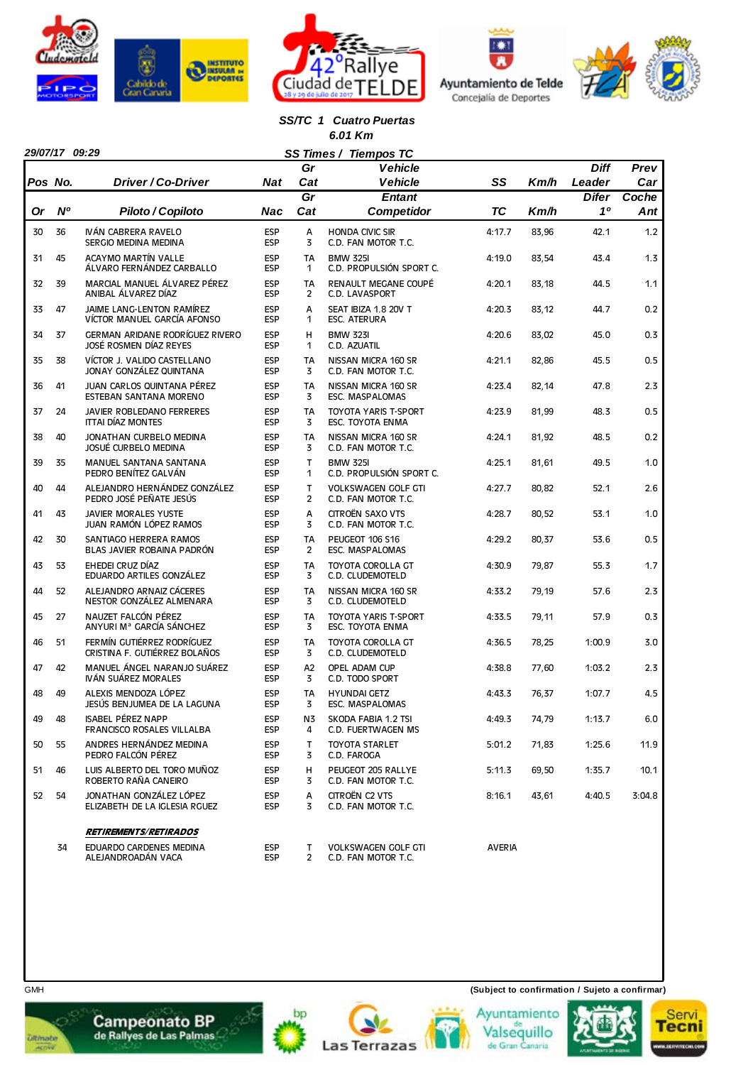### SS/TC 1 Cuatro Puertas
### 6.01 Km

**29/07/17 09:29** — **SS Times / Tiempos TC**

| Pos / Or | No. / Nº | Driver / Co-Driver (Piloto / Copiloto) | Nat / Nac | Gr Cat | Vehicle / Entant (Vehículo / Competidor) | SS / TC | Km/h | Diff Leader / Difer 1º | Prev Car / Coche Ant |
|---|---|---|---|---|---|---|---|---|---|
| 30 | 36 | IVÁN CABRERA RAVELO<br>SERGIO MEDINA MEDINA | ESP<br>ESP | A<br>3 | HONDA CIVIC SIR<br>C.D. FAN MOTOR T.C. | 4:17.7 | 83,96 | 42.1 | 1.2 |
| 31 | 45 | ACAYMO MARTÍN VALLE<br>ÁLVARO FERNÁNDEZ CARBALLO | ESP<br>ESP | TA<br>1 | BMW 325I<br>C.D. PROPULSIÓN SPORT C. | 4:19.0 | 83,54 | 43.4 | 1.3 |
| 32 | 39 | MARCIAL MANUEL ÁLVAREZ PÉREZ<br>ANIBAL ÁLVAREZ DÍAZ | ESP<br>ESP | TA<br>2 | RENAULT MEGANE COUPÉ<br>C.D. LAVASPORT | 4:20.1 | 83,18 | 44.5 | 1.1 |
| 33 | 47 | JAIME LANG-LENTON RAMÍREZ<br>VÍCTOR MANUEL GARCÍA AFONSO | ESP<br>ESP | A<br>1 | SEAT IBIZA 1.8 20V T<br>ESC. ATERURA | 4:20.3 | 83,12 | 44.7 | 0.2 |
| 34 | 37 | GERMAN ARIDANE RODRÍGUEZ RIVERO<br>JOSÉ ROSMEN DÍAZ REYES | ESP<br>ESP | H<br>1 | BMW 323I<br>C.D. AZUATIL | 4:20.6 | 83,02 | 45.0 | 0.3 |
| 35 | 38 | VÍCTOR J. VALIDO CASTELLANO<br>JONAY GONZÁLEZ QUINTANA | ESP<br>ESP | TA<br>3 | NISSAN MICRA 160 SR<br>C.D. FAN MOTOR T.C. | 4:21.1 | 82,86 | 45.5 | 0.5 |
| 36 | 41 | JUAN CARLOS QUINTANA PÉREZ<br>ESTEBAN SANTANA MORENO | ESP<br>ESP | TA<br>3 | NISSAN MICRA 160 SR<br>ESC. MASPALOMAS | 4:23.4 | 82,14 | 47.8 | 2.3 |
| 37 | 24 | JAVIER ROBLEDANO FERRERES<br>ITTAI DÍAZ MONTES | ESP<br>ESP | TA<br>3 | TOYOTA YARIS T-SPORT<br>ESC. TOYOTA ENMA | 4:23.9 | 81,99 | 48.3 | 0.5 |
| 38 | 40 | JONATHAN CURBELO MEDINA<br>JOSUÉ CURBELO MEDINA | ESP<br>ESP | TA<br>3 | NISSAN MICRA 160 SR<br>C.D. FAN MOTOR T.C. | 4:24.1 | 81,92 | 48.5 | 0.2 |
| 39 | 35 | MANUEL SANTANA SANTANA<br>PEDRO BENÍTEZ GALVÁN | ESP<br>ESP | T<br>1 | BMW 325I<br>C.D. PROPULSIÓN SPORT C. | 4:25.1 | 81,61 | 49.5 | 1.0 |
| 40 | 44 | ALEJANDRO HERNÁNDEZ GONZÁLEZ<br>PEDRO JOSÉ PEÑATE JESÚS | ESP<br>ESP | T<br>2 | VOLKSWAGEN GOLF GTI<br>C.D. FAN MOTOR T.C. | 4:27.7 | 80,82 | 52.1 | 2.6 |
| 41 | 43 | JAVIER MORALES YUSTE<br>JUAN RAMÓN LÓPEZ RAMOS | ESP<br>ESP | A<br>3 | CITROËN SAXO VTS<br>C.D. FAN MOTOR T.C. | 4:28.7 | 80,52 | 53.1 | 1.0 |
| 42 | 30 | SANTIAGO HERRERA RAMOS<br>BLAS JAVIER ROBAINA PADRÓN | ESP<br>ESP | TA<br>2 | PEUGEOT 106 S16<br>ESC. MASPALOMAS | 4:29.2 | 80,37 | 53.6 | 0.5 |
| 43 | 53 | EHEDEI CRUZ DÍAZ<br>EDUARDO ARTILES GONZÁLEZ | ESP<br>ESP | TA<br>3 | TOYOTA COROLLA GT<br>C.D. CLUDEMOTELD | 4:30.9 | 79,87 | 55.3 | 1.7 |
| 44 | 52 | ALEJANDRO ARNAIZ CÁCERES<br>NESTOR GONZÁLEZ ALMENARA | ESP<br>ESP | TA<br>3 | NISSAN MICRA 160 SR<br>C.D. CLUDEMOTELD | 4:33.2 | 79,19 | 57.6 | 2.3 |
| 45 | 27 | NAUZET FALCÓN PÉREZ<br>ANYURI Mª GARCÍA SÁNCHEZ | ESP<br>ESP | TA<br>3 | TOYOTA YARIS T-SPORT<br>ESC. TOYOTA ENMA | 4:33.5 | 79,11 | 57.9 | 0.3 |
| 46 | 51 | FERMÍN GUTIÉRREZ RODRÍGUEZ<br>CRISTINA F. GUTIÉRREZ BOLAÑOS | ESP<br>ESP | TA<br>3 | TOYOTA COROLLA GT<br>C.D. CLUDEMOTELD | 4:36.5 | 78,25 | 1:00.9 | 3.0 |
| 47 | 42 | MANUEL ÁNGEL NARANJO SUÁREZ<br>IVÁN SUÁREZ MORALES | ESP<br>ESP | A2<br>3 | OPEL ADAM CUP<br>C.D. TODO SPORT | 4:38.8 | 77,60 | 1:03.2 | 2.3 |
| 48 | 49 | ALEXIS MENDOZA LÓPEZ<br>JESÚS BENJUMEA DE LA LAGUNA | ESP<br>ESP | TA<br>3 | HYUNDAI GETZ<br>ESC. MASPALOMAS | 4:43.3 | 76,37 | 1:07.7 | 4.5 |
| 49 | 48 | ISABEL PÉREZ NAPP<br>FRANCISCO ROSALES VILLALBA | ESP<br>ESP | N3<br>4 | SKODA FABIA 1.2 TSI<br>C.D. FUERTWAGEN MS | 4:49.3 | 74,79 | 1:13.7 | 6.0 |
| 50 | 55 | ANDRES HERNÁNDEZ MEDINA<br>PEDRO FALCÓN PÉREZ | ESP<br>ESP | T<br>3 | TOYOTA STARLET<br>C.D. FAROGA | 5:01.2 | 71,83 | 1:25.6 | 11.9 |
| 51 | 46 | LUIS ALBERTO DEL TORO MUÑOZ<br>ROBERTO RAÑA CANEIRO | ESP<br>ESP | H<br>3 | PEUGEOT 205 RALLYE<br>C.D. FAN MOTOR T.C. | 5:11.3 | 69,50 | 1:35.7 | 10.1 |
| 52 | 54 | JONATHAN GONZÁLEZ LÓPEZ<br>ELIZABETH DE LA IGLESIA RGUEZ | ESP<br>ESP | A<br>3 | CITROËN C2 VTS<br>C.D. FAN MOTOR T.C. | 8:16.1 | 43,61 | 4:40.5 | 3:04.8 |

***RETIREMENTS/RETIRADOS***

| No. | Driver / Co-Driver | Nat | Gr Cat | Vehicle / Entant | SS |
|---|---|---|---|---|---|
| 34 | EDUARDO CARDENES MEDINA<br>ALEJANDRODAN VACA | ESP<br>ESP | T<br>2 | VOLKSWAGEN GOLF GTI<br>C.D. FAN MOTOR T.C. | AVERIA |

GMH

**(Subject to confirmation / Sujeto a confirmar)**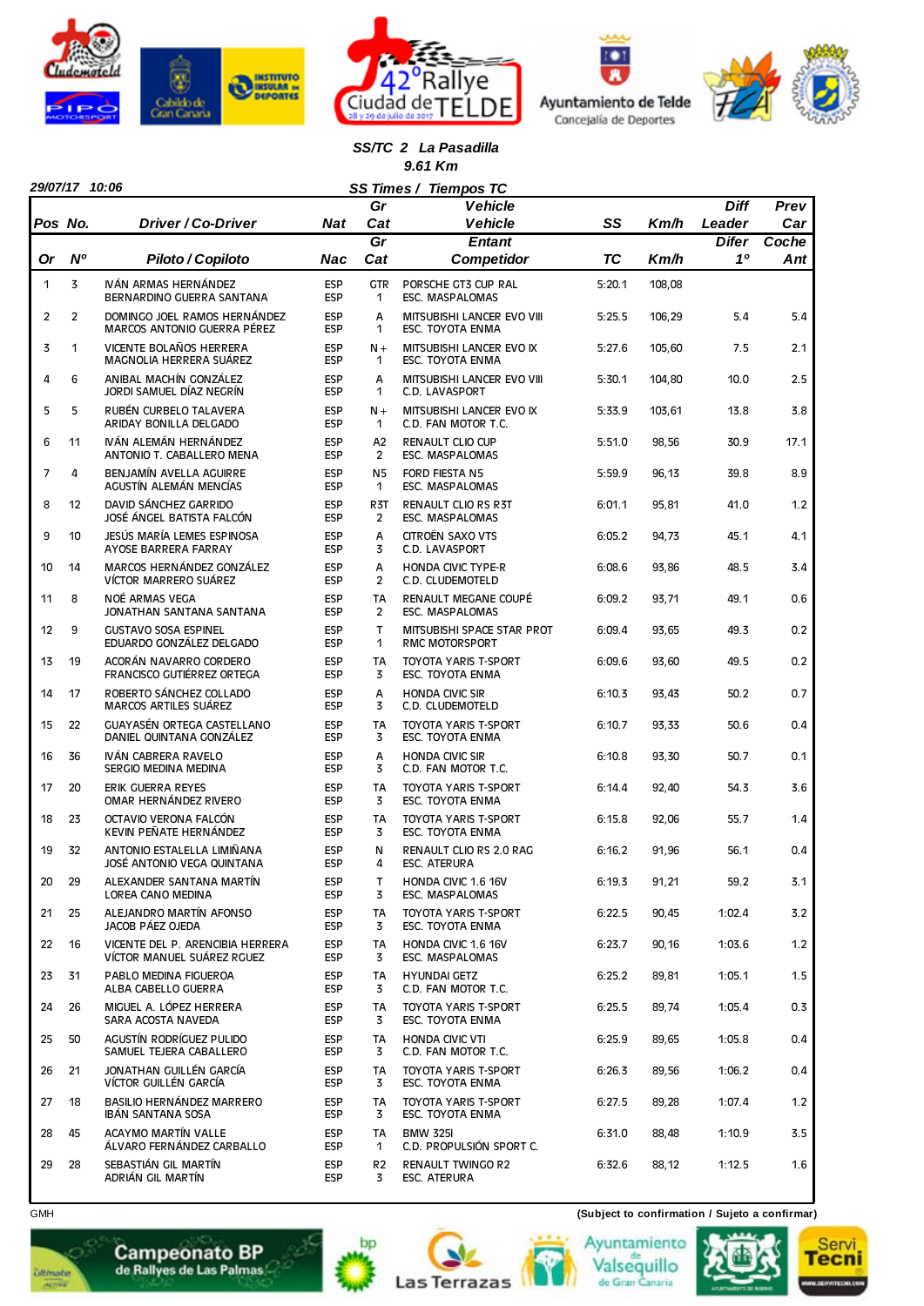## SS/TC 2 La Pasadilla

**9.61 Km**

29/07/17 10:06

**SS Times / Tiempos TC**

| Pos / Or | No. / Nº | Driver / Co-Driver (Piloto / Copiloto) | Nat / Nac | Gr Cat | Vehicle / Entrant (Vehículo / Competidor) | SS / TC | Km/h | Diff Leader / Difer 1º | Prev Car / Coche Ant |
|---|---|---|---|---|---|---|---|---|---|
| 1 | 3 | IVÁN ARMAS HERNÁNDEZ<br>BERNARDINO GUERRA SANTANA | ESP<br>ESP | GTR<br>1 | PORSCHE GT3 CUP RAL<br>ESC. MASPALOMAS | 5:20.1 | 108,08 | | |
| 2 | 2 | DOMINGO JOEL RAMOS HERNÁNDEZ<br>MARCOS ANTONIO GUERRA PÉREZ | ESP<br>ESP | A<br>1 | MITSUBISHI LANCER EVO VIII<br>ESC. TOYOTA ENMA | 5:25.5 | 106,29 | 5.4 | 5.4 |
| 3 | 1 | VICENTE BOLAÑOS HERRERA<br>MAGNOLIA HERRERA SUÁREZ | ESP<br>ESP | N+<br>1 | MITSUBISHI LANCER EVO IX<br>ESC. TOYOTA ENMA | 5:27.6 | 105,60 | 7.5 | 2.1 |
| 4 | 6 | ANIBAL MACHÍN GONZÁLEZ<br>JORDI SAMUEL DÍAZ NEGRÍN | ESP<br>ESP | A<br>1 | MITSUBISHI LANCER EVO VIII<br>C.D. LAVASPORT | 5:30.1 | 104,80 | 10.0 | 2.5 |
| 5 | 5 | RUBÉN CURBELO TALAVERA<br>ARIDAY BONILLA DELGADO | ESP<br>ESP | N+<br>1 | MITSUBISHI LANCER EVO IX<br>C.D. FAN MOTOR T.C. | 5:33.9 | 103,61 | 13.8 | 3.8 |
| 6 | 11 | IVÁN ALEMÁN HERNÁNDEZ<br>ANTONIO T. CABALLERO MENA | ESP<br>ESP | A2<br>2 | RENAULT CLIO CUP<br>ESC. MASPALOMAS | 5:51.0 | 98,56 | 30.9 | 17.1 |
| 7 | 4 | BENJAMÍN AVELLA AGUIRRE<br>AGUSTÍN ALEMÁN MENCÍAS | ESP<br>ESP | N5<br>1 | FORD FIESTA N5<br>ESC. MASPALOMAS | 5:59.9 | 96,13 | 39.8 | 8.9 |
| 8 | 12 | DAVID SÁNCHEZ GARRIDO<br>JOSÉ ÁNGEL BATISTA FALCÓN | ESP<br>ESP | R3T<br>2 | RENAULT CLIO RS R3T<br>ESC. MASPALOMAS | 6:01.1 | 95,81 | 41.0 | 1.2 |
| 9 | 10 | JESÚS MARÍA LEMES ESPINOSA<br>AYOSE BARRERA FARRAY | ESP<br>ESP | A<br>3 | CITROËN SAXO VTS<br>C.D. LAVASPORT | 6:05.2 | 94,73 | 45.1 | 4.1 |
| 10 | 14 | MARCOS HERNÁNDEZ GONZÁLEZ<br>VÍCTOR MARRERO SUÁREZ | ESP<br>ESP | A<br>2 | HONDA CIVIC TYPE-R<br>C.D. CLUDEMOTELD | 6:08.6 | 93,86 | 48.5 | 3.4 |
| 11 | 8 | NOÉ ARMAS VEGA<br>JONATHAN SANTANA SANTANA | ESP<br>ESP | TA<br>2 | RENAULT MEGANE COUPÉ<br>ESC. MASPALOMAS | 6:09.2 | 93,71 | 49.1 | 0.6 |
| 12 | 9 | GUSTAVO SOSA ESPINEL<br>EDUARDO GONZÁLEZ DELGADO | ESP<br>ESP | T<br>1 | MITSUBISHI SPACE STAR PROT<br>RMC MOTORSPORT | 6:09.4 | 93,65 | 49.3 | 0.2 |
| 13 | 19 | ACORÁN NAVARRO CORDERO<br>FRANCISCO GUTIÉRREZ ORTEGA | ESP<br>ESP | TA<br>3 | TOYOTA YARIS T-SPORT<br>ESC. TOYOTA ENMA | 6:09.6 | 93,60 | 49.5 | 0.2 |
| 14 | 17 | ROBERTO SÁNCHEZ COLLADO<br>MARCOS ARTILES SUÁREZ | ESP<br>ESP | A<br>3 | HONDA CIVIC SIR<br>C.D. CLUDEMOTELD | 6:10.3 | 93,43 | 50.2 | 0.7 |
| 15 | 22 | GUAYASÉN ORTEGA CASTELLANO<br>DANIEL QUINTANA GONZÁLEZ | ESP<br>ESP | TA<br>3 | TOYOTA YARIS T-SPORT<br>ESC. TOYOTA ENMA | 6:10.7 | 93,33 | 50.6 | 0.4 |
| 16 | 36 | IVÁN CABRERA RAVELO<br>SERGIO MEDINA MEDINA | ESP<br>ESP | A<br>3 | HONDA CIVIC SIR<br>C.D. FAN MOTOR T.C. | 6:10.8 | 93,30 | 50.7 | 0.1 |
| 17 | 20 | ERIK GUERRA REYES<br>OMAR HERNÁNDEZ RIVERO | ESP<br>ESP | TA<br>3 | TOYOTA YARIS T-SPORT<br>ESC. TOYOTA ENMA | 6:14.4 | 92,40 | 54.3 | 3.6 |
| 18 | 23 | OCTAVIO VERONA FALCÓN<br>KEVIN PEÑATE HERNÁNDEZ | ESP<br>ESP | TA<br>3 | TOYOTA YARIS T-SPORT<br>ESC. TOYOTA ENMA | 6:15.8 | 92,06 | 55.7 | 1.4 |
| 19 | 32 | ANTONIO ESTALELLA LIMIÑANA<br>JOSÉ ANTONIO VEGA QUINTANA | ESP<br>ESP | N<br>4 | RENAULT CLIO RS 2.0 RAG<br>ESC. ATERURA | 6:16.2 | 91,96 | 56.1 | 0.4 |
| 20 | 29 | ALEXANDER SANTANA MARTÍN<br>LOREA CANO MEDINA | ESP<br>ESP | T<br>3 | HONDA CIVIC 1.6 16V<br>ESC. MASPALOMAS | 6:19.3 | 91,21 | 59.2 | 3.1 |
| 21 | 25 | ALEJANDRO MARTÍN AFONSO<br>JACOB PÁEZ OJEDA | ESP<br>ESP | TA<br>3 | TOYOTA YARIS T-SPORT<br>ESC. TOYOTA ENMA | 6:22.5 | 90,45 | 1:02.4 | 3.2 |
| 22 | 16 | VICENTE DEL P. ARENCIBIA HERRERA<br>VÍCTOR MANUEL SUÁREZ RGUEZ | ESP<br>ESP | TA<br>3 | HONDA CIVIC 1.6 16V<br>ESC. MASPALOMAS | 6:23.7 | 90,16 | 1:03.6 | 1.2 |
| 23 | 31 | PABLO MEDINA FIGUEROA<br>ALBA CABELLO GUERRA | ESP<br>ESP | TA<br>3 | HYUNDAI GETZ<br>C.D. FAN MOTOR T.C. | 6:25.2 | 89,81 | 1:05.1 | 1.5 |
| 24 | 26 | MIGUEL A. LÓPEZ HERRERA<br>SARA ACOSTA NAVEDA | ESP<br>ESP | TA<br>3 | TOYOTA YARIS T-SPORT<br>ESC. TOYOTA ENMA | 6:25.5 | 89,74 | 1:05.4 | 0.3 |
| 25 | 50 | AGUSTÍN RODRÍGUEZ PULIDO<br>SAMUEL TEJERA CABALLERO | ESP<br>ESP | TA<br>3 | HONDA CIVIC VTI<br>C.D. FAN MOTOR T.C. | 6:25.9 | 89,65 | 1:05.8 | 0.4 |
| 26 | 21 | JONATHAN GUILLÉN GARCÍA<br>VÍCTOR GUILLÉN GARCÍA | ESP<br>ESP | TA<br>3 | TOYOTA YARIS T-SPORT<br>ESC. TOYOTA ENMA | 6:26.3 | 89,56 | 1:06.2 | 0.4 |
| 27 | 18 | BASILIO HERNÁNDEZ MARRERO<br>IBÁN SANTANA SOSA | ESP<br>ESP | TA<br>3 | TOYOTA YARIS T-SPORT<br>ESC. TOYOTA ENMA | 6:27.5 | 89,28 | 1:07.4 | 1.2 |
| 28 | 45 | ACAYMO MARTÍN VALLE<br>ÁLVARO FERNÁNDEZ CARBALLO | ESP<br>ESP | TA<br>1 | BMW 325I<br>C.D. PROPULSIÓN SPORT C. | 6:31.0 | 88,48 | 1:10.9 | 3.5 |
| 29 | 28 | SEBASTIÁN GIL MARTÍN<br>ADRIÁN GIL MARTÍN | ESP<br>ESP | R2<br>3 | RENAULT TWINGO R2<br>ESC. ATERURA | 6:32.6 | 88,12 | 1:12.5 | 1.6 |

GMH

(Subject to confirmation / Sujeto a confirmar)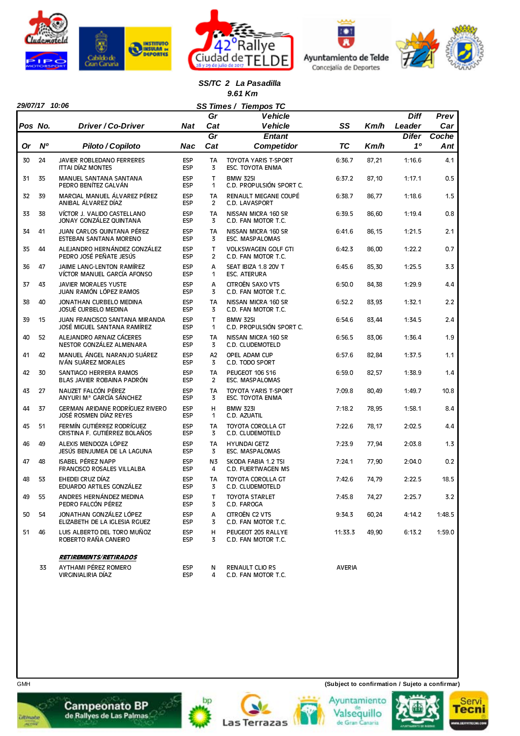42º Rallye Ciudad de TELDE

28 y 29 de julio de 2017

## SS/TC 2 La Pasadilla

**9.61 Km**

**29/07/17 10:06**

**SS Times / Tiempos TC**

| Pos / Or | No. / Nº | Driver / Co-Driver — Piloto / Copiloto | Nat / Nac | Gr Cat | Vehicle / Entant — Vehículo / Competidor | SS / TC | Km/h | Diff Leader / Difer 1º | Prev Car / Coche Ant |
|---|---|---|---|---|---|---|---|---|---|
| 30 | 24 | JAVIER ROBLEDANO FERRERES<br>ITTAI DÍAZ MONTES | ESP<br>ESP | TA<br>3 | TOYOTA YARIS T-SPORT<br>ESC. TOYOTA ENMA | 6:36.7 | 87,21 | 1:16.6 | 4.1 |
| 31 | 35 | MANUEL SANTANA SANTANA<br>PEDRO BENÍTEZ GALVÁN | ESP<br>ESP | T<br>1 | BMW 325I<br>C.D. PROPULSIÓN SPORT C. | 6:37.2 | 87,10 | 1:17.1 | 0.5 |
| 32 | 39 | MARCIAL MANUEL ÁLVAREZ PÉREZ<br>ANIBAL ÁLVAREZ DÍAZ | ESP<br>ESP | TA<br>2 | RENAULT MEGANE COUPÉ<br>C.D. LAVASPORT | 6:38.7 | 86,77 | 1:18.6 | 1.5 |
| 33 | 38 | VÍCTOR J. VALIDO CASTELLANO<br>JONAY GONZÁLEZ QUINTANA | ESP<br>ESP | TA<br>3 | NISSAN MICRA 160 SR<br>C.D. FAN MOTOR T.C. | 6:39.5 | 86,60 | 1:19.4 | 0.8 |
| 34 | 41 | JUAN CARLOS QUINTANA PÉREZ<br>ESTEBAN SANTANA MORENO | ESP<br>ESP | TA<br>3 | NISSAN MICRA 160 SR<br>ESC. MASPALOMAS | 6:41.6 | 86,15 | 1:21.5 | 2.1 |
| 35 | 44 | ALEJANDRO HERNÁNDEZ GONZÁLEZ<br>PEDRO JOSÉ PEÑATE JESÚS | ESP<br>ESP | T<br>2 | VOLKSWAGEN GOLF GTI<br>C.D. FAN MOTOR T.C. | 6:42.3 | 86,00 | 1:22.2 | 0.7 |
| 36 | 47 | JAIME LANG-LENTON RAMÍREZ<br>VÍCTOR MANUEL GARCÍA AFONSO | ESP<br>ESP | A<br>1 | SEAT IBIZA 1.8 20V T<br>ESC. ATERURA | 6:45.6 | 85,30 | 1:25.5 | 3.3 |
| 37 | 43 | JAVIER MORALES YUSTE<br>JUAN RAMÓN LÓPEZ RAMOS | ESP<br>ESP | A<br>3 | CITROËN SAXO VTS<br>C.D. FAN MOTOR T.C. | 6:50.0 | 84,38 | 1:29.9 | 4.4 |
| 38 | 40 | JONATHAN CURBELO MEDINA<br>JOSUÉ CURBELO MEDINA | ESP<br>ESP | TA<br>3 | NISSAN MICRA 160 SR<br>C.D. FAN MOTOR T.C. | 6:52.2 | 83,93 | 1:32.1 | 2.2 |
| 39 | 15 | JUAN FRANCISCO SANTANA MIRANDA<br>JOSÉ MIGUEL SANTANA RAMÍREZ | ESP<br>ESP | T<br>1 | BMW 325I<br>C.D. PROPULSIÓN SPORT C. | 6:54.6 | 83,44 | 1:34.5 | 2.4 |
| 40 | 52 | ALEJANDRO ARNAIZ CÁCERES<br>NESTOR GONZÁLEZ ALMENARA | ESP<br>ESP | TA<br>3 | NISSAN MICRA 160 SR<br>C.D. CLUDEMOTELD | 6:56.5 | 83,06 | 1:36.4 | 1.9 |
| 41 | 42 | MANUEL ÁNGEL NARANJO SUÁREZ<br>IVÁN SUÁREZ MORALES | ESP<br>ESP | A2<br>3 | OPEL ADAM CUP<br>C.D. TODO SPORT | 6:57.6 | 82,84 | 1:37.5 | 1.1 |
| 42 | 30 | SANTIAGO HERRERA RAMOS<br>BLAS JAVIER ROBAINA PADRÓN | ESP<br>ESP | TA<br>2 | PEUGEOT 106 S16<br>ESC. MASPALOMAS | 6:59.0 | 82,57 | 1:38.9 | 1.4 |
| 43 | 27 | NAUZET FALCÓN PÉREZ<br>ANYURI Mª GARCÍA SÁNCHEZ | ESP<br>ESP | TA<br>3 | TOYOTA YARIS T-SPORT<br>ESC. TOYOTA ENMA | 7:09.8 | 80,49 | 1:49.7 | 10.8 |
| 44 | 37 | GERMAN ARIDANE RODRÍGUEZ RIVERO<br>JOSÉ ROSMEN DÍAZ REYES | ESP<br>ESP | H<br>1 | BMW 323I<br>C.D. AZUATIL | 7:18.2 | 78,95 | 1:58.1 | 8.4 |
| 45 | 51 | FERMÍN GUTIÉRREZ RODRÍGUEZ<br>CRISTINA F. GUTIÉRREZ BOLAÑOS | ESP<br>ESP | TA<br>3 | TOYOTA COROLLA GT<br>C.D. CLUDEMOTELD | 7:22.6 | 78,17 | 2:02.5 | 4.4 |
| 46 | 49 | ALEXIS MENDOZA LÓPEZ<br>JESÚS BENJUMEA DE LA LAGUNA | ESP<br>ESP | TA<br>3 | HYUNDAI GETZ<br>ESC. MASPALOMAS | 7:23.9 | 77,94 | 2:03.8 | 1.3 |
| 47 | 48 | ISABEL PÉREZ NAPP<br>FRANCISCO ROSALES VILLALBA | ESP<br>ESP | N3<br>4 | SKODA FABIA 1.2 TSI<br>C.D. FUERTWAGEN MS | 7:24.1 | 77,90 | 2:04.0 | 0.2 |
| 48 | 53 | EHEDEI CRUZ DÍAZ<br>EDUARDO ARTILES GONZÁLEZ | ESP<br>ESP | TA<br>3 | TOYOTA COROLLA GT<br>C.D. CLUDEMOTELD | 7:42.6 | 74,79 | 2:22.5 | 18.5 |
| 49 | 55 | ANDRES HERNÁNDEZ MEDINA<br>PEDRO FALCÓN PÉREZ | ESP<br>ESP | T<br>3 | TOYOTA STARLET<br>C.D. FAROGA | 7:45.8 | 74,27 | 2:25.7 | 3.2 |
| 50 | 54 | JONATHAN GONZÁLEZ LÓPEZ<br>ELIZABETH DE LA IGLESIA RGUEZ | ESP<br>ESP | A<br>3 | CITROËN C2 VTS<br>C.D. FAN MOTOR T.C. | 9:34.3 | 60,24 | 4:14.2 | 1:48.5 |
| 51 | 46 | LUIS ALBERTO DEL TORO MUÑOZ<br>ROBERTO RAÑA CANEIRO | ESP<br>ESP | H<br>3 | PEUGEOT 205 RALLYE<br>C.D. FAN MOTOR T.C. | 11:33.3 | 49,90 | 6:13.2 | 1:59.0 |

***RETIREMENTS/RETIRADOS***

| No. | Driver / Co-Driver | Nat | Gr Cat | Vehicle / Entant | |
|---|---|---|---|---|---|
| 33 | AYTHAMI PÉREZ ROMERO<br>VIRGINIALIRIA DÍAZ | ESP<br>ESP | N<br>4 | RENAULT CLIO RS<br>C.D. FAN MOTOR T.C. | AVERIA |

GMH

**(Subject to confirmation / Sujeto a confirmar)**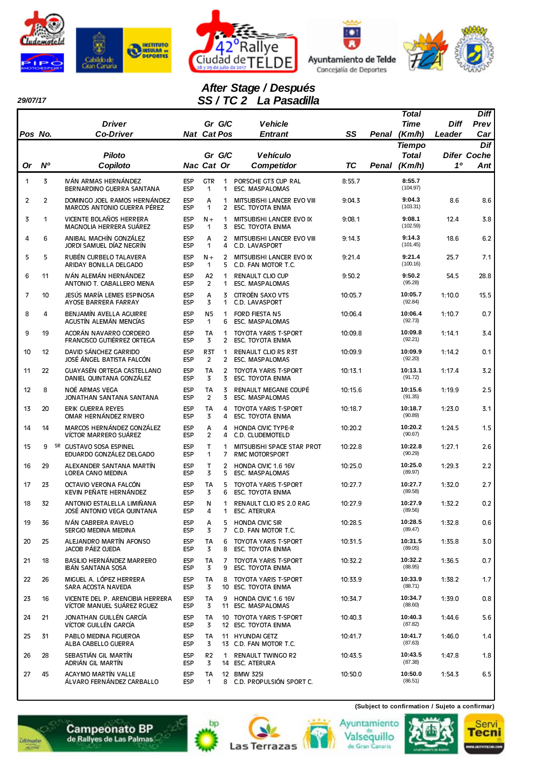29/07/17

## After Stage / Después
## SS / TC 2 La Pasadilla

| Pos / Or | No. / Nº | Driver / Co-Driver — Piloto / Copiloto | Nat / Nac | Gr / Cat | G/C Pos / Or | Vehicle / Entrant — Vehículo / Competidor | SS / TC | Penal | Total Time (Km/h) / Tiempo Total (Km/h) | Diff Leader / Difer 1º | Diff Prev Car / Dif Coche Ant |
|---|---|---|---|---|---|---|---|---|---|---|---|
| 1 | 3 | IVÁN ARMAS HERNÁNDEZ<br>BERNARDINO GUERRA SANTANA | ESP<br>ESP | GTR<br>1 | 1<br>1 | PORSCHE GT3 CUP RAL<br>ESC. MASPALOMAS | 8:55.7 | | **8:55.7**<br>(104.97) | | |
| 2 | 2 | DOMINGO JOEL RAMOS HERNÁNDEZ<br>MARCOS ANTONIO GUERRA PÉREZ | ESP<br>ESP | A<br>1 | 1<br>2 | MITSUBISHI LANCER EVO VIII<br>ESC. TOYOTA ENMA | 9:04.3 | | **9:04.3**<br>(103.31) | 8.6 | 8.6 |
| 3 | 1 | VICENTE BOLAÑOS HERRERA<br>MAGNOLIA HERRERA SUÁREZ | ESP<br>ESP | N+<br>1 | 1<br>3 | MITSUBISHI LANCER EVO IX<br>ESC. TOYOTA ENMA | 9:08.1 | | **9:08.1**<br>(102.59) | 12.4 | 3.8 |
| 4 | 6 | ANIBAL MACHÍN GONZÁLEZ<br>JORDI SAMUEL DÍAZ NEGRÍN | ESP<br>ESP | A<br>1 | 2<br>4 | MITSUBISHI LANCER EVO VIII<br>C.D. LAVASPORT | 9:14.3 | | **9:14.3**<br>(101.45) | 18.6 | 6.2 |
| 5 | 5 | RUBÉN CURBELO TALAVERA<br>ARIDAY BONILLA DELGADO | ESP<br>ESP | N+<br>1 | 2<br>5 | MITSUBISHI LANCER EVO IX<br>C.D. FAN MOTOR T.C. | 9:21.4 | | **9:21.4**<br>(100.16) | 25.7 | 7.1 |
| 6 | 11 | IVÁN ALEMÁN HERNÁNDEZ<br>ANTONIO T. CABALLERO MENA | ESP<br>ESP | A2<br>2 | 1<br>1 | RENAULT CLIO CUP<br>ESC. MASPALOMAS | 9:50.2 | | **9:50.2**<br>(95.28) | 54.5 | 28.8 |
| 7 | 10 | JESÚS MARÍA LEMES ESPINOSA<br>AYOSE BARRERA FARRAY | ESP<br>ESP | A<br>3 | 3<br>1 | CITROËN SAXO VTS<br>C.D. LAVASPORT | 10:05.7 | | **10:05.7**<br>(92.84) | 1:10.0 | 15.5 |
| 8 | 4 | BENJAMÍN AVELLA AGUIRRE<br>AGUSTÍN ALEMÁN MENCÍAS | ESP<br>ESP | N5<br>1 | 1<br>6 | FORD FIESTA N5<br>ESC. MASPALOMAS | 10:06.4 | | **10:06.4**<br>(92.73) | 1:10.7 | 0.7 |
| 9 | 19 | ACORÁN NAVARRO CORDERO<br>FRANCISCO GUTIÉRREZ ORTEGA | ESP<br>ESP | TA<br>3 | 1<br>2 | TOYOTA YARIS T-SPORT<br>ESC. TOYOTA ENMA | 10:09.8 | | **10:09.8**<br>(92.21) | 1:14.1 | 3.4 |
| 10 | 12 | DAVID SÁNCHEZ GARRIDO<br>JOSÉ ÁNGEL BATISTA FALCÓN | ESP<br>ESP | R3T<br>2 | 1<br>2 | RENAULT CLIO RS R3T<br>ESC. MASPALOMAS | 10:09.9 | | **10:09.9**<br>(92.20) | 1:14.2 | 0.1 |
| 11 | 22 | GUAYASÉN ORTEGA CASTELLANO<br>DANIEL QUINTANA GONZÁLEZ | ESP<br>ESP | TA<br>3 | 2<br>3 | TOYOTA YARIS T-SPORT<br>ESC. TOYOTA ENMA | 10:13.1 | | **10:13.1**<br>(91.72) | 1:17.4 | 3.2 |
| 12 | 8 | NOÉ ARMAS VEGA<br>JONATHAN SANTANA SANTANA | ESP<br>ESP | TA<br>2 | 3<br>3 | RENAULT MEGANE COUPÉ<br>ESC. MASPALOMAS | 10:15.6 | | **10:15.6**<br>(91.35) | 1:19.9 | 2.5 |
| 13 | 20 | ERIK GUERRA REYES<br>OMAR HERNÁNDEZ RIVERO | ESP<br>ESP | TA<br>3 | 4<br>4 | TOYOTA YARIS T-SPORT<br>ESC. TOYOTA ENMA | 10:18.7 | | **10:18.7**<br>(90.89) | 1:23.0 | 3.1 |
| 14 | 14 | MARCOS HERNÁNDEZ GONZÁLEZ<br>VÍCTOR MARRERO SUÁREZ | ESP<br>ESP | A<br>2 | 4<br>4 | HONDA CIVIC TYPE-R<br>C.D. CLUDEMOTELD | 10:20.2 | | **10:20.2**<br>(90.67) | 1:24.5 | 1.5 |
| 15 | 9 SR | GUSTAVO SOSA ESPINEL<br>EDUARDO GONZÁLEZ DELGADO | ESP<br>ESP | T<br>1 | 1<br>7 | MITSUBISHI SPACE STAR PROT<br>RMC MOTORSPORT | 10:22.8 | | **10:22.8**<br>(90.29) | 1:27.1 | 2.6 |
| 16 | 29 | ALEXANDER SANTANA MARTÍN<br>LOREA CANO MEDINA | ESP<br>ESP | T<br>3 | 2<br>5 | HONDA CIVIC 1.6 16V<br>ESC. MASPALOMAS | 10:25.0 | | **10:25.0**<br>(89.97) | 1:29.3 | 2.2 |
| 17 | 23 | OCTAVIO VERONA FALCÓN<br>KEVIN PEÑATE HERNÁNDEZ | ESP<br>ESP | TA<br>3 | 5<br>6 | TOYOTA YARIS T-SPORT<br>ESC. TOYOTA ENMA | 10:27.7 | | **10:27.7**<br>(89.58) | 1:32.0 | 2.7 |
| 18 | 32 | ANTONIO ESTALELLA LIMIÑANA<br>JOSÉ ANTONIO VEGA QUINTANA | ESP<br>ESP | N<br>4 | 1<br>1 | RENAULT CLIO RS 2.0 RAG<br>ESC. ATERURA | 10:27.9 | | **10:27.9**<br>(89.56) | 1:32.2 | 0.2 |
| 19 | 36 | IVÁN CABRERA RAVELO<br>SERGIO MEDINA MEDINA | ESP<br>ESP | A<br>3 | 5<br>7 | HONDA CIVIC SIR<br>C.D. FAN MOTOR T.C. | 10:28.5 | | **10:28.5**<br>(89.47) | 1:32.8 | 0.6 |
| 20 | 25 | ALEJANDRO MARTÍN AFONSO<br>JACOB PÁEZ OJEDA | ESP<br>ESP | TA<br>3 | 6<br>8 | TOYOTA YARIS T-SPORT<br>ESC. TOYOTA ENMA | 10:31.5 | | **10:31.5**<br>(89.05) | 1:35.8 | 3.0 |
| 21 | 18 | BASILIO HERNÁNDEZ MARRERO<br>IBÁN SANTANA SOSA | ESP<br>ESP | TA<br>3 | 7<br>9 | TOYOTA YARIS T-SPORT<br>ESC. TOYOTA ENMA | 10:32.2 | | **10:32.2**<br>(88.95) | 1:36.5 | 0.7 |
| 22 | 26 | MIGUEL A. LÓPEZ HERRERA<br>SARA ACOSTA NAVEDA | ESP<br>ESP | TA<br>3 | 8<br>10 | TOYOTA YARIS T-SPORT<br>ESC. TOYOTA ENMA | 10:33.9 | | **10:33.9**<br>(88.71) | 1:38.2 | 1.7 |
| 23 | 16 | VICENTE DEL P. ARENCIBIA HERRERA<br>VÍCTOR MANUEL SUÁREZ RGUEZ | ESP<br>ESP | TA<br>3 | 9<br>11 | HONDA CIVIC 1.6 16V<br>ESC. MASPALOMAS | 10:34.7 | | **10:34.7**<br>(88.60) | 1:39.0 | 0.8 |
| 24 | 21 | JONATHAN GUILLÉN GARCÍA<br>VÍCTOR GUILLÉN GARCÍA | ESP<br>ESP | TA<br>3 | 10<br>12 | TOYOTA YARIS T-SPORT<br>ESC. TOYOTA ENMA | 10:40.3 | | **10:40.3**<br>(87.82) | 1:44.6 | 5.6 |
| 25 | 31 | PABLO MEDINA FIGUEROA<br>ALBA CABELLO GUERRA | ESP<br>ESP | TA<br>3 | 11<br>13 | HYUNDAI GETZ<br>C.D. FAN MOTOR T.C. | 10:41.7 | | **10:41.7**<br>(87.63) | 1:46.0 | 1.4 |
| 26 | 28 | SEBASTIÁN GIL MARTÍN<br>ADRIÁN GIL MARTÍN | ESP<br>ESP | R2<br>3 | 1<br>14 | RENAULT TWINGO R2<br>ESC. ATERURA | 10:43.5 | | **10:43.5**<br>(87.38) | 1:47.8 | 1.8 |
| 27 | 45 | ACAYMO MARTÍN VALLE<br>ÁLVARO FERNÁNDEZ CARBALLO | ESP<br>ESP | TA<br>1 | 12<br>8 | BMW 325I<br>C.D. PROPULSIÓN SPORT C. | 10:50.0 | | **10:50.0**<br>(86.51) | 1:54.3 | 6.5 |

(Subject to confirmation / Sujeto a confirmar)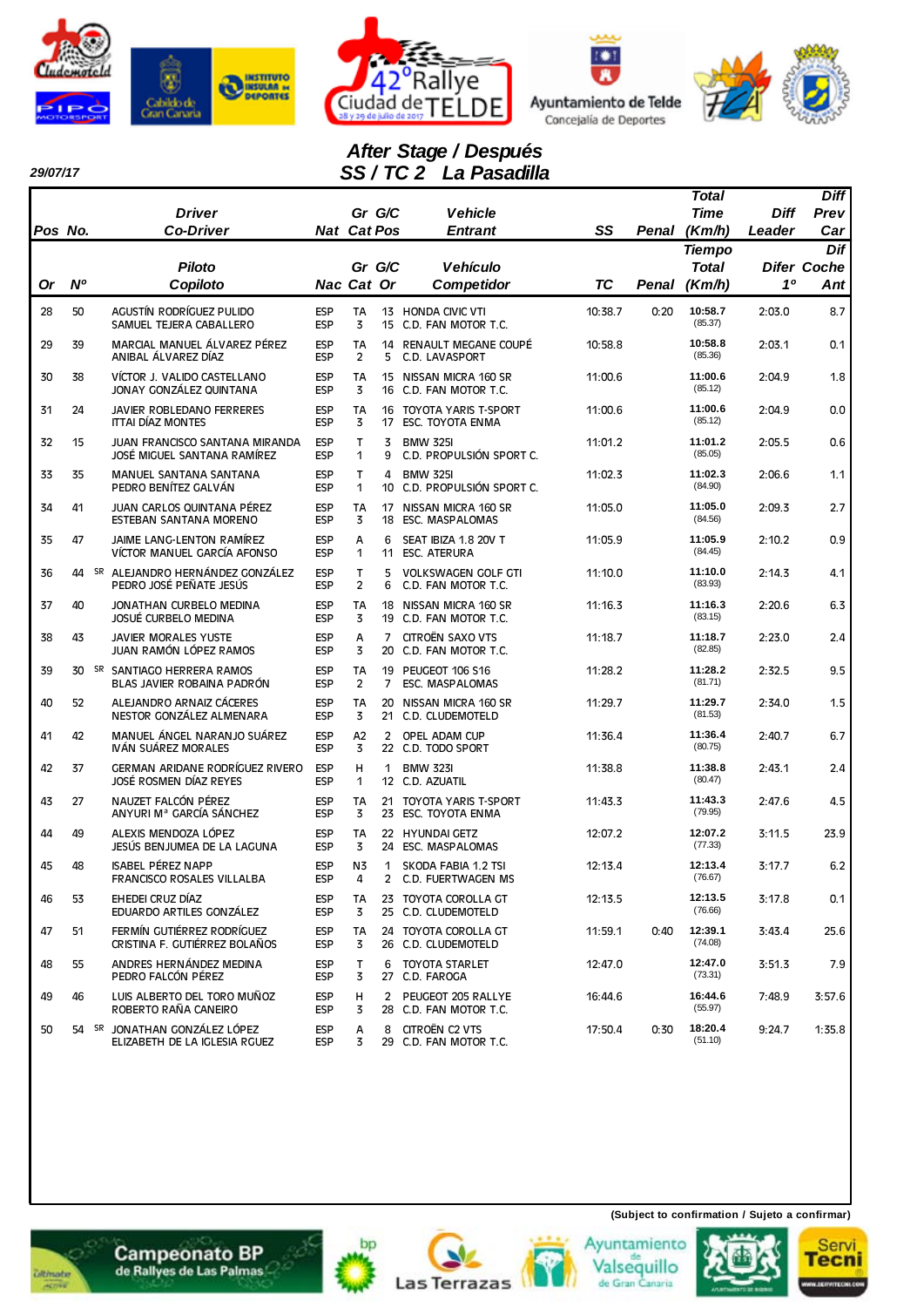29/07/17

## After Stage / Después
## SS / TC 2 La Pasadilla

| Pos / Or | No. / Nº | Driver / Co-Driver (Piloto / Copiloto) | Nat / Nac | Gr Cat | G/C Pos / Or | Vehicle / Entrant (Vehículo / Competidor) | SS / TC | Penal | Total Time (Km/h) / Tiempo Total | Diff Leader / Difer 1º | Diff Prev Car / Dif Coche Ant |
|---|---|---|---|---|---|---|---|---|---|---|---|
| 28 | 50 | AGUSTÍN RODRÍGUEZ PULIDO<br>SAMUEL TEJERA CABALLERO | ESP<br>ESP | TA<br>3 | 13<br>15 | HONDA CIVIC VTI<br>C.D. FAN MOTOR T.C. | 10:38.7 | 0:20 | **10:58.7**<br>(85.37) | 2:03.0 | 8.7 |
| 29 | 39 | MARCIAL MANUEL ÁLVAREZ PÉREZ<br>ANIBAL ÁLVAREZ DÍAZ | ESP<br>ESP | TA<br>2 | 14<br>5 | RENAULT MEGANE COUPÉ<br>C.D. LAVASPORT | 10:58.8 | | **10:58.8**<br>(85.36) | 2:03.1 | 0.1 |
| 30 | 38 | VÍCTOR J. VALIDO CASTELLANO<br>JONAY GONZÁLEZ QUINTANA | ESP<br>ESP | TA<br>3 | 15<br>16 | NISSAN MICRA 160 SR<br>C.D. FAN MOTOR T.C. | 11:00.6 | | **11:00.6**<br>(85.12) | 2:04.9 | 1.8 |
| 31 | 24 | JAVIER ROBLEDANO FERRERES<br>ITTAI DÍAZ MONTES | ESP<br>ESP | TA<br>3 | 16<br>17 | TOYOTA YARIS T-SPORT<br>ESC. TOYOTA ENMA | 11:00.6 | | **11:00.6**<br>(85.12) | 2:04.9 | 0.0 |
| 32 | 15 | JUAN FRANCISCO SANTANA MIRANDA<br>JOSÉ MIGUEL SANTANA RAMÍREZ | ESP<br>ESP | T<br>1 | 3<br>9 | BMW 325I<br>C.D. PROPULSIÓN SPORT C. | 11:01.2 | | **11:01.2**<br>(85.05) | 2:05.5 | 0.6 |
| 33 | 35 | MANUEL SANTANA SANTANA<br>PEDRO BENÍTEZ GALVÁN | ESP<br>ESP | T<br>1 | 4<br>10 | BMW 325I<br>C.D. PROPULSIÓN SPORT C. | 11:02.3 | | **11:02.3**<br>(84.90) | 2:06.6 | 1.1 |
| 34 | 41 | JUAN CARLOS QUINTANA PÉREZ<br>ESTEBAN SANTANA MORENO | ESP<br>ESP | TA<br>3 | 17<br>18 | NISSAN MICRA 160 SR<br>ESC. MASPALOMAS | 11:05.0 | | **11:05.0**<br>(84.56) | 2:09.3 | 2.7 |
| 35 | 47 | JAIME LANG-LENTON RAMÍREZ<br>VÍCTOR MANUEL GARCÍA AFONSO | ESP<br>ESP | A<br>1 | 6<br>11 | SEAT IBIZA 1.8 20V T<br>ESC. ATERURA | 11:05.9 | | **11:05.9**<br>(84.45) | 2:10.2 | 0.9 |
| 36 | 44 SR | ALEJANDRO HERNÁNDEZ GONZÁLEZ<br>PEDRO JOSÉ PEÑATE JESÚS | ESP<br>ESP | T<br>2 | 5<br>6 | VOLKSWAGEN GOLF GTI<br>C.D. FAN MOTOR T.C. | 11:10.0 | | **11:10.0**<br>(83.93) | 2:14.3 | 4.1 |
| 37 | 40 | JONATHAN CURBELO MEDINA<br>JOSUÉ CURBELO MEDINA | ESP<br>ESP | TA<br>3 | 18<br>19 | NISSAN MICRA 160 SR<br>C.D. FAN MOTOR T.C. | 11:16.3 | | **11:16.3**<br>(83.15) | 2:20.6 | 6.3 |
| 38 | 43 | JAVIER MORALES YUSTE<br>JUAN RAMÓN LÓPEZ RAMOS | ESP<br>ESP | A<br>3 | 7<br>20 | CITROËN SAXO VTS<br>C.D. FAN MOTOR T.C. | 11:18.7 | | **11:18.7**<br>(82.85) | 2:23.0 | 2.4 |
| 39 | 30 SR | SANTIAGO HERRERA RAMOS<br>BLAS JAVIER ROBAINA PADRÓN | ESP<br>ESP | TA<br>2 | 19<br>7 | PEUGEOT 106 S16<br>ESC. MASPALOMAS | 11:28.2 | | **11:28.2**<br>(81.71) | 2:32.5 | 9.5 |
| 40 | 52 | ALEJANDRO ARNAIZ CÁCERES<br>NESTOR GONZÁLEZ ALMENARA | ESP<br>ESP | TA<br>3 | 20<br>21 | NISSAN MICRA 160 SR<br>C.D. CLUDEMOTELD | 11:29.7 | | **11:29.7**<br>(81.53) | 2:34.0 | 1.5 |
| 41 | 42 | MANUEL ÁNGEL NARANJO SUÁREZ<br>IVÁN SUÁREZ MORALES | ESP<br>ESP | A2<br>3 | 2<br>22 | OPEL ADAM CUP<br>C.D. TODO SPORT | 11:36.4 | | **11:36.4**<br>(80.75) | 2:40.7 | 6.7 |
| 42 | 37 | GERMAN ARIDANE RODRÍGUEZ RIVERO<br>JOSÉ ROSMEN DÍAZ REYES | ESP<br>ESP | H<br>1 | 1<br>12 | BMW 323I<br>C.D. AZUATIL | 11:38.8 | | **11:38.8**<br>(80.47) | 2:43.1 | 2.4 |
| 43 | 27 | NAUZET FALCÓN PÉREZ<br>ANYURI Mª GARCÍA SÁNCHEZ | ESP<br>ESP | TA<br>3 | 21<br>23 | TOYOTA YARIS T-SPORT<br>ESC. TOYOTA ENMA | 11:43.3 | | **11:43.3**<br>(79.95) | 2:47.6 | 4.5 |
| 44 | 49 | ALEXIS MENDOZA LÓPEZ<br>JESÚS BENJUMEA DE LA LAGUNA | ESP<br>ESP | TA<br>3 | 22<br>24 | HYUNDAI GETZ<br>ESC. MASPALOMAS | 12:07.2 | | **12:07.2**<br>(77.33) | 3:11.5 | 23.9 |
| 45 | 48 | ISABEL PÉREZ NAPP<br>FRANCISCO ROSALES VILLALBA | ESP<br>ESP | N3<br>4 | 1<br>2 | SKODA FABIA 1.2 TSI<br>C.D. FUERTWAGEN MS | 12:13.4 | | **12:13.4**<br>(76.67) | 3:17.7 | 6.2 |
| 46 | 53 | EHEDEI CRUZ DÍAZ<br>EDUARDO ARTILES GONZÁLEZ | ESP<br>ESP | TA<br>3 | 23<br>25 | TOYOTA COROLLA GT<br>C.D. CLUDEMOTELD | 12:13.5 | | **12:13.5**<br>(76.66) | 3:17.8 | 0.1 |
| 47 | 51 | FERMÍN GUTIÉRREZ RODRÍGUEZ<br>CRISTINA F. GUTIÉRREZ BOLAÑOS | ESP<br>ESP | TA<br>3 | 24<br>26 | TOYOTA COROLLA GT<br>C.D. CLUDEMOTELD | 11:59.1 | 0:40 | **12:39.1**<br>(74.08) | 3:43.4 | 25.6 |
| 48 | 55 | ANDRES HERNÁNDEZ MEDINA<br>PEDRO FALCÓN PÉREZ | ESP<br>ESP | T<br>3 | 6<br>27 | TOYOTA STARLET<br>C.D. FAROGA | 12:47.0 | | **12:47.0**<br>(73.31) | 3:51.3 | 7.9 |
| 49 | 46 | LUIS ALBERTO DEL TORO MUÑOZ<br>ROBERTO RAÑA CANEIRO | ESP<br>ESP | H<br>3 | 2<br>28 | PEUGEOT 205 RALLYE<br>C.D. FAN MOTOR T.C. | 16:44.6 | | **16:44.6**<br>(55.97) | 7:48.9 | 3:57.6 |
| 50 | 54 SR | JONATHAN GONZÁLEZ LÓPEZ<br>ELIZABETH DE LA IGLESIA RGUEZ | ESP<br>ESP | A<br>3 | 8<br>29 | CITROËN C2 VTS<br>C.D. FAN MOTOR T.C. | 17:50.4 | 0:30 | **18:20.4**<br>(51.10) | 9:24.7 | 1:35.8 |

**(Subject to confirmation / Sujeto a confirmar)**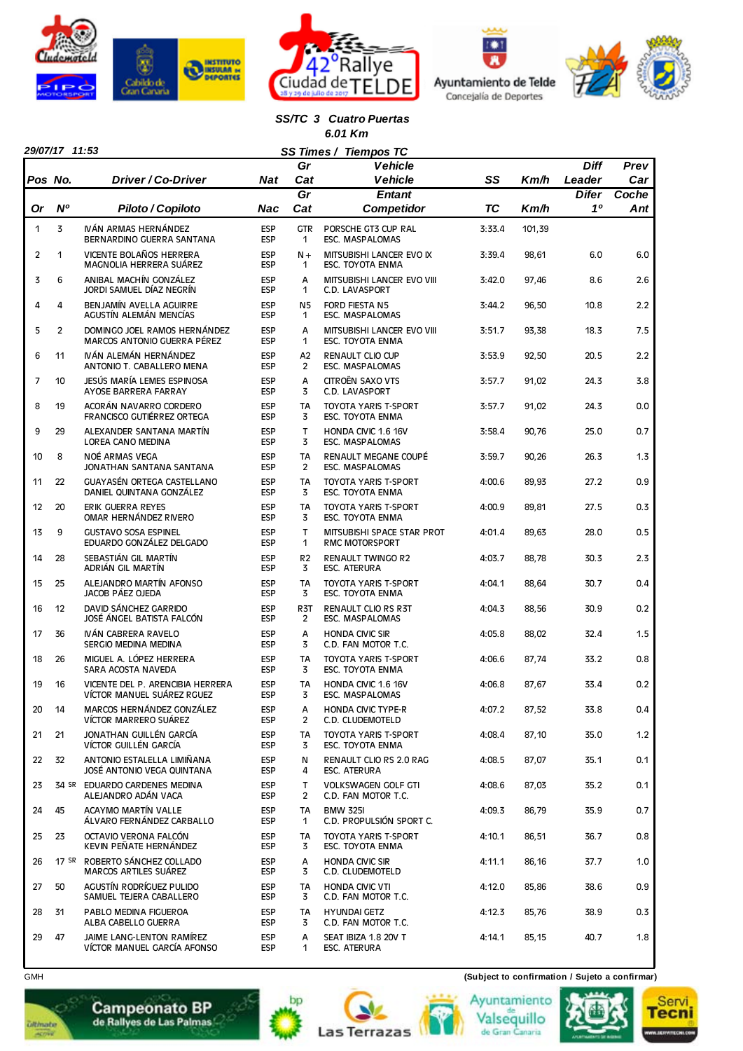## SS/TC 3 Cuatro Puertas
### 6.01 Km

**29/07/17 11:53** — **SS Times / Tiempos TC**

| Pos / Or | No. / Nº | Driver / Co-Driver (Piloto / Copiloto) | Nat / Nac | Gr / Cat | Vehicle / Entant (Vehículo / Competidor) | SS / TC | Km/h | Diff Leader / Difer 1º | Prev Car / Coche Ant |
|---|---|---|---|---|---|---|---|---|---|
| 1 | 3 | IVÁN ARMAS HERNÁNDEZ<br>BERNARDINO GUERRA SANTANA | ESP<br>ESP | GTR<br>1 | PORSCHE GT3 CUP RAL<br>ESC. MASPALOMAS | 3:33.4 | 101,39 | | |
| 2 | 1 | VICENTE BOLAÑOS HERRERA<br>MAGNOLIA HERRERA SUÁREZ | ESP<br>ESP | N+<br>1 | MITSUBISHI LANCER EVO IX<br>ESC. TOYOTA ENMA | 3:39.4 | 98,61 | 6.0 | 6.0 |
| 3 | 6 | ANIBAL MACHÍN GONZÁLEZ<br>JORDI SAMUEL DÍAZ NEGRÍN | ESP<br>ESP | A<br>1 | MITSUBISHI LANCER EVO VIII<br>C.D. LAVASPORT | 3:42.0 | 97,46 | 8.6 | 2.6 |
| 4 | 4 | BENJAMÍN AVELLA AGUIRRE<br>AGUSTÍN ALEMÁN MENCÍAS | ESP<br>ESP | N5<br>1 | FORD FIESTA N5<br>ESC. MASPALOMAS | 3:44.2 | 96,50 | 10.8 | 2.2 |
| 5 | 2 | DOMINGO JOEL RAMOS HERNÁNDEZ<br>MARCOS ANTONIO GUERRA PÉREZ | ESP<br>ESP | A<br>1 | MITSUBISHI LANCER EVO VIII<br>ESC. TOYOTA ENMA | 3:51.7 | 93,38 | 18.3 | 7.5 |
| 6 | 11 | IVÁN ALEMÁN HERNÁNDEZ<br>ANTONIO T. CABALLERO MENA | ESP<br>ESP | A2<br>2 | RENAULT CLIO CUP<br>ESC. MASPALOMAS | 3:53.9 | 92,50 | 20.5 | 2.2 |
| 7 | 10 | JESÚS MARÍA LEMES ESPINOSA<br>AYOSE BARRERA FARRAY | ESP<br>ESP | A<br>3 | CITROËN SAXO VTS<br>C.D. LAVASPORT | 3:57.7 | 91,02 | 24.3 | 3.8 |
| 8 | 19 | ACORÁN NAVARRO CORDERO<br>FRANCISCO GUTIÉRREZ ORTEGA | ESP<br>ESP | TA<br>3 | TOYOTA YARIS T-SPORT<br>ESC. TOYOTA ENMA | 3:57.7 | 91,02 | 24.3 | 0.0 |
| 9 | 29 | ALEXANDER SANTANA MARTÍN<br>LOREA CANO MEDINA | ESP<br>ESP | T<br>3 | HONDA CIVIC 1.6 16V<br>ESC. MASPALOMAS | 3:58.4 | 90,76 | 25.0 | 0.7 |
| 10 | 8 | NOÉ ARMAS VEGA<br>JONATHAN SANTANA SANTANA | ESP<br>ESP | TA<br>2 | RENAULT MEGANE COUPÉ<br>ESC. MASPALOMAS | 3:59.7 | 90,26 | 26.3 | 1.3 |
| 11 | 22 | GUAYASÉN ORTEGA CASTELLANO<br>DANIEL QUINTANA GONZÁLEZ | ESP<br>ESP | TA<br>3 | TOYOTA YARIS T-SPORT<br>ESC. TOYOTA ENMA | 4:00.6 | 89,93 | 27.2 | 0.9 |
| 12 | 20 | ERIK GUERRA REYES<br>OMAR HERNÁNDEZ RIVERO | ESP<br>ESP | TA<br>3 | TOYOTA YARIS T-SPORT<br>ESC. TOYOTA ENMA | 4:00.9 | 89,81 | 27.5 | 0.3 |
| 13 | 9 | GUSTAVO SOSA ESPINEL<br>EDUARDO GONZÁLEZ DELGADO | ESP<br>ESP | T<br>1 | MITSUBISHI SPACE STAR PROT<br>RMC MOTORSPORT | 4:01.4 | 89,63 | 28.0 | 0.5 |
| 14 | 28 | SEBASTIÁN GIL MARTÍN<br>ADRIÁN GIL MARTÍN | ESP<br>ESP | R2<br>3 | RENAULT TWINGO R2<br>ESC. ATERURA | 4:03.7 | 88,78 | 30.3 | 2.3 |
| 15 | 25 | ALEJANDRO MARTÍN AFONSO<br>JACOB PÁEZ OJEDA | ESP<br>ESP | TA<br>3 | TOYOTA YARIS T-SPORT<br>ESC. TOYOTA ENMA | 4:04.1 | 88,64 | 30.7 | 0.4 |
| 16 | 12 | DAVID SÁNCHEZ GARRIDO<br>JOSÉ ÁNGEL BATISTA FALCÓN | ESP<br>ESP | R3T<br>2 | RENAULT CLIO RS R3T<br>ESC. MASPALOMAS | 4:04.3 | 88,56 | 30.9 | 0.2 |
| 17 | 36 | IVÁN CABRERA RAVELO<br>SERGIO MEDINA MEDINA | ESP<br>ESP | A<br>3 | HONDA CIVIC SIR<br>C.D. FAN MOTOR T.C. | 4:05.8 | 88,02 | 32.4 | 1.5 |
| 18 | 26 | MIGUEL A. LÓPEZ HERRERA<br>SARA ACOSTA NAVEDA | ESP<br>ESP | TA<br>3 | TOYOTA YARIS T-SPORT<br>ESC. TOYOTA ENMA | 4:06.6 | 87,74 | 33.2 | 0.8 |
| 19 | 16 | VICENTE DEL P. ARENCIBIA HERRERA<br>VÍCTOR MANUEL SUÁREZ RGUEZ | ESP<br>ESP | TA<br>3 | HONDA CIVIC 1.6 16V<br>ESC. MASPALOMAS | 4:06.8 | 87,67 | 33.4 | 0.2 |
| 20 | 14 | MARCOS HERNÁNDEZ GONZÁLEZ<br>VÍCTOR MARRERO SUÁREZ | ESP<br>ESP | A<br>2 | HONDA CIVIC TYPE-R<br>C.D. CLUDEMOTELD | 4:07.2 | 87,52 | 33.8 | 0.4 |
| 21 | 21 | JONATHAN GUILLÉN GARCÍA<br>VÍCTOR GUILLÉN GARCÍA | ESP<br>ESP | TA<br>3 | TOYOTA YARIS T-SPORT<br>ESC. TOYOTA ENMA | 4:08.4 | 87,10 | 35.0 | 1.2 |
| 22 | 32 | ANTONIO ESTALELLA LIMIÑANA<br>JOSÉ ANTONIO VEGA QUINTANA | ESP<br>ESP | N<br>4 | RENAULT CLIO RS 2.0 RAG<br>ESC. ATERURA | 4:08.5 | 87,07 | 35.1 | 0.1 |
| 23 | 34 SR | EDUARDO CARDENES MEDINA<br>ALEJANDRO ADÁN VACA | ESP<br>ESP | T<br>2 | VOLKSWAGEN GOLF GTI<br>C.D. FAN MOTOR T.C. | 4:08.6 | 87,03 | 35.2 | 0.1 |
| 24 | 45 | ACAYMO MARTÍN VALLE<br>ÁLVARO FERNÁNDEZ CARBALLO | ESP<br>ESP | TA<br>1 | BMW 325I<br>C.D. PROPULSIÓN SPORT C. | 4:09.3 | 86,79 | 35.9 | 0.7 |
| 25 | 23 | OCTAVIO VERONA FALCÓN<br>KEVIN PEÑATE HERNÁNDEZ | ESP<br>ESP | TA<br>3 | TOYOTA YARIS T-SPORT<br>ESC. TOYOTA ENMA | 4:10.1 | 86,51 | 36.7 | 0.8 |
| 26 | 17 SR | ROBERTO SÁNCHEZ COLLADO<br>MARCOS ARTILES SUÁREZ | ESP<br>ESP | A<br>3 | HONDA CIVIC SIR<br>C.D. CLUDEMOTELD | 4:11.1 | 86,16 | 37.7 | 1.0 |
| 27 | 50 | AGUSTÍN RODRÍGUEZ PULIDO<br>SAMUEL TEJERA CABALLERO | ESP<br>ESP | TA<br>3 | HONDA CIVIC VTI<br>C.D. FAN MOTOR T.C. | 4:12.0 | 85,86 | 38.6 | 0.9 |
| 28 | 31 | PABLO MEDINA FIGUEROA<br>ALBA CABELLO GUERRA | ESP<br>ESP | TA<br>3 | HYUNDAI GETZ<br>C.D. FAN MOTOR T.C. | 4:12.3 | 85,76 | 38.9 | 0.3 |
| 29 | 47 | JAIME LANG-LENTON RAMÍREZ<br>VÍCTOR MANUEL GARCÍA AFONSO | ESP<br>ESP | A<br>1 | SEAT IBIZA 1.8 20V T<br>ESC. ATERURA | 4:14.1 | 85,15 | 40.7 | 1.8 |

GMH

(Subject to confirmation / Sujeto a confirmar)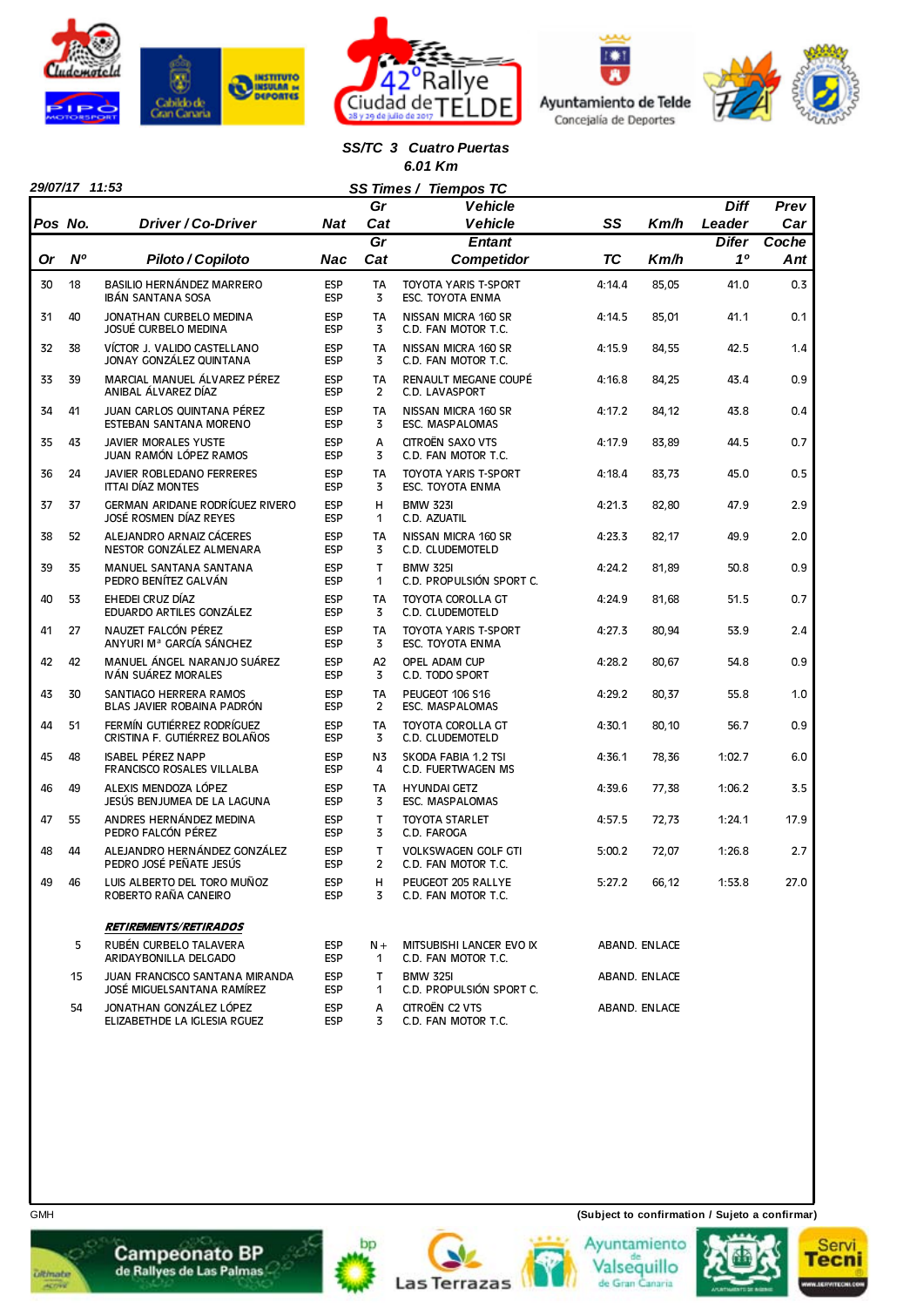## SS/TC 3 Cuatro Puertas

**6.01 Km**

29/07/17 11:53

**SS Times / Tiempos TC**

| Pos / Or | No. / Nº | Driver / Co-Driver / Piloto / Copiloto | Nat / Nac | Gr Cat / Gr Cat | Vehicle / Vehicle / Entant / Competidor | SS / TC | Km/h | Diff Leader / Difer 1º | Prev Car / Coche Ant |
|---|---|---|---|---|---|---|---|---|---|
| 30 | 18 | BASILIO HERNÁNDEZ MARRERO<br>IBÁN SANTANA SOSA | ESP<br>ESP | TA<br>3 | TOYOTA YARIS T-SPORT<br>ESC. TOYOTA ENMA | 4:14.4 | 85,05 | 41.0 | 0.3 |
| 31 | 40 | JONATHAN CURBELO MEDINA<br>JOSUÉ CURBELO MEDINA | ESP<br>ESP | TA<br>3 | NISSAN MICRA 160 SR<br>C.D. FAN MOTOR T.C. | 4:14.5 | 85,01 | 41.1 | 0.1 |
| 32 | 38 | VÍCTOR J. VALIDO CASTELLANO<br>JONAY GONZÁLEZ QUINTANA | ESP<br>ESP | TA<br>3 | NISSAN MICRA 160 SR<br>C.D. FAN MOTOR T.C. | 4:15.9 | 84,55 | 42.5 | 1.4 |
| 33 | 39 | MARCIAL MANUEL ÁLVAREZ PÉREZ<br>ANIBAL ÁLVAREZ DÍAZ | ESP<br>ESP | TA<br>2 | RENAULT MEGANE COUPÉ<br>C.D. LAVASPORT | 4:16.8 | 84,25 | 43.4 | 0.9 |
| 34 | 41 | JUAN CARLOS QUINTANA PÉREZ<br>ESTEBAN SANTANA MORENO | ESP<br>ESP | TA<br>3 | NISSAN MICRA 160 SR<br>ESC. MASPALOMAS | 4:17.2 | 84,12 | 43.8 | 0.4 |
| 35 | 43 | JAVIER MORALES YUSTE<br>JUAN RAMÓN LÓPEZ RAMOS | ESP<br>ESP | A<br>3 | CITROËN SAXO VTS<br>C.D. FAN MOTOR T.C. | 4:17.9 | 83,89 | 44.5 | 0.7 |
| 36 | 24 | JAVIER ROBLEDANO FERRERES<br>ITTAI DÍAZ MONTES | ESP<br>ESP | TA<br>3 | TOYOTA YARIS T-SPORT<br>ESC. TOYOTA ENMA | 4:18.4 | 83,73 | 45.0 | 0.5 |
| 37 | 37 | GERMAN ARIDANE RODRÍGUEZ RIVERO<br>JOSÉ ROSMEN DÍAZ REYES | ESP<br>ESP | H<br>1 | BMW 323I<br>C.D. AZUATIL | 4:21.3 | 82,80 | 47.9 | 2.9 |
| 38 | 52 | ALEJANDRO ARNAIZ CÁCERES<br>NESTOR GONZÁLEZ ALMENARA | ESP<br>ESP | TA<br>3 | NISSAN MICRA 160 SR<br>C.D. CLUDEMOTELD | 4:23.3 | 82,17 | 49.9 | 2.0 |
| 39 | 35 | MANUEL SANTANA SANTANA<br>PEDRO BENÍTEZ GALVÁN | ESP<br>ESP | T<br>1 | BMW 325I<br>C.D. PROPULSIÓN SPORT C. | 4:24.2 | 81,89 | 50.8 | 0.9 |
| 40 | 53 | EHEDEI CRUZ DÍAZ<br>EDUARDO ARTILES GONZÁLEZ | ESP<br>ESP | TA<br>3 | TOYOTA COROLLA GT<br>C.D. CLUDEMOTELD | 4:24.9 | 81,68 | 51.5 | 0.7 |
| 41 | 27 | NAUZET FALCÓN PÉREZ<br>ANYURI Mª GARCÍA SÁNCHEZ | ESP<br>ESP | TA<br>3 | TOYOTA YARIS T-SPORT<br>ESC. TOYOTA ENMA | 4:27.3 | 80,94 | 53.9 | 2.4 |
| 42 | 42 | MANUEL ÁNGEL NARANJO SUÁREZ<br>IVÁN SUÁREZ MORALES | ESP<br>ESP | A2<br>3 | OPEL ADAM CUP<br>C.D. TODO SPORT | 4:28.2 | 80,67 | 54.8 | 0.9 |
| 43 | 30 | SANTIAGO HERRERA RAMOS<br>BLAS JAVIER ROBAINA PADRÓN | ESP<br>ESP | TA<br>2 | PEUGEOT 106 S16<br>ESC. MASPALOMAS | 4:29.2 | 80,37 | 55.8 | 1.0 |
| 44 | 51 | FERMÍN GUTIÉRREZ RODRÍGUEZ<br>CRISTINA F. GUTIÉRREZ BOLAÑOS | ESP<br>ESP | TA<br>3 | TOYOTA COROLLA GT<br>C.D. CLUDEMOTELD | 4:30.1 | 80,10 | 56.7 | 0.9 |
| 45 | 48 | ISABEL PÉREZ NAPP<br>FRANCISCO ROSALES VILLALBA | ESP<br>ESP | N3<br>4 | SKODA FABIA 1.2 TSI<br>C.D. FUERTWAGEN MS | 4:36.1 | 78,36 | 1:02.7 | 6.0 |
| 46 | 49 | ALEXIS MENDOZA LÓPEZ<br>JESÚS BENJUMEA DE LA LAGUNA | ESP<br>ESP | TA<br>3 | HYUNDAI GETZ<br>ESC. MASPALOMAS | 4:39.6 | 77,38 | 1:06.2 | 3.5 |
| 47 | 55 | ANDRES HERNÁNDEZ MEDINA<br>PEDRO FALCÓN PÉREZ | ESP<br>ESP | T<br>3 | TOYOTA STARLET<br>C.D. FAROGA | 4:57.5 | 72,73 | 1:24.1 | 17.9 |
| 48 | 44 | ALEJANDRO HERNÁNDEZ GONZÁLEZ<br>PEDRO JOSÉ PEÑATE JESÚS | ESP<br>ESP | T<br>2 | VOLKSWAGEN GOLF GTI<br>C.D. FAN MOTOR T.C. | 5:00.2 | 72,07 | 1:26.8 | 2.7 |
| 49 | 46 | LUIS ALBERTO DEL TORO MUÑOZ<br>ROBERTO RAÑA CANEIRO | ESP<br>ESP | H<br>3 | PEUGEOT 205 RALLYE<br>C.D. FAN MOTOR T.C. | 5:27.2 | 66,12 | 1:53.8 | 27.0 |

***RETIREMENTS/RETIRADOS***

| No. | Driver / Co-Driver | Nat | Gr Cat | Vehicle / Entant | |
|---|---|---|---|---|---|
| 5 | RUBÉN CURBELO TALAVERA<br>ARIDAYBONILLA DELGADO | ESP<br>ESP | N+<br>1 | MITSUBISHI LANCER EVO IX<br>C.D. FAN MOTOR T.C. | ABAND. ENLACE |
| 15 | JUAN FRANCISCO SANTANA MIRANDA<br>JOSÉ MIGUELSANTANA RAMÍREZ | ESP<br>ESP | T<br>1 | BMW 325I<br>C.D. PROPULSIÓN SPORT C. | ABAND. ENLACE |
| 54 | JONATHAN GONZÁLEZ LÓPEZ<br>ELIZABETHDE LA IGLESIA RGUEZ | ESP<br>ESP | A<br>3 | CITROËN C2 VTS<br>C.D. FAN MOTOR T.C. | ABAND. ENLACE |

GMH

(Subject to confirmation / Sujeto a confirmar)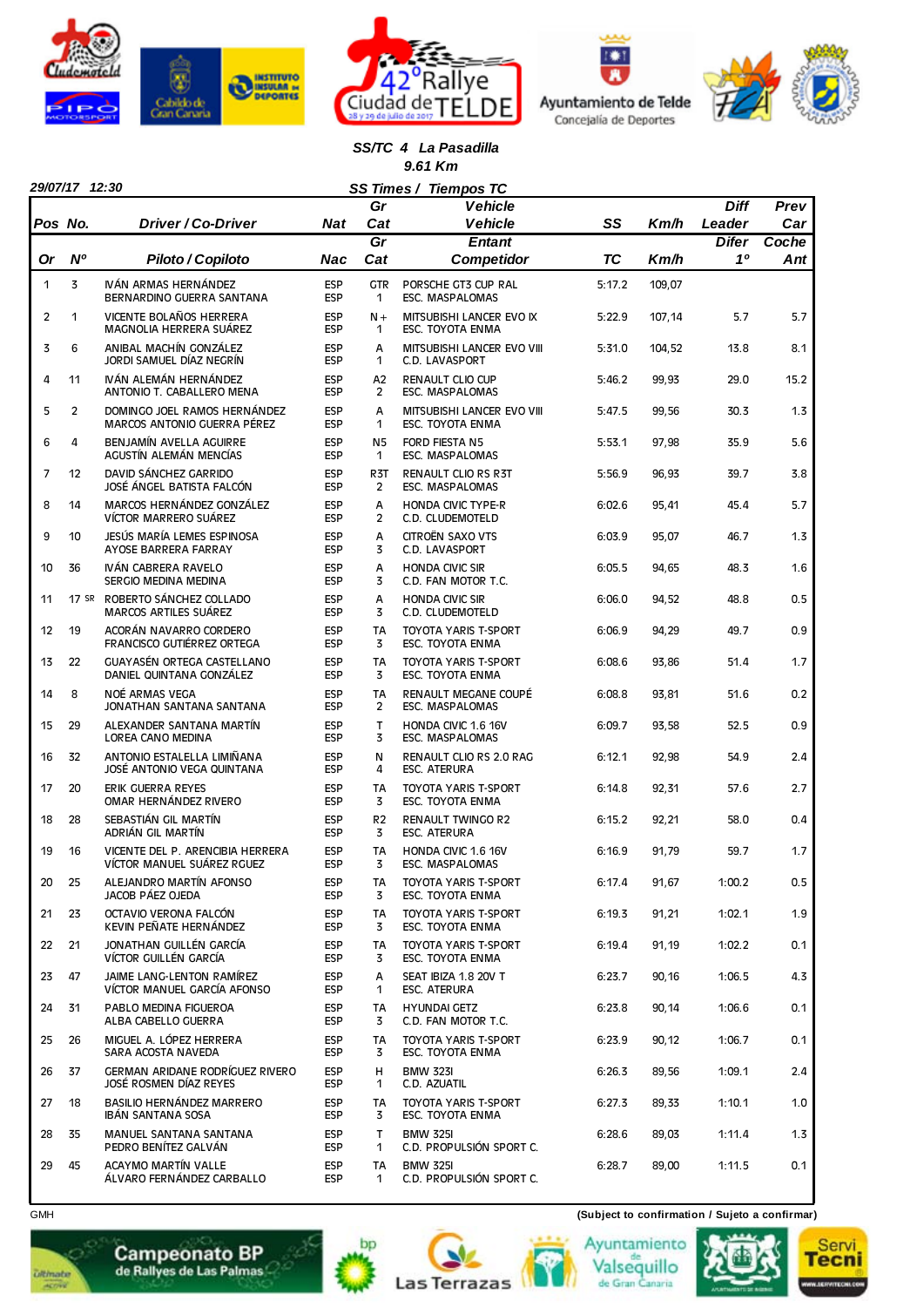**SS/TC 4 La Pasadilla**

**9.61 Km**

**29/07/17 12:30** — **SS Times / Tiempos TC**

| Pos / Or | No. / Nº | Driver / Co-Driver / Piloto / Copiloto | Nat / Nac | Gr Cat / Gr Cat | Vehicle / Entant / Competidor | SS / TC | Km/h | Diff Leader / Difer 1º | Prev Car / Coche Ant |
|---|---|---|---|---|---|---|---|---|---|
| 1 | 3 | IVÁN ARMAS HERNÁNDEZ<br>BERNARDINO GUERRA SANTANA | ESP<br>ESP | GTR<br>1 | PORSCHE GT3 CUP RAL<br>ESC. MASPALOMAS | 5:17.2 | 109,07 | | |
| 2 | 1 | VICENTE BOLAÑOS HERRERA<br>MAGNOLIA HERRERA SUÁREZ | ESP<br>ESP | N+<br>1 | MITSUBISHI LANCER EVO IX<br>ESC. TOYOTA ENMA | 5:22.9 | 107,14 | 5.7 | 5.7 |
| 3 | 6 | ANIBAL MACHÍN GONZÁLEZ<br>JORDI SAMUEL DÍAZ NEGRÍN | ESP<br>ESP | A<br>1 | MITSUBISHI LANCER EVO VIII<br>C.D. LAVASPORT | 5:31.0 | 104,52 | 13.8 | 8.1 |
| 4 | 11 | IVÁN ALEMÁN HERNÁNDEZ<br>ANTONIO T. CABALLERO MENA | ESP<br>ESP | A2<br>2 | RENAULT CLIO CUP<br>ESC. MASPALOMAS | 5:46.2 | 99,93 | 29.0 | 15.2 |
| 5 | 2 | DOMINGO JOEL RAMOS HERNÁNDEZ<br>MARCOS ANTONIO GUERRA PÉREZ | ESP<br>ESP | A<br>1 | MITSUBISHI LANCER EVO VIII<br>ESC. TOYOTA ENMA | 5:47.5 | 99,56 | 30.3 | 1.3 |
| 6 | 4 | BENJAMÍN AVELLA AGUIRRE<br>AGUSTÍN ALEMÁN MENCÍAS | ESP<br>ESP | N5<br>1 | FORD FIESTA N5<br>ESC. MASPALOMAS | 5:53.1 | 97,98 | 35.9 | 5.6 |
| 7 | 12 | DAVID SÁNCHEZ GARRIDO<br>JOSÉ ÁNGEL BATISTA FALCÓN | ESP<br>ESP | R3T<br>2 | RENAULT CLIO RS R3T<br>ESC. MASPALOMAS | 5:56.9 | 96,93 | 39.7 | 3.8 |
| 8 | 14 | MARCOS HERNÁNDEZ GONZÁLEZ<br>VÍCTOR MARRERO SUÁREZ | ESP<br>ESP | A<br>2 | HONDA CIVIC TYPE-R<br>C.D. CLUDEMOTELD | 6:02.6 | 95,41 | 45.4 | 5.7 |
| 9 | 10 | JESÚS MARÍA LEMES ESPINOSA<br>AYOSE BARRERA FARRAY | ESP<br>ESP | A<br>3 | CITROËN SAXO VTS<br>C.D. LAVASPORT | 6:03.9 | 95,07 | 46.7 | 1.3 |
| 10 | 36 | IVÁN CABRERA RAVELO<br>SERGIO MEDINA MEDINA | ESP<br>ESP | A<br>3 | HONDA CIVIC SIR<br>C.D. FAN MOTOR T.C. | 6:05.5 | 94,65 | 48.3 | 1.6 |
| 11 | 17 SR | ROBERTO SÁNCHEZ COLLADO<br>MARCOS ARTILES SUÁREZ | ESP<br>ESP | A<br>3 | HONDA CIVIC SIR<br>C.D. CLUDEMOTELD | 6:06.0 | 94,52 | 48.8 | 0.5 |
| 12 | 19 | ACORÁN NAVARRO CORDERO<br>FRANCISCO GUTIÉRREZ ORTEGA | ESP<br>ESP | TA<br>3 | TOYOTA YARIS T-SPORT<br>ESC. TOYOTA ENMA | 6:06.9 | 94,29 | 49.7 | 0.9 |
| 13 | 22 | GUAYASÉN ORTEGA CASTELLANO<br>DANIEL QUINTANA GONZÁLEZ | ESP<br>ESP | TA<br>3 | TOYOTA YARIS T-SPORT<br>ESC. TOYOTA ENMA | 6:08.6 | 93,86 | 51.4 | 1.7 |
| 14 | 8 | NOÉ ARMAS VEGA<br>JONATHAN SANTANA SANTANA | ESP<br>ESP | TA<br>2 | RENAULT MEGANE COUPÉ<br>ESC. MASPALOMAS | 6:08.8 | 93,81 | 51.6 | 0.2 |
| 15 | 29 | ALEXANDER SANTANA MARTÍN<br>LOREA CANO MEDINA | ESP<br>ESP | T<br>3 | HONDA CIVIC 1.6 16V<br>ESC. MASPALOMAS | 6:09.7 | 93,58 | 52.5 | 0.9 |
| 16 | 32 | ANTONIO ESTALELLA LIMIÑANA<br>JOSÉ ANTONIO VEGA QUINTANA | ESP<br>ESP | N<br>4 | RENAULT CLIO RS 2.0 RAG<br>ESC. ATERURA | 6:12.1 | 92,98 | 54.9 | 2.4 |
| 17 | 20 | ERIK GUERRA REYES<br>OMAR HERNÁNDEZ RIVERO | ESP<br>ESP | TA<br>3 | TOYOTA YARIS T-SPORT<br>ESC. TOYOTA ENMA | 6:14.8 | 92,31 | 57.6 | 2.7 |
| 18 | 28 | SEBASTIÁN GIL MARTÍN<br>ADRIÁN GIL MARTÍN | ESP<br>ESP | R2<br>3 | RENAULT TWINGO R2<br>ESC. ATERURA | 6:15.2 | 92,21 | 58.0 | 0.4 |
| 19 | 16 | VICENTE DEL P. ARENCIBIA HERRERA<br>VÍCTOR MANUEL SUÁREZ RGUEZ | ESP<br>ESP | TA<br>3 | HONDA CIVIC 1.6 16V<br>ESC. MASPALOMAS | 6:16.9 | 91,79 | 59.7 | 1.7 |
| 20 | 25 | ALEJANDRO MARTÍN AFONSO<br>JACOB PÁEZ OJEDA | ESP<br>ESP | TA<br>3 | TOYOTA YARIS T-SPORT<br>ESC. TOYOTA ENMA | 6:17.4 | 91,67 | 1:00.2 | 0.5 |
| 21 | 23 | OCTAVIO VERONA FALCÓN<br>KEVIN PEÑATE HERNÁNDEZ | ESP<br>ESP | TA<br>3 | TOYOTA YARIS T-SPORT<br>ESC. TOYOTA ENMA | 6:19.3 | 91,21 | 1:02.1 | 1.9 |
| 22 | 21 | JONATHAN GUILLÉN GARCÍA<br>VÍCTOR GUILLÉN GARCÍA | ESP<br>ESP | TA<br>3 | TOYOTA YARIS T-SPORT<br>ESC. TOYOTA ENMA | 6:19.4 | 91,19 | 1:02.2 | 0.1 |
| 23 | 47 | JAIME LANG-LENTON RAMÍREZ<br>VÍCTOR MANUEL GARCÍA AFONSO | ESP<br>ESP | A<br>1 | SEAT IBIZA 1.8 20V T<br>ESC. ATERURA | 6:23.7 | 90,16 | 1:06.5 | 4.3 |
| 24 | 31 | PABLO MEDINA FIGUEROA<br>ALBA CABELLO GUERRA | ESP<br>ESP | TA<br>3 | HYUNDAI GETZ<br>C.D. FAN MOTOR T.C. | 6:23.8 | 90,14 | 1:06.6 | 0.1 |
| 25 | 26 | MIGUEL A. LÓPEZ HERRERA<br>SARA ACOSTA NAVEDA | ESP<br>ESP | TA<br>3 | TOYOTA YARIS T-SPORT<br>ESC. TOYOTA ENMA | 6:23.9 | 90,12 | 1:06.7 | 0.1 |
| 26 | 37 | GERMAN ARIDANE RODRÍGUEZ RIVERO<br>JOSÉ ROSMEN DÍAZ REYES | ESP<br>ESP | H<br>1 | BMW 323I<br>C.D. AZUATIL | 6:26.3 | 89,56 | 1:09.1 | 2.4 |
| 27 | 18 | BASILIO HERNÁNDEZ MARRERO<br>IBÁN SANTANA SOSA | ESP<br>ESP | TA<br>3 | TOYOTA YARIS T-SPORT<br>ESC. TOYOTA ENMA | 6:27.3 | 89,33 | 1:10.1 | 1.0 |
| 28 | 35 | MANUEL SANTANA SANTANA<br>PEDRO BENÍTEZ GALVÁN | ESP<br>ESP | T<br>1 | BMW 325I<br>C.D. PROPULSIÓN SPORT C. | 6:28.6 | 89,03 | 1:11.4 | 1.3 |
| 29 | 45 | ACAYMO MARTÍN VALLE<br>ÁLVARO FERNÁNDEZ CARBALLO | ESP<br>ESP | TA<br>1 | BMW 325I<br>C.D. PROPULSIÓN SPORT C. | 6:28.7 | 89,00 | 1:11.5 | 0.1 |

GMH

**(Subject to confirmation / Sujeto a confirmar)**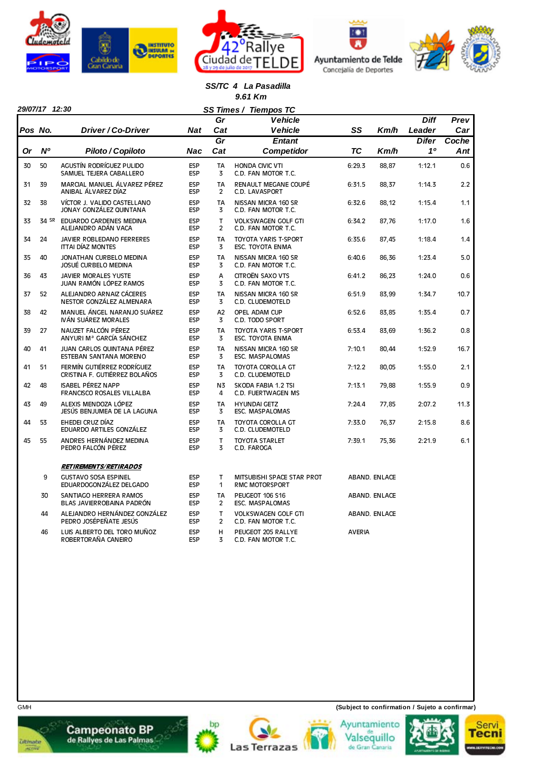## SS/TC 4 La Pasadilla

**9.61 Km**

29/07/17 12:30

**SS Times / Tiempos TC**

| Pos / Or | No. / Nº | Driver / Co-Driver / Piloto / Copiloto | Nat / Nac | Gr Cat / Gr Cat | Vehicle / Entant / Vehículo / Competidor | SS / TC | Km/h | Diff Leader / Difer 1º | Prev Car / Coche Ant |
|---|---|---|---|---|---|---|---|---|---|
| 30 | 50 | AGUSTÍN RODRÍGUEZ PULIDO / SAMUEL TEJERA CABALLERO | ESP / ESP | TA / 3 | HONDA CIVIC VTI / C.D. FAN MOTOR T.C. | 6:29.3 | 88,87 | 1:12.1 | 0.6 |
| 31 | 39 | MARCIAL MANUEL ÁLVAREZ PÉREZ / ANIBAL ÁLVAREZ DÍAZ | ESP / ESP | TA / 2 | RENAULT MEGANE COUPÉ / C.D. LAVASPORT | 6:31.5 | 88,37 | 1:14.3 | 2.2 |
| 32 | 38 | VÍCTOR J. VALIDO CASTELLANO / JONAY GONZÁLEZ QUINTANA | ESP / ESP | TA / 3 | NISSAN MICRA 160 SR / C.D. FAN MOTOR T.C. | 6:32.6 | 88,12 | 1:15.4 | 1.1 |
| 33 | 34 SR | EDUARDO CARDENES MEDINA / ALEJANDRO ADÁN VACA | ESP / ESP | T / 2 | VOLKSWAGEN GOLF GTI / C.D. FAN MOTOR T.C. | 6:34.2 | 87,76 | 1:17.0 | 1.6 |
| 34 | 24 | JAVIER ROBLEDANO FERRERES / ITTAI DÍAZ MONTES | ESP / ESP | TA / 3 | TOYOTA YARIS T-SPORT / ESC. TOYOTA ENMA | 6:35.6 | 87,45 | 1:18.4 | 1.4 |
| 35 | 40 | JONATHAN CURBELO MEDINA / JOSUÉ CURBELO MEDINA | ESP / ESP | TA / 3 | NISSAN MICRA 160 SR / C.D. FAN MOTOR T.C. | 6:40.6 | 86,36 | 1:23.4 | 5.0 |
| 36 | 43 | JAVIER MORALES YUSTE / JUAN RAMÓN LÓPEZ RAMOS | ESP / ESP | A / 3 | CITROËN SAXO VTS / C.D. FAN MOTOR T.C. | 6:41.2 | 86,23 | 1:24.0 | 0.6 |
| 37 | 52 | ALEJANDRO ARNAIZ CÁCERES / NESTOR GONZÁLEZ ALMENARA | ESP / ESP | TA / 3 | NISSAN MICRA 160 SR / C.D. CLUDEMOTELD | 6:51.9 | 83,99 | 1:34.7 | 10.7 |
| 38 | 42 | MANUEL ÁNGEL NARANJO SUÁREZ / IVÁN SUÁREZ MORALES | ESP / ESP | A2 / 3 | OPEL ADAM CUP / C.D. TODO SPORT | 6:52.6 | 83,85 | 1:35.4 | 0.7 |
| 39 | 27 | NAUZET FALCÓN PÉREZ / ANYURI Mª GARCÍA SÁNCHEZ | ESP / ESP | TA / 3 | TOYOTA YARIS T-SPORT / ESC. TOYOTA ENMA | 6:53.4 | 83,69 | 1:36.2 | 0.8 |
| 40 | 41 | JUAN CARLOS QUINTANA PÉREZ / ESTEBAN SANTANA MORENO | ESP / ESP | TA / 3 | NISSAN MICRA 160 SR / ESC. MASPALOMAS | 7:10.1 | 80,44 | 1:52.9 | 16.7 |
| 41 | 51 | FERMÍN GUTIÉRREZ RODRÍGUEZ / CRISTINA F. GUTIÉRREZ BOLAÑOS | ESP / ESP | TA / 3 | TOYOTA COROLLA GT / C.D. CLUDEMOTELD | 7:12.2 | 80,05 | 1:55.0 | 2.1 |
| 42 | 48 | ISABEL PÉREZ NAPP / FRANCISCO ROSALES VILLALBA | ESP / ESP | N3 / 4 | SKODA FABIA 1.2 TSI / C.D. FUERTWAGEN MS | 7:13.1 | 79,88 | 1:55.9 | 0.9 |
| 43 | 49 | ALEXIS MENDOZA LÓPEZ / JESÚS BENJUMEA DE LA LAGUNA | ESP / ESP | TA / 3 | HYUNDAI GETZ / ESC. MASPALOMAS | 7:24.4 | 77,85 | 2:07.2 | 11.3 |
| 44 | 53 | EHEDEI CRUZ DÍAZ / EDUARDO ARTILES GONZÁLEZ | ESP / ESP | TA / 3 | TOYOTA COROLLA GT / C.D. CLUDEMOTELD | 7:33.0 | 76,37 | 2:15.8 | 8.6 |
| 45 | 55 | ANDRES HERNÁNDEZ MEDINA / PEDRO FALCÓN PÉREZ | ESP / ESP | T / 3 | TOYOTA STARLET / C.D. FAROGA | 7:39.1 | 75,36 | 2:21.9 | 6.1 |

***RETIREMENTS/RETIRADOS***

| No. | Driver / Co-Driver | Nat | Gr Cat | Vehicle / Entant | Reason |
|---|---|---|---|---|---|
| 9 | GUSTAVO SOSA ESPINEL / EDUARDOGONZÁLEZ DELGADO | ESP / ESP | T / 1 | MITSUBISHI SPACE STAR PROT / RMC MOTORSPORT | ABAND. ENLACE |
| 30 | SANTIAGO HERRERA RAMOS / BLAS JAVIERROBAINA PADRÓN | ESP / ESP | TA / 2 | PEUGEOT 106 S16 / ESC. MASPALOMAS | ABAND. ENLACE |
| 44 | ALEJANDRO HERNÁNDEZ GONZÁLEZ / PEDRO JOSÉPEÑATE JESÚS | ESP / ESP | T / 2 | VOLKSWAGEN GOLF GTI / C.D. FAN MOTOR T.C. | ABAND. ENLACE |
| 46 | LUIS ALBERTO DEL TORO MUÑOZ / ROBERTORAÑA CANEIRO | ESP / ESP | H / 3 | PEUGEOT 205 RALLYE / C.D. FAN MOTOR T.C. | AVERIA |

GMH

(Subject to confirmation / Sujeto a confirmar)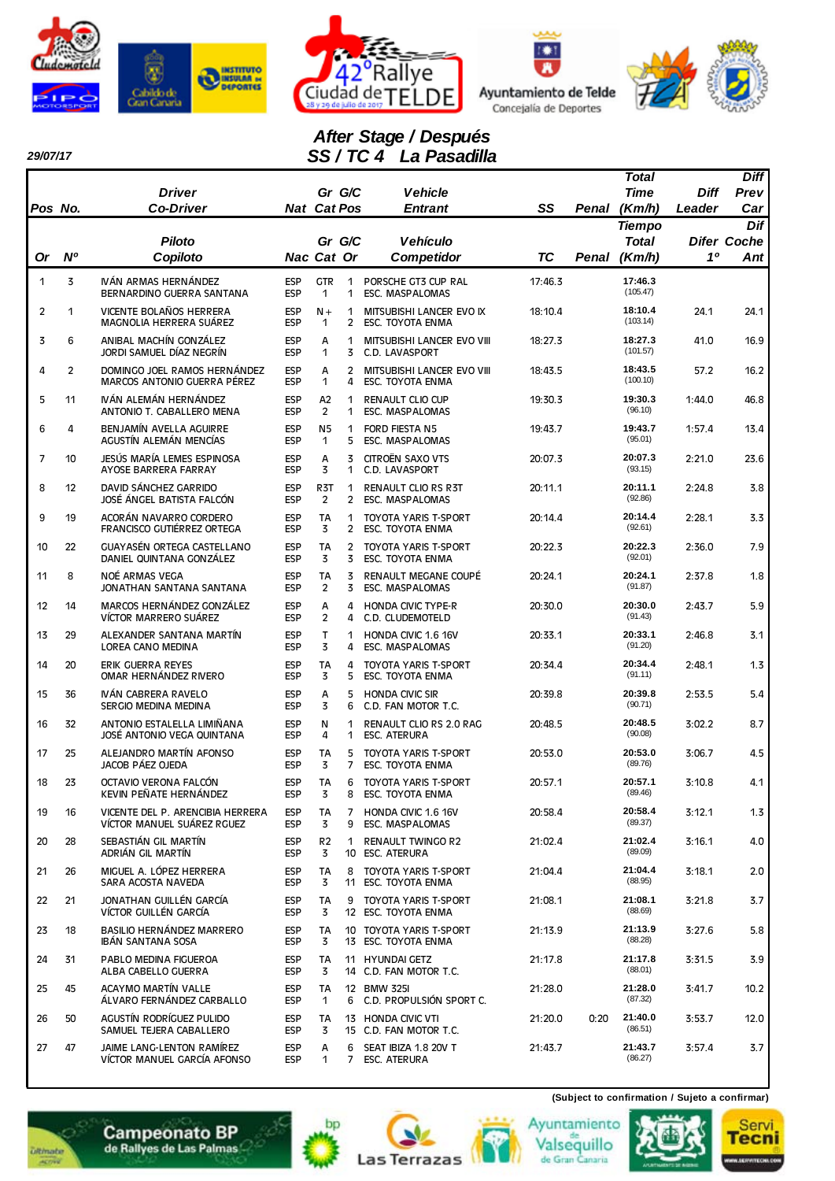42° Rallye Ciudad de TELDE

28 y 29 de julio de 2017

# After Stage / Después
## SS / TC 4 La Pasadilla

29/07/17

| Pos / Or | No. / Nº | Driver / Co-Driver — Piloto / Copiloto | Nat / Nac | Gr / Cat | G/C Pos / Or | Vehicle / Entrant — Vehículo / Competidor | SS / TC | Penal | Total Time (Km/h) / Tiempo Total (Km/h) | Diff Leader / Difer 1º | Diff Prev Car / Dif Coche Ant |
|---|---|---|---|---|---|---|---|---|---|---|---|
| 1 | 3 | IVÁN ARMAS HERNÁNDEZ<br>BERNARDINO GUERRA SANTANA | ESP<br>ESP | GTR<br>1 | 1<br>1 | PORSCHE GT3 CUP RAL<br>ESC. MASPALOMAS | 17:46.3 | | 17:46.3<br>(105.47) | | |
| 2 | 1 | VICENTE BOLAÑOS HERRERA<br>MAGNOLIA HERRERA SUÁREZ | ESP<br>ESP | N+<br>1 | 1<br>2 | MITSUBISHI LANCER EVO IX<br>ESC. TOYOTA ENMA | 18:10.4 | | 18:10.4<br>(103.14) | 24.1 | 24.1 |
| 3 | 6 | ANIBAL MACHÍN GONZÁLEZ<br>JORDI SAMUEL DÍAZ NEGRÍN | ESP<br>ESP | A<br>1 | 1<br>3 | MITSUBISHI LANCER EVO VIII<br>C.D. LAVASPORT | 18:27.3 | | 18:27.3<br>(101.57) | 41.0 | 16.9 |
| 4 | 2 | DOMINGO JOEL RAMOS HERNÁNDEZ<br>MARCOS ANTONIO GUERRA PÉREZ | ESP<br>ESP | A<br>1 | 2<br>4 | MITSUBISHI LANCER EVO VIII<br>ESC. TOYOTA ENMA | 18:43.5 | | 18:43.5<br>(100.10) | 57.2 | 16.2 |
| 5 | 11 | IVÁN ALEMÁN HERNÁNDEZ<br>ANTONIO T. CABALLERO MENA | ESP<br>ESP | A2<br>2 | 1<br>1 | RENAULT CLIO CUP<br>ESC. MASPALOMAS | 19:30.3 | | 19:30.3<br>(96.10) | 1:44.0 | 46.8 |
| 6 | 4 | BENJAMÍN AVELLA AGUIRRE<br>AGUSTÍN ALEMÁN MENCÍAS | ESP<br>ESP | N5<br>1 | 1<br>5 | FORD FIESTA N5<br>ESC. MASPALOMAS | 19:43.7 | | 19:43.7<br>(95.01) | 1:57.4 | 13.4 |
| 7 | 10 | JESÚS MARÍA LEMES ESPINOSA<br>AYOSE BARRERA FARRAY | ESP<br>ESP | A<br>3 | 3<br>1 | CITROËN SAXO VTS<br>C.D. LAVASPORT | 20:07.3 | | 20:07.3<br>(93.15) | 2:21.0 | 23.6 |
| 8 | 12 | DAVID SÁNCHEZ GARRIDO<br>JOSÉ ÁNGEL BATISTA FALCÓN | ESP<br>ESP | R3T<br>2 | 1<br>2 | RENAULT CLIO RS R3T<br>ESC. MASPALOMAS | 20:11.1 | | 20:11.1<br>(92.86) | 2:24.8 | 3.8 |
| 9 | 19 | ACORÁN NAVARRO CORDERO<br>FRANCISCO GUTIÉRREZ ORTEGA | ESP<br>ESP | TA<br>3 | 1<br>2 | TOYOTA YARIS T-SPORT<br>ESC. TOYOTA ENMA | 20:14.4 | | 20:14.4<br>(92.61) | 2:28.1 | 3.3 |
| 10 | 22 | GUAYASÉN ORTEGA CASTELLANO<br>DANIEL QUINTANA GONZÁLEZ | ESP<br>ESP | TA<br>3 | 2<br>3 | TOYOTA YARIS T-SPORT<br>ESC. TOYOTA ENMA | 20:22.3 | | 20:22.3<br>(92.01) | 2:36.0 | 7.9 |
| 11 | 8 | NOÉ ARMAS VEGA<br>JONATHAN SANTANA SANTANA | ESP<br>ESP | TA<br>2 | 3<br>3 | RENAULT MEGANE COUPÉ<br>ESC. MASPALOMAS | 20:24.1 | | 20:24.1<br>(91.87) | 2:37.8 | 1.8 |
| 12 | 14 | MARCOS HERNÁNDEZ GONZÁLEZ<br>VÍCTOR MARRERO SUÁREZ | ESP<br>ESP | A<br>2 | 4<br>4 | HONDA CIVIC TYPE-R<br>C.D. CLUDEMOTELD | 20:30.0 | | 20:30.0<br>(91.43) | 2:43.7 | 5.9 |
| 13 | 29 | ALEXANDER SANTANA MARTÍN<br>LOREA CANO MEDINA | ESP<br>ESP | T<br>3 | 1<br>4 | HONDA CIVIC 1.6 16V<br>ESC. MASPALOMAS | 20:33.1 | | 20:33.1<br>(91.20) | 2:46.8 | 3.1 |
| 14 | 20 | ERIK GUERRA REYES<br>OMAR HERNÁNDEZ RIVERO | ESP<br>ESP | TA<br>3 | 4<br>5 | TOYOTA YARIS T-SPORT<br>ESC. TOYOTA ENMA | 20:34.4 | | 20:34.4<br>(91.11) | 2:48.1 | 1.3 |
| 15 | 36 | IVÁN CABRERA RAVELO<br>SERGIO MEDINA MEDINA | ESP<br>ESP | A<br>3 | 5<br>6 | HONDA CIVIC SIR<br>C.D. FAN MOTOR T.C. | 20:39.8 | | 20:39.8<br>(90.71) | 2:53.5 | 5.4 |
| 16 | 32 | ANTONIO ESTALELLA LIMIÑANA<br>JOSÉ ANTONIO VEGA QUINTANA | ESP<br>ESP | N<br>4 | 1<br>1 | RENAULT CLIO RS 2.0 RAG<br>ESC. ATERURA | 20:48.5 | | 20:48.5<br>(90.08) | 3:02.2 | 8.7 |
| 17 | 25 | ALEJANDRO MARTÍN AFONSO<br>JACOB PÁEZ OJEDA | ESP<br>ESP | TA<br>3 | 5<br>7 | TOYOTA YARIS T-SPORT<br>ESC. TOYOTA ENMA | 20:53.0 | | 20:53.0<br>(89.76) | 3:06.7 | 4.5 |
| 18 | 23 | OCTAVIO VERONA FALCÓN<br>KEVIN PEÑATE HERNÁNDEZ | ESP<br>ESP | TA<br>3 | 6<br>8 | TOYOTA YARIS T-SPORT<br>ESC. TOYOTA ENMA | 20:57.1 | | 20:57.1<br>(89.46) | 3:10.8 | 4.1 |
| 19 | 16 | VICENTE DEL P. ARENCIBIA HERRERA<br>VÍCTOR MANUEL SUÁREZ RGUEZ | ESP<br>ESP | TA<br>3 | 7<br>9 | HONDA CIVIC 1.6 16V<br>ESC. MASPALOMAS | 20:58.4 | | 20:58.4<br>(89.37) | 3:12.1 | 1.3 |
| 20 | 28 | SEBASTIÁN GIL MARTÍN<br>ADRIÁN GIL MARTÍN | ESP<br>ESP | R2<br>3 | 1<br>10 | RENAULT TWINGO R2<br>ESC. ATERURA | 21:02.4 | | 21:02.4<br>(89.09) | 3:16.1 | 4.0 |
| 21 | 26 | MIGUEL A. LÓPEZ HERRERA<br>SARA ACOSTA NAVEDA | ESP<br>ESP | TA<br>3 | 8<br>11 | TOYOTA YARIS T-SPORT<br>ESC. TOYOTA ENMA | 21:04.4 | | 21:04.4<br>(88.95) | 3:18.1 | 2.0 |
| 22 | 21 | JONATHAN GUILLÉN GARCÍA<br>VÍCTOR GUILLÉN GARCÍA | ESP<br>ESP | TA<br>3 | 9<br>12 | TOYOTA YARIS T-SPORT<br>ESC. TOYOTA ENMA | 21:08.1 | | 21:08.1<br>(88.69) | 3:21.8 | 3.7 |
| 23 | 18 | BASILIO HERNÁNDEZ MARRERO<br>IBÁN SANTANA SOSA | ESP<br>ESP | TA<br>3 | 10<br>13 | TOYOTA YARIS T-SPORT<br>ESC. TOYOTA ENMA | 21:13.9 | | 21:13.9<br>(88.28) | 3:27.6 | 5.8 |
| 24 | 31 | PABLO MEDINA FIGUEROA<br>ALBA CABELLO GUERRA | ESP<br>ESP | TA<br>3 | 11<br>14 | HYUNDAI GETZ<br>C.D. FAN MOTOR T.C. | 21:17.8 | | 21:17.8<br>(88.01) | 3:31.5 | 3.9 |
| 25 | 45 | ACAYMO MARTÍN VALLE<br>ÁLVARO FERNÁNDEZ CARBALLO | ESP<br>ESP | TA<br>1 | 12<br>6 | BMW 325I<br>C.D. PROPULSIÓN SPORT C. | 21:28.0 | | 21:28.0<br>(87.32) | 3:41.7 | 10.2 |
| 26 | 50 | AGUSTÍN RODRÍGUEZ PULIDO<br>SAMUEL TEJERA CABALLERO | ESP<br>ESP | TA<br>3 | 13<br>15 | HONDA CIVIC VTI<br>C.D. FAN MOTOR T.C. | 21:20.0 | 0:20 | 21:40.0<br>(86.51) | 3:53.7 | 12.0 |
| 27 | 47 | JAIME LANG-LENTON RAMÍREZ<br>VÍCTOR MANUEL GARCÍA AFONSO | ESP<br>ESP | A<br>1 | 6<br>7 | SEAT IBIZA 1.8 20V T<br>ESC. ATERURA | 21:43.7 | | 21:43.7<br>(86.27) | 3:57.4 | 3.7 |

(Subject to confirmation / Sujeto a confirmar)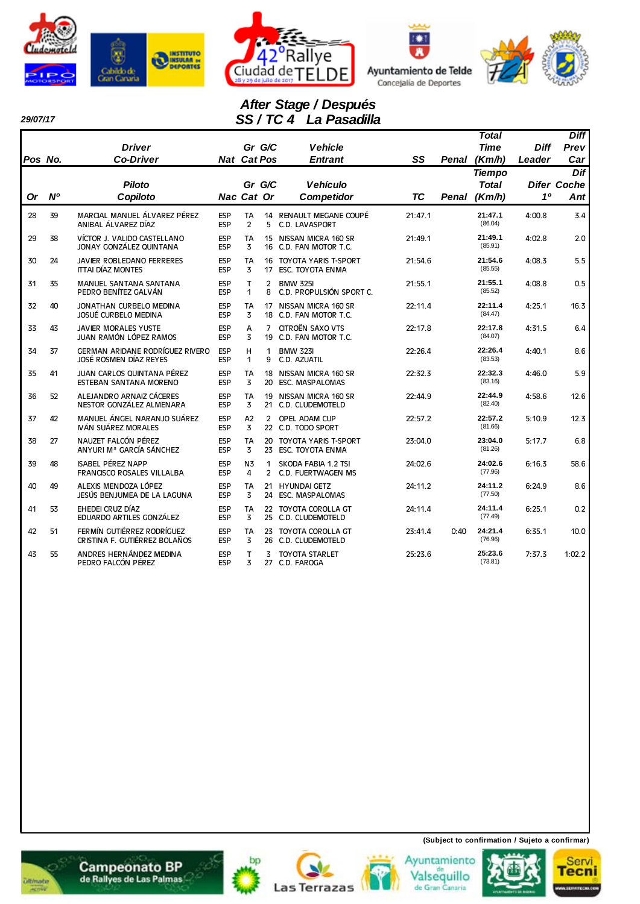29/07/17

## After Stage / Después
## SS / TC 4 La Pasadilla

| Pos / Or | No. / Nº | Driver / Co-Driver — Piloto / Copiloto | Nat / Nac | Gr / Cat | G/C Pos / Or | Vehicle / Entrant — Vehículo / Competidor | SS / TC | Penal | Total Time (Km/h) / Tiempo Total (Km/h) | Diff Leader / Difer 1º | Diff Prev Car / Dif Coche Ant |
|---|---|---|---|---|---|---|---|---|---|---|---|
| 28 | 39 | MARCIAL MANUEL ÁLVAREZ PÉREZ<br>ANIBAL ÁLVAREZ DÍAZ | ESP<br>ESP | TA<br>2 | 14<br>5 | RENAULT MEGANE COUPÉ<br>C.D. LAVASPORT | 21:47.1 | | **21:47.1**<br>(86.04) | 4:00.8 | 3.4 |
| 29 | 38 | VÍCTOR J. VALIDO CASTELLANO<br>JONAY GONZÁLEZ QUINTANA | ESP<br>ESP | TA<br>3 | 15<br>16 | NISSAN MICRA 160 SR<br>C.D. FAN MOTOR T.C. | 21:49.1 | | **21:49.1**<br>(85.91) | 4:02.8 | 2.0 |
| 30 | 24 | JAVIER ROBLEDANO FERRERES<br>ITTAI DÍAZ MONTES | ESP<br>ESP | TA<br>3 | 16<br>17 | TOYOTA YARIS T-SPORT<br>ESC. TOYOTA ENMA | 21:54.6 | | **21:54.6**<br>(85.55) | 4:08.3 | 5.5 |
| 31 | 35 | MANUEL SANTANA SANTANA<br>PEDRO BENÍTEZ GALVÁN | ESP<br>ESP | T<br>1 | 2<br>8 | BMW 325I<br>C.D. PROPULSIÓN SPORT C. | 21:55.1 | | **21:55.1**<br>(85.52) | 4:08.8 | 0.5 |
| 32 | 40 | JONATHAN CURBELO MEDINA<br>JOSUÉ CURBELO MEDINA | ESP<br>ESP | TA<br>3 | 17<br>18 | NISSAN MICRA 160 SR<br>C.D. FAN MOTOR T.C. | 22:11.4 | | **22:11.4**<br>(84.47) | 4:25.1 | 16.3 |
| 33 | 43 | JAVIER MORALES YUSTE<br>JUAN RAMÓN LÓPEZ RAMOS | ESP<br>ESP | A<br>3 | 7<br>19 | CITROËN SAXO VTS<br>C.D. FAN MOTOR T.C. | 22:17.8 | | **22:17.8**<br>(84.07) | 4:31.5 | 6.4 |
| 34 | 37 | GERMAN ARIDANE RODRÍGUEZ RIVERO<br>JOSÉ ROSMEN DÍAZ REYES | ESP<br>ESP | H<br>1 | 1<br>9 | BMW 323I<br>C.D. AZUATIL | 22:26.4 | | **22:26.4**<br>(83.53) | 4:40.1 | 8.6 |
| 35 | 41 | JUAN CARLOS QUINTANA PÉREZ<br>ESTEBAN SANTANA MORENO | ESP<br>ESP | TA<br>3 | 18<br>20 | NISSAN MICRA 160 SR<br>ESC. MASPALOMAS | 22:32.3 | | **22:32.3**<br>(83.16) | 4:46.0 | 5.9 |
| 36 | 52 | ALEJANDRO ARNAIZ CÁCERES<br>NESTOR GONZÁLEZ ALMENARA | ESP<br>ESP | TA<br>3 | 19<br>21 | NISSAN MICRA 160 SR<br>C.D. CLUDEMOTELD | 22:44.9 | | **22:44.9**<br>(82.40) | 4:58.6 | 12.6 |
| 37 | 42 | MANUEL ÁNGEL NARANJO SUÁREZ<br>IVÁN SUÁREZ MORALES | ESP<br>ESP | A2<br>3 | 2<br>22 | OPEL ADAM CUP<br>C.D. TODO SPORT | 22:57.2 | | **22:57.2**<br>(81.66) | 5:10.9 | 12.3 |
| 38 | 27 | NAUZET FALCÓN PÉREZ<br>ANYURI Mª GARCÍA SÁNCHEZ | ESP<br>ESP | TA<br>3 | 20<br>23 | TOYOTA YARIS T-SPORT<br>ESC. TOYOTA ENMA | 23:04.0 | | **23:04.0**<br>(81.26) | 5:17.7 | 6.8 |
| 39 | 48 | ISABEL PÉREZ NAPP<br>FRANCISCO ROSALES VILLALBA | ESP<br>ESP | N3<br>4 | 1<br>2 | SKODA FABIA 1.2 TSI<br>C.D. FUERTWAGEN MS | 24:02.6 | | **24:02.6**<br>(77.96) | 6:16.3 | 58.6 |
| 40 | 49 | ALEXIS MENDOZA LÓPEZ<br>JESÚS BENJUMEA DE LA LAGUNA | ESP<br>ESP | TA<br>3 | 21<br>24 | HYUNDAI GETZ<br>ESC. MASPALOMAS | 24:11.2 | | **24:11.2**<br>(77.50) | 6:24.9 | 8.6 |
| 41 | 53 | EHEDEI CRUZ DÍAZ<br>EDUARDO ARTILES GONZÁLEZ | ESP<br>ESP | TA<br>3 | 22<br>25 | TOYOTA COROLLA GT<br>C.D. CLUDEMOTELD | 24:11.4 | | **24:11.4**<br>(77.49) | 6:25.1 | 0.2 |
| 42 | 51 | FERMÍN GUTIÉRREZ RODRÍGUEZ<br>CRISTINA F. GUTIÉRREZ BOLAÑOS | ESP<br>ESP | TA<br>3 | 23<br>26 | TOYOTA COROLLA GT<br>C.D. CLUDEMOTELD | 23:41.4 | 0:40 | **24:21.4**<br>(76.96) | 6:35.1 | 10.0 |
| 43 | 55 | ANDRES HERNÁNDEZ MEDINA<br>PEDRO FALCÓN PÉREZ | ESP<br>ESP | T<br>3 | 3<br>27 | TOYOTA STARLET<br>C.D. FAROGA | 25:23.6 | | **25:23.6**<br>(73.81) | 7:37.3 | 1:02.2 |

**(Subject to confirmation / Sujeto a confirmar)**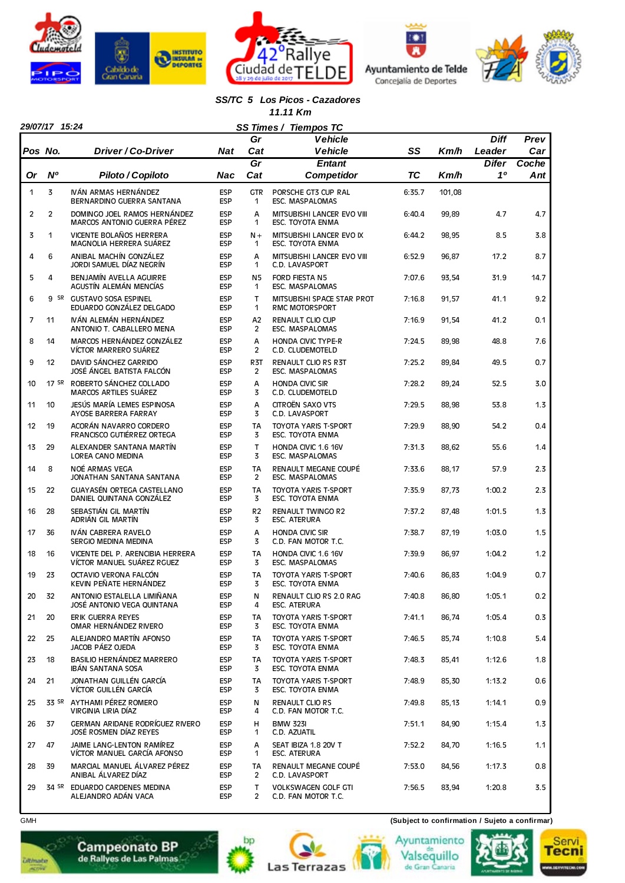## SS/TC 5 Los Picos - Cazadores

### 11.11 Km

**29/07/17 15:24** — **SS Times / Tiempos TC**

| Pos / Or | No. / Nº | Driver / Co-Driver / Piloto / Copiloto | Nat / Nac | Gr Cat | Vehicle / Entant / Vehicle / Competidor | SS / TC | Km/h | Diff Leader / Difer 1º | Prev Car / Coche Ant |
|---|---|---|---|---|---|---|---|---|---|
| 1 | 3 | IVÁN ARMAS HERNÁNDEZ<br>BERNARDINO GUERRA SANTANA | ESP<br>ESP | GTR<br>1 | PORSCHE GT3 CUP RAL<br>ESC. MASPALOMAS | 6:35.7 | 101,08 | | |
| 2 | 2 | DOMINGO JOEL RAMOS HERNÁNDEZ<br>MARCOS ANTONIO GUERRA PÉREZ | ESP<br>ESP | A<br>1 | MITSUBISHI LANCER EVO VIII<br>ESC. TOYOTA ENMA | 6:40.4 | 99,89 | 4.7 | 4.7 |
| 3 | 1 | VICENTE BOLAÑOS HERRERA<br>MAGNOLIA HERRERA SUÁREZ | ESP<br>ESP | N+<br>1 | MITSUBISHI LANCER EVO IX<br>ESC. TOYOTA ENMA | 6:44.2 | 98,95 | 8.5 | 3.8 |
| 4 | 6 | ANIBAL MACHÍN GONZÁLEZ<br>JORDI SAMUEL DÍAZ NEGRÍN | ESP<br>ESP | A<br>1 | MITSUBISHI LANCER EVO VIII<br>C.D. LAVASPORT | 6:52.9 | 96,87 | 17.2 | 8.7 |
| 5 | 4 | BENJAMÍN AVELLA AGUIRRE<br>AGUSTÍN ALEMÁN MENCÍAS | ESP<br>ESP | N5<br>1 | FORD FIESTA N5<br>ESC. MASPALOMAS | 7:07.6 | 93,54 | 31.9 | 14.7 |
| 6 | 9 SR | GUSTAVO SOSA ESPINEL<br>EDUARDO GONZÁLEZ DELGADO | ESP<br>ESP | T<br>1 | MITSUBISHI SPACE STAR PROT<br>RMC MOTORSPORT | 7:16.8 | 91,57 | 41.1 | 9.2 |
| 7 | 11 | IVÁN ALEMÁN HERNÁNDEZ<br>ANTONIO T. CABALLERO MENA | ESP<br>ESP | A2<br>2 | RENAULT CLIO CUP<br>ESC. MASPALOMAS | 7:16.9 | 91,54 | 41.2 | 0.1 |
| 8 | 14 | MARCOS HERNÁNDEZ GONZÁLEZ<br>VÍCTOR MARRERO SUÁREZ | ESP<br>ESP | A<br>2 | HONDA CIVIC TYPE-R<br>C.D. CLUDEMOTELD | 7:24.5 | 89,98 | 48.8 | 7.6 |
| 9 | 12 | DAVID SÁNCHEZ GARRIDO<br>JOSÉ ÁNGEL BATISTA FALCÓN | ESP<br>ESP | R3T<br>2 | RENAULT CLIO RS R3T<br>ESC. MASPALOMAS | 7:25.2 | 89,84 | 49.5 | 0.7 |
| 10 | 17 SR | ROBERTO SÁNCHEZ COLLADO<br>MARCOS ARTILES SUÁREZ | ESP<br>ESP | A<br>3 | HONDA CIVIC SIR<br>C.D. CLUDEMOTELD | 7:28.2 | 89,24 | 52.5 | 3.0 |
| 11 | 10 | JESÚS MARÍA LEMES ESPINOSA<br>AYOSE BARRERA FARRAY | ESP<br>ESP | A<br>3 | CITROËN SAXO VTS<br>C.D. LAVASPORT | 7:29.5 | 88,98 | 53.8 | 1.3 |
| 12 | 19 | ACORÁN NAVARRO CORDERO<br>FRANCISCO GUTIÉRREZ ORTEGA | ESP<br>ESP | TA<br>3 | TOYOTA YARIS T-SPORT<br>ESC. TOYOTA ENMA | 7:29.9 | 88,90 | 54.2 | 0.4 |
| 13 | 29 | ALEXANDER SANTANA MARTÍN<br>LOREA CANO MEDINA | ESP<br>ESP | T<br>3 | HONDA CIVIC 1.6 16V<br>ESC. MASPALOMAS | 7:31.3 | 88,62 | 55.6 | 1.4 |
| 14 | 8 | NOÉ ARMAS VEGA<br>JONATHAN SANTANA SANTANA | ESP<br>ESP | TA<br>2 | RENAULT MEGANE COUPÉ<br>ESC. MASPALOMAS | 7:33.6 | 88,17 | 57.9 | 2.3 |
| 15 | 22 | GUAYASÉN ORTEGA CASTELLANO<br>DANIEL QUINTANA GONZÁLEZ | ESP<br>ESP | TA<br>3 | TOYOTA YARIS T-SPORT<br>ESC. TOYOTA ENMA | 7:35.9 | 87,73 | 1:00.2 | 2.3 |
| 16 | 28 | SEBASTIÁN GIL MARTÍN<br>ADRIÁN GIL MARTÍN | ESP<br>ESP | R2<br>3 | RENAULT TWINGO R2<br>ESC. ATERURA | 7:37.2 | 87,48 | 1:01.5 | 1.3 |
| 17 | 36 | IVÁN CABRERA RAVELO<br>SERGIO MEDINA MEDINA | ESP<br>ESP | A<br>3 | HONDA CIVIC SIR<br>C.D. FAN MOTOR T.C. | 7:38.7 | 87,19 | 1:03.0 | 1.5 |
| 18 | 16 | VICENTE DEL P. ARENCIBIA HERRERA<br>VÍCTOR MANUEL SUÁREZ RGUEZ | ESP<br>ESP | TA<br>3 | HONDA CIVIC 1.6 16V<br>ESC. MASPALOMAS | 7:39.9 | 86,97 | 1:04.2 | 1.2 |
| 19 | 23 | OCTAVIO VERONA FALCÓN<br>KEVIN PEÑATE HERNÁNDEZ | ESP<br>ESP | TA<br>3 | TOYOTA YARIS T-SPORT<br>ESC. TOYOTA ENMA | 7:40.6 | 86,83 | 1:04.9 | 0.7 |
| 20 | 32 | ANTONIO ESTALELLA LIMIÑANA<br>JOSÉ ANTONIO VEGA QUINTANA | ESP<br>ESP | N<br>4 | RENAULT CLIO RS 2.0 RAG<br>ESC. ATERURA | 7:40.8 | 86,80 | 1:05.1 | 0.2 |
| 21 | 20 | ERIK GUERRA REYES<br>OMAR HERNÁNDEZ RIVERO | ESP<br>ESP | TA<br>3 | TOYOTA YARIS T-SPORT<br>ESC. TOYOTA ENMA | 7:41.1 | 86,74 | 1:05.4 | 0.3 |
| 22 | 25 | ALEJANDRO MARTÍN AFONSO<br>JACOB PÁEZ OJEDA | ESP<br>ESP | TA<br>3 | TOYOTA YARIS T-SPORT<br>ESC. TOYOTA ENMA | 7:46.5 | 85,74 | 1:10.8 | 5.4 |
| 23 | 18 | BASILIO HERNÁNDEZ MARRERO<br>IBÁN SANTANA SOSA | ESP<br>ESP | TA<br>3 | TOYOTA YARIS T-SPORT<br>ESC. TOYOTA ENMA | 7:48.3 | 85,41 | 1:12.6 | 1.8 |
| 24 | 21 | JONATHAN GUILLÉN GARCÍA<br>VÍCTOR GUILLÉN GARCÍA | ESP<br>ESP | TA<br>3 | TOYOTA YARIS T-SPORT<br>ESC. TOYOTA ENMA | 7:48.9 | 85,30 | 1:13.2 | 0.6 |
| 25 | 33 SR | AYTHAMI PÉREZ ROMERO<br>VIRGINIA LIRIA DÍAZ | ESP<br>ESP | N<br>4 | RENAULT CLIO RS<br>C.D. FAN MOTOR T.C. | 7:49.8 | 85,13 | 1:14.1 | 0.9 |
| 26 | 37 | GERMAN ARIDANE RODRÍGUEZ RIVERO<br>JOSÉ ROSMEN DÍAZ REYES | ESP<br>ESP | H<br>1 | BMW 323I<br>C.D. AZUATIL | 7:51.1 | 84,90 | 1:15.4 | 1.3 |
| 27 | 47 | JAIME LANG-LENTON RAMÍREZ<br>VÍCTOR MANUEL GARCÍA AFONSO | ESP<br>ESP | A<br>1 | SEAT IBIZA 1.8 20V T<br>ESC. ATERURA | 7:52.2 | 84,70 | 1:16.5 | 1.1 |
| 28 | 39 | MARCIAL MANUEL ÁLVAREZ PÉREZ<br>ANIBAL ÁLVAREZ DÍAZ | ESP<br>ESP | TA<br>2 | RENAULT MEGANE COUPÉ<br>C.D. LAVASPORT | 7:53.0 | 84,56 | 1:17.3 | 0.8 |
| 29 | 34 SR | EDUARDO CARDENES MEDINA<br>ALEJANDRO ADÁN VACA | ESP<br>ESP | T<br>2 | VOLKSWAGEN GOLF GTI<br>C.D. FAN MOTOR T.C. | 7:56.5 | 83,94 | 1:20.8 | 3.5 |

GMH

(Subject to confirmation / Sujeto a confirmar)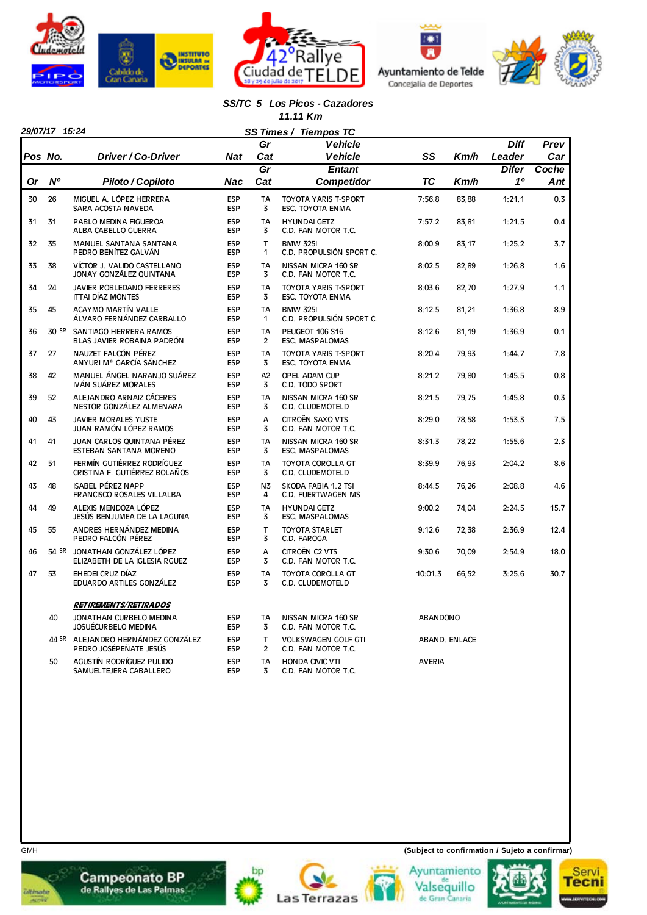### SS/TC 5 Los Picos - Cazadores
### 11.11 Km

**29/07/17 15:24** — **SS Times / Tiempos TC**

| Pos / Or | No. / Nº | Driver / Co-Driver (Piloto / Copiloto) | Nat / Nac | Gr / Cat | Vehicle / Entrant (Vehículo / Competidor) | SS / TC | Km/h | Diff Leader / Difer 1º | Prev Car / Coche Ant |
|---|---|---|---|---|---|---|---|---|---|
| 30 | 26 | MIGUEL A. LÓPEZ HERRERA<br>SARA ACOSTA NAVEDA | ESP<br>ESP | TA<br>3 | TOYOTA YARIS T-SPORT<br>ESC. TOYOTA ENMA | 7:56.8 | 83,88 | 1:21.1 | 0.3 |
| 31 | 31 | PABLO MEDINA FIGUEROA<br>ALBA CABELLO GUERRA | ESP<br>ESP | TA<br>3 | HYUNDAI GETZ<br>C.D. FAN MOTOR T.C. | 7:57.2 | 83,81 | 1:21.5 | 0.4 |
| 32 | 35 | MANUEL SANTANA SANTANA<br>PEDRO BENÍTEZ GALVÁN | ESP<br>ESP | T<br>1 | BMW 325I<br>C.D. PROPULSIÓN SPORT C. | 8:00.9 | 83,17 | 1:25.2 | 3.7 |
| 33 | 38 | VÍCTOR J. VALIDO CASTELLANO<br>JONAY GONZÁLEZ QUINTANA | ESP<br>ESP | TA<br>3 | NISSAN MICRA 160 SR<br>C.D. FAN MOTOR T.C. | 8:02.5 | 82,89 | 1:26.8 | 1.6 |
| 34 | 24 | JAVIER ROBLEDANO FERRERES<br>ITTAI DÍAZ MONTES | ESP<br>ESP | TA<br>3 | TOYOTA YARIS T-SPORT<br>ESC. TOYOTA ENMA | 8:03.6 | 82,70 | 1:27.9 | 1.1 |
| 35 | 45 | ACAYMO MARTÍN VALLE<br>ÁLVARO FERNÁNDEZ CARBALLO | ESP<br>ESP | TA<br>1 | BMW 325I<br>C.D. PROPULSIÓN SPORT C. | 8:12.5 | 81,21 | 1:36.8 | 8.9 |
| 36 | 30 SR | SANTIAGO HERRERA RAMOS<br>BLAS JAVIER ROBAINA PADRÓN | ESP<br>ESP | TA<br>2 | PEUGEOT 106 S16<br>ESC. MASPALOMAS | 8:12.6 | 81,19 | 1:36.9 | 0.1 |
| 37 | 27 | NAUZET FALCÓN PÉREZ<br>ANYURI Mª GARCÍA SÁNCHEZ | ESP<br>ESP | TA<br>3 | TOYOTA YARIS T-SPORT<br>ESC. TOYOTA ENMA | 8:20.4 | 79,93 | 1:44.7 | 7.8 |
| 38 | 42 | MANUEL ÁNGEL NARANJO SUÁREZ<br>IVÁN SUÁREZ MORALES | ESP<br>ESP | A2<br>3 | OPEL ADAM CUP<br>C.D. TODO SPORT | 8:21.2 | 79,80 | 1:45.5 | 0.8 |
| 39 | 52 | ALEJANDRO ARNAIZ CÁCERES<br>NESTOR GONZÁLEZ ALMENARA | ESP<br>ESP | TA<br>3 | NISSAN MICRA 160 SR<br>C.D. CLUDEMOTELD | 8:21.5 | 79,75 | 1:45.8 | 0.3 |
| 40 | 43 | JAVIER MORALES YUSTE<br>JUAN RAMÓN LÓPEZ RAMOS | ESP<br>ESP | A<br>3 | CITROËN SAXO VTS<br>C.D. FAN MOTOR T.C. | 8:29.0 | 78,58 | 1:53.3 | 7.5 |
| 41 | 41 | JUAN CARLOS QUINTANA PÉREZ<br>ESTEBAN SANTANA MORENO | ESP<br>ESP | TA<br>3 | NISSAN MICRA 160 SR<br>ESC. MASPALOMAS | 8:31.3 | 78,22 | 1:55.6 | 2.3 |
| 42 | 51 | FERMÍN GUTIÉRREZ RODRÍGUEZ<br>CRISTINA F. GUTIÉRREZ BOLAÑOS | ESP<br>ESP | TA<br>3 | TOYOTA COROLLA GT<br>C.D. CLUDEMOTELD | 8:39.9 | 76,93 | 2:04.2 | 8.6 |
| 43 | 48 | ISABEL PÉREZ NAPP<br>FRANCISCO ROSALES VILLALBA | ESP<br>ESP | N3<br>4 | SKODA FABIA 1.2 TSI<br>C.D. FUERTWAGEN MS | 8:44.5 | 76,26 | 2:08.8 | 4.6 |
| 44 | 49 | ALEXIS MENDOZA LÓPEZ<br>JESÚS BENJUMEA DE LA LAGUNA | ESP<br>ESP | TA<br>3 | HYUNDAI GETZ<br>ESC. MASPALOMAS | 9:00.2 | 74,04 | 2:24.5 | 15.7 |
| 45 | 55 | ANDRES HERNÁNDEZ MEDINA<br>PEDRO FALCÓN PÉREZ | ESP<br>ESP | T<br>3 | TOYOTA STARLET<br>C.D. FAROGA | 9:12.6 | 72,38 | 2:36.9 | 12.4 |
| 46 | 54 SR | JONATHAN GONZÁLEZ LÓPEZ<br>ELIZABETH DE LA IGLESIA RGUEZ | ESP<br>ESP | A<br>3 | CITROËN C2 VTS<br>C.D. FAN MOTOR T.C. | 9:30.6 | 70,09 | 2:54.9 | 18.0 |
| 47 | 53 | EHEDEI CRUZ DÍAZ<br>EDUARDO ARTILES GONZÁLEZ | ESP<br>ESP | TA<br>3 | TOYOTA COROLLA GT<br>C.D. CLUDEMOTELD | 10:01.3 | 66,52 | 3:25.6 | 30.7 |

**_RETIREMENTS/RETIRADOS_**

| No. | Driver / Co-Driver | Nat | Gr / Cat | Vehicle / Entrant | Reason |
|---|---|---|---|---|---|
| 40 | JONATHAN CURBELO MEDINA<br>JOSUÉCURBELO MEDINA | ESP<br>ESP | TA<br>3 | NISSAN MICRA 160 SR<br>C.D. FAN MOTOR T.C. | ABANDONO |
| 44 SR | ALEJANDRO HERNÁNDEZ GONZÁLEZ<br>PEDRO JOSÉPEÑATE JESÚS | ESP<br>ESP | T<br>2 | VOLKSWAGEN GOLF GTI<br>C.D. FAN MOTOR T.C. | ABAND. ENLACE |
| 50 | AGUSTÍN RODRÍGUEZ PULIDO<br>SAMUELTEJERA CABALLERO | ESP<br>ESP | TA<br>3 | HONDA CIVIC VTI<br>C.D. FAN MOTOR T.C. | AVERIA |

GMH

**(Subject to confirmation / Sujeto a confirmar)**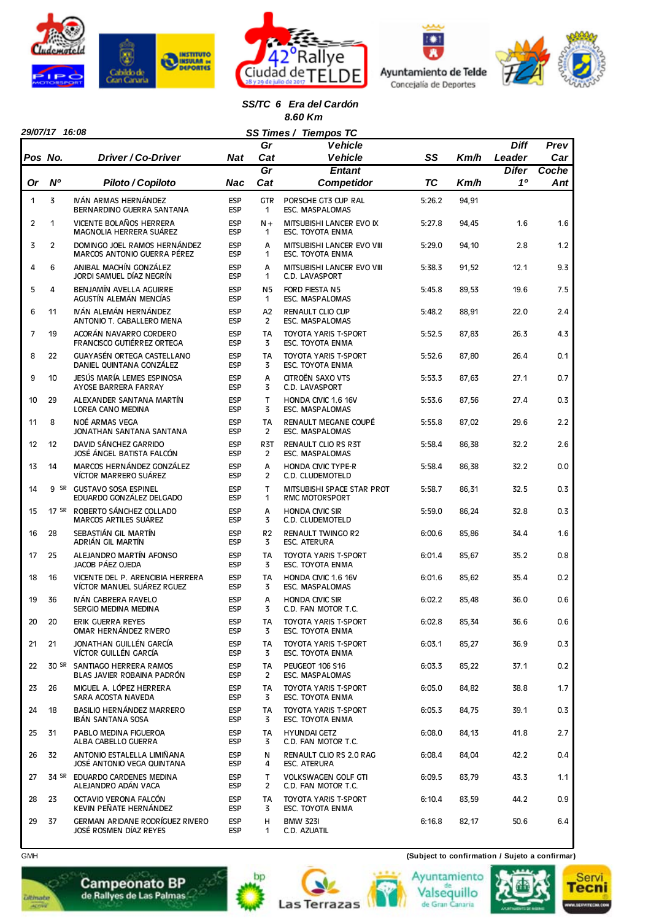## SS/TC 6 Era del Cardón
**8.60 Km**

29/07/17 16:08

**SS Times / Tiempos TC**

| Pos | No. | Driver / Co-Driver | Nat | Gr Cat | Vehicle | SS | Km/h | Diff Leader | Prev Car |
|---|---|---|---|---|---|---|---|---|---|
| Or | Nº | Piloto / Copiloto | Nac | Gr Cat | Vehicle / Entant Competidor | TC | Km/h | Difer 1º | Coche Ant |
| 1 | 3 | IVÁN ARMAS HERNÁNDEZ / BERNARDINO GUERRA SANTANA | ESP / ESP | GTR 1 | PORSCHE GT3 CUP RAL / ESC. MASPALOMAS | 5:26.2 | 94,91 | | |
| 2 | 1 | VICENTE BOLAÑOS HERRERA / MAGNOLIA HERRERA SUÁREZ | ESP / ESP | N+ 1 | MITSUBISHI LANCER EVO IX / ESC. TOYOTA ENMA | 5:27.8 | 94,45 | 1.6 | 1.6 |
| 3 | 2 | DOMINGO JOEL RAMOS HERNÁNDEZ / MARCOS ANTONIO GUERRA PÉREZ | ESP / ESP | A 1 | MITSUBISHI LANCER EVO VIII / ESC. TOYOTA ENMA | 5:29.0 | 94,10 | 2.8 | 1.2 |
| 4 | 6 | ANIBAL MACHÍN GONZÁLEZ / JORDI SAMUEL DÍAZ NEGRÍN | ESP / ESP | A 1 | MITSUBISHI LANCER EVO VIII / C.D. LAVASPORT | 5:38.3 | 91,52 | 12.1 | 9.3 |
| 5 | 4 | BENJAMÍN AVELLA AGUIRRE / AGUSTÍN ALEMÁN MENCÍAS | ESP / ESP | N5 1 | FORD FIESTA N5 / ESC. MASPALOMAS | 5:45.8 | 89,53 | 19.6 | 7.5 |
| 6 | 11 | IVÁN ALEMÁN HERNÁNDEZ / ANTONIO T. CABALLERO MENA | ESP / ESP | A2 2 | RENAULT CLIO CUP / ESC. MASPALOMAS | 5:48.2 | 88,91 | 22.0 | 2.4 |
| 7 | 19 | ACORÁN NAVARRO CORDERO / FRANCISCO GUTIÉRREZ ORTEGA | ESP / ESP | TA 3 | TOYOTA YARIS T-SPORT / ESC. TOYOTA ENMA | 5:52.5 | 87,83 | 26.3 | 4.3 |
| 8 | 22 | GUAYASÉN ORTEGA CASTELLANO / DANIEL QUINTANA GONZÁLEZ | ESP / ESP | TA 3 | TOYOTA YARIS T-SPORT / ESC. TOYOTA ENMA | 5:52.6 | 87,80 | 26.4 | 0.1 |
| 9 | 10 | JESÚS MARÍA LEMES ESPINOSA / AYOSE BARRERA FARRAY | ESP / ESP | A 3 | CITROËN SAXO VTS / C.D. LAVASPORT | 5:53.3 | 87,63 | 27.1 | 0.7 |
| 10 | 29 | ALEXANDER SANTANA MARTÍN / LOREA CANO MEDINA | ESP / ESP | T 3 | HONDA CIVIC 1.6 16V / ESC. MASPALOMAS | 5:53.6 | 87,56 | 27.4 | 0.3 |
| 11 | 8 | NOÉ ARMAS VEGA / JONATHAN SANTANA SANTANA | ESP / ESP | TA 2 | RENAULT MEGANE COUPÉ / ESC. MASPALOMAS | 5:55.8 | 87,02 | 29.6 | 2.2 |
| 12 | 12 | DAVID SÁNCHEZ GARRIDO / JOSÉ ÁNGEL BATISTA FALCÓN | ESP / ESP | R3T 2 | RENAULT CLIO RS R3T / ESC. MASPALOMAS | 5:58.4 | 86,38 | 32.2 | 2.6 |
| 13 | 14 | MARCOS HERNÁNDEZ GONZÁLEZ / VÍCTOR MARRERO SUÁREZ | ESP / ESP | A 2 | HONDA CIVIC TYPE-R / C.D. CLUDEMOTELD | 5:58.4 | 86,38 | 32.2 | 0.0 |
| 14 | 9 SR | GUSTAVO SOSA ESPINEL / EDUARDO GONZÁLEZ DELGADO | ESP / ESP | T 1 | MITSUBISHI SPACE STAR PROT / RMC MOTORSPORT | 5:58.7 | 86,31 | 32.5 | 0.3 |
| 15 | 17 SR | ROBERTO SÁNCHEZ COLLADO / MARCOS ARTILES SUÁREZ | ESP / ESP | A 3 | HONDA CIVIC SIR / C.D. CLUDEMOTELD | 5:59.0 | 86,24 | 32.8 | 0.3 |
| 16 | 28 | SEBASTIÁN GIL MARTÍN / ADRIÁN GIL MARTÍN | ESP / ESP | R2 3 | RENAULT TWINGO R2 / ESC. ATERURA | 6:00.6 | 85,86 | 34.4 | 1.6 |
| 17 | 25 | ALEJANDRO MARTÍN AFONSO / JACOB PÁEZ OJEDA | ESP / ESP | TA 3 | TOYOTA YARIS T-SPORT / ESC. TOYOTA ENMA | 6:01.4 | 85,67 | 35.2 | 0.8 |
| 18 | 16 | VICENTE DEL P. ARENCIBIA HERRERA / VÍCTOR MANUEL SUÁREZ RGUEZ | ESP / ESP | TA 3 | HONDA CIVIC 1.6 16V / ESC. MASPALOMAS | 6:01.6 | 85,62 | 35.4 | 0.2 |
| 19 | 36 | IVÁN CABRERA RAVELO / SERGIO MEDINA MEDINA | ESP / ESP | A 3 | HONDA CIVIC SIR / C.D. FAN MOTOR T.C. | 6:02.2 | 85,48 | 36.0 | 0.6 |
| 20 | 20 | ERIK GUERRA REYES / OMAR HERNÁNDEZ RIVERO | ESP / ESP | TA 3 | TOYOTA YARIS T-SPORT / ESC. TOYOTA ENMA | 6:02.8 | 85,34 | 36.6 | 0.6 |
| 21 | 21 | JONATHAN GUILLÉN GARCÍA / VÍCTOR GUILLÉN GARCÍA | ESP / ESP | TA 3 | TOYOTA YARIS T-SPORT / ESC. TOYOTA ENMA | 6:03.1 | 85,27 | 36.9 | 0.3 |
| 22 | 30 SR | SANTIAGO HERRERA RAMOS / BLAS JAVIER ROBAINA PADRÓN | ESP / ESP | TA 2 | PEUGEOT 106 S16 / ESC. MASPALOMAS | 6:03.3 | 85,22 | 37.1 | 0.2 |
| 23 | 26 | MIGUEL A. LÓPEZ HERRERA / SARA ACOSTA NAVEDA | ESP / ESP | TA 3 | TOYOTA YARIS T-SPORT / ESC. TOYOTA ENMA | 6:05.0 | 84,82 | 38.8 | 1.7 |
| 24 | 18 | BASILIO HERNÁNDEZ MARRERO / IBÁN SANTANA SOSA | ESP / ESP | TA 3 | TOYOTA YARIS T-SPORT / ESC. TOYOTA ENMA | 6:05.3 | 84,75 | 39.1 | 0.3 |
| 25 | 31 | PABLO MEDINA FIGUEROA / ALBA CABELLO GUERRA | ESP / ESP | TA 3 | HYUNDAI GETZ / C.D. FAN MOTOR T.C. | 6:08.0 | 84,13 | 41.8 | 2.7 |
| 26 | 32 | ANTONIO ESTALELLA LIMIÑANA / JOSÉ ANTONIO VEGA QUINTANA | ESP / ESP | N 4 | RENAULT CLIO RS 2.0 RAG / ESC. ATERURA | 6:08.4 | 84,04 | 42.2 | 0.4 |
| 27 | 34 SR | EDUARDO CARDENES MEDINA / ALEJANDRO ADÁN VACA | ESP / ESP | T 2 | VOLKSWAGEN GOLF GTI / C.D. FAN MOTOR T.C. | 6:09.5 | 83,79 | 43.3 | 1.1 |
| 28 | 23 | OCTAVIO VERONA FALCÓN / KEVIN PEÑATE HERNÁNDEZ | ESP / ESP | TA 3 | TOYOTA YARIS T-SPORT / ESC. TOYOTA ENMA | 6:10.4 | 83,59 | 44.2 | 0.9 |
| 29 | 37 | GERMAN ARIDANE RODRÍGUEZ RIVERO / JOSÉ ROSMEN DÍAZ REYES | ESP / ESP | H 1 | BMW 323I / C.D. AZUATIL | 6:16.8 | 82,17 | 50.6 | 6.4 |

GMH

(Subject to confirmation / Sujeto a confirmar)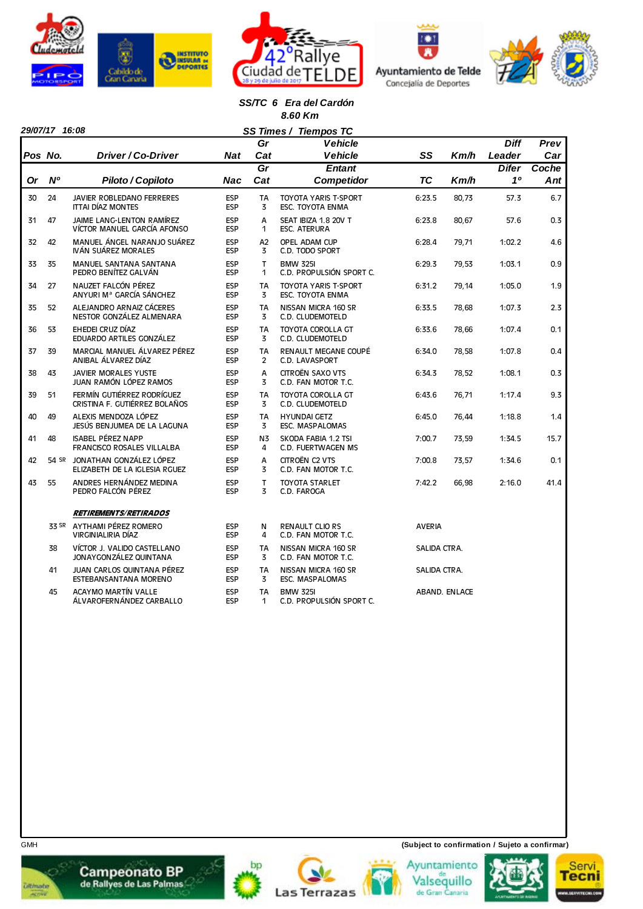## SS/TC 6 Era del Cardón

**8.60 Km**

29/07/17 16:08

### SS Times / Tiempos TC

| Pos / Or | No. / Nº | Driver / Co-Driver / Piloto / Copiloto | Nat / Nac | Gr Cat | Vehicle / Entant / Competidor | SS / TC | Km/h | Diff Leader / Difer 1º | Prev Car / Coche Ant |
|---|---|---|---|---|---|---|---|---|---|
| 30 | 24 | JAVIER ROBLEDANO FERRERES / ITTAI DÍAZ MONTES | ESP / ESP | TA 3 | TOYOTA YARIS T-SPORT / ESC. TOYOTA ENMA | 6:23.5 | 80,73 | 57.3 | 6.7 |
| 31 | 47 | JAIME LANG-LENTON RAMÍREZ / VÍCTOR MANUEL GARCÍA AFONSO | ESP / ESP | A 1 | SEAT IBIZA 1.8 20V T / ESC. ATERURA | 6:23.8 | 80,67 | 57.6 | 0.3 |
| 32 | 42 | MANUEL ÁNGEL NARANJO SUÁREZ / IVÁN SUÁREZ MORALES | ESP / ESP | A2 3 | OPEL ADAM CUP / C.D. TODO SPORT | 6:28.4 | 79,71 | 1:02.2 | 4.6 |
| 33 | 35 | MANUEL SANTANA SANTANA / PEDRO BENÍTEZ GALVÁN | ESP / ESP | T 1 | BMW 325I / C.D. PROPULSIÓN SPORT C. | 6:29.3 | 79,53 | 1:03.1 | 0.9 |
| 34 | 27 | NAUZET FALCÓN PÉREZ / ANYURI Mª GARCÍA SÁNCHEZ | ESP / ESP | TA 3 | TOYOTA YARIS T-SPORT / ESC. TOYOTA ENMA | 6:31.2 | 79,14 | 1:05.0 | 1.9 |
| 35 | 52 | ALEJANDRO ARNAIZ CÁCERES / NESTOR GONZÁLEZ ALMENARA | ESP / ESP | TA 3 | NISSAN MICRA 160 SR / C.D. CLUDEMOTELD | 6:33.5 | 78,68 | 1:07.3 | 2.3 |
| 36 | 53 | EHEDEI CRUZ DÍAZ / EDUARDO ARTILES GONZÁLEZ | ESP / ESP | TA 3 | TOYOTA COROLLA GT / C.D. CLUDEMOTELD | 6:33.6 | 78,66 | 1:07.4 | 0.1 |
| 37 | 39 | MARCIAL MANUEL ÁLVAREZ PÉREZ / ANIBAL ÁLVAREZ DÍAZ | ESP / ESP | TA 2 | RENAULT MEGANE COUPÉ / C.D. LAVASPORT | 6:34.0 | 78,58 | 1:07.8 | 0.4 |
| 38 | 43 | JAVIER MORALES YUSTE / JUAN RAMÓN LÓPEZ RAMOS | ESP / ESP | A 3 | CITROËN SAXO VTS / C.D. FAN MOTOR T.C. | 6:34.3 | 78,52 | 1:08.1 | 0.3 |
| 39 | 51 | FERMÍN GUTIÉRREZ RODRÍGUEZ / CRISTINA F. GUTIÉRREZ BOLAÑOS | ESP / ESP | TA 3 | TOYOTA COROLLA GT / C.D. CLUDEMOTELD | 6:43.6 | 76,71 | 1:17.4 | 9.3 |
| 40 | 49 | ALEXIS MENDOZA LÓPEZ / JESÚS BENJUMEA DE LA LAGUNA | ESP / ESP | TA 3 | HYUNDAI GETZ / ESC. MASPALOMAS | 6:45.0 | 76,44 | 1:18.8 | 1.4 |
| 41 | 48 | ISABEL PÉREZ NAPP / FRANCISCO ROSALES VILLALBA | ESP / ESP | N3 4 | SKODA FABIA 1.2 TSI / C.D. FUERTWAGEN MS | 7:00.7 | 73,59 | 1:34.5 | 15.7 |
| 42 | 54 SR | JONATHAN GONZÁLEZ LÓPEZ / ELIZABETH DE LA IGLESIA RGUEZ | ESP / ESP | A 3 | CITROËN C2 VTS / C.D. FAN MOTOR T.C. | 7:00.8 | 73,57 | 1:34.6 | 0.1 |
| 43 | 55 | ANDRES HERNÁNDEZ MEDINA / PEDRO FALCÓN PÉREZ | ESP / ESP | T 3 | TOYOTA STARLET / C.D. FAROGA | 7:42.2 | 66,98 | 2:16.0 | 41.4 |

### RETIREMENTS/RETIRADOS

| No. | Driver / Co-Driver | Nat | Gr Cat | Vehicle / Entant | Reason |
|---|---|---|---|---|---|
| 33 SR | AYTHAMI PÉREZ ROMERO / VIRGINIALIRIA DÍAZ | ESP / ESP | N 4 | RENAULT CLIO RS / C.D. FAN MOTOR T.C. | AVERIA |
| 38 | VÍCTOR J. VALIDO CASTELLANO / JONAYGONZÁLEZ QUINTANA | ESP / ESP | TA 3 | NISSAN MICRA 160 SR / C.D. FAN MOTOR T.C. | SALIDA CTRA. |
| 41 | JUAN CARLOS QUINTANA PÉREZ / ESTEBANSANTANA MORENO | ESP / ESP | TA 3 | NISSAN MICRA 160 SR / ESC. MASPALOMAS | SALIDA CTRA. |
| 45 | ACAYMO MARTÍN VALLE / ÁLVAROFERNÁNDEZ CARBALLO | ESP / ESP | TA 1 | BMW 325I / C.D. PROPULSIÓN SPORT C. | ABAND. ENLACE |

GMH

(Subject to confirmation / Sujeto a confirmar)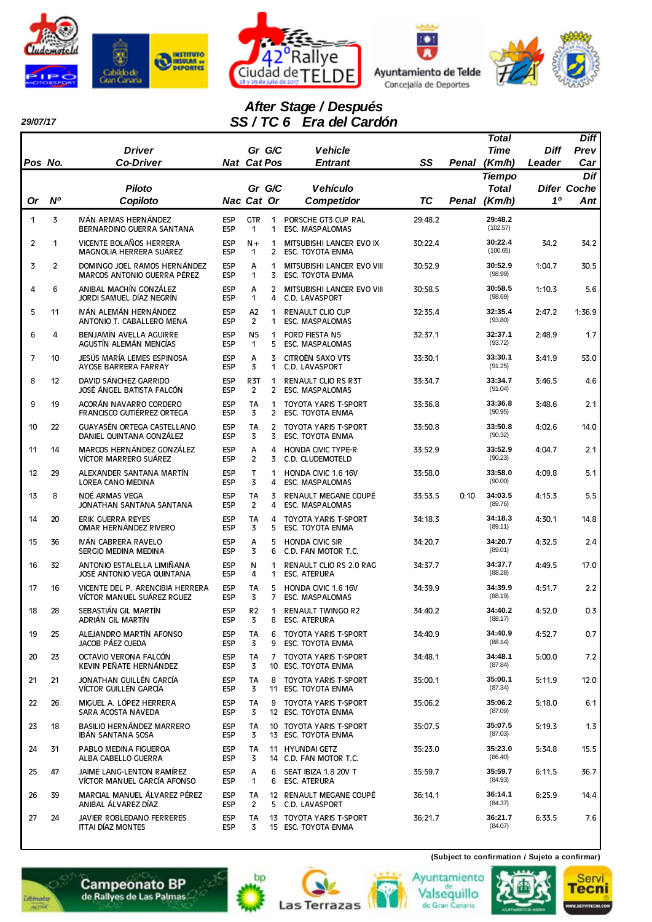42° Rallye Ciudad de TELDE

28 y 29 de julio de 2017

29/07/17

## After Stage / Después
## SS / TC 6 Era del Cardón

| Pos / Or | No. / Nº | Driver / Piloto — Co-Driver / Copiloto | Nat / Nac | Gr / Gr — Cat / Cat | G/C Pos / G/C Or | Vehicle / Vehículo — Entrant / Competidor | SS / TC | Penal | Total Time (Km/h) / Tiempo Total (Km/h) | Diff Leader / Difer 1º | Diff Prev Car / Dif Coche Ant |
|---|---|---|---|---|---|---|---|---|---|---|---|
| 1 | 3 | IVÁN ARMAS HERNÁNDEZ<br>BERNARDINO GUERRA SANTANA | ESP<br>ESP | GTR<br>1 | 1<br>1 | PORSCHE GT3 CUP RAL<br>ESC. MASPALOMAS | 29:48.2 | | 29:48.2<br>(102.57) | | |
| 2 | 1 | VICENTE BOLAÑOS HERRERA<br>MAGNOLIA HERRERA SUÁREZ | ESP<br>ESP | N+<br>1 | 1<br>2 | MITSUBISHI LANCER EVO IX<br>ESC. TOYOTA ENMA | 30:22.4 | | 30:22.4<br>(100.65) | 34.2 | 34.2 |
| 3 | 2 | DOMINGO JOEL RAMOS HERNÁNDEZ<br>MARCOS ANTONIO GUERRA PÉREZ | ESP<br>ESP | A<br>1 | 1<br>3 | MITSUBISHI LANCER EVO VIII<br>ESC. TOYOTA ENMA | 30:52.9 | | 30:52.9<br>(98.99) | 1:04.7 | 30.5 |
| 4 | 6 | ANIBAL MACHÍN GONZÁLEZ<br>JORDI SAMUEL DÍAZ NEGRÍN | ESP<br>ESP | A<br>1 | 2<br>4 | MITSUBISHI LANCER EVO VIII<br>C.D. LAVASPORT | 30:58.5 | | 30:58.5<br>(98.69) | 1:10.3 | 5.6 |
| 5 | 11 | IVÁN ALEMÁN HERNÁNDEZ<br>ANTONIO T. CABALLERO MENA | ESP<br>ESP | A2<br>2 | 1<br>1 | RENAULT CLIO CUP<br>ESC. MASPALOMAS | 32:35.4 | | 32:35.4<br>(93.80) | 2:47.2 | 1:36.9 |
| 6 | 4 | BENJAMÍN AVELLA AGUIRRE<br>AGUSTÍN ALEMÁN MENCÍAS | ESP<br>ESP | N5<br>1 | 1<br>5 | FORD FIESTA N5<br>ESC. MASPALOMAS | 32:37.1 | | 32:37.1<br>(93.72) | 2:48.9 | 1.7 |
| 7 | 10 | JESÚS MARÍA LEMES ESPINOSA<br>AYOSE BARRERA FARRAY | ESP<br>ESP | A<br>3 | 3<br>1 | CITROËN SAXO VTS<br>C.D. LAVASPORT | 33:30.1 | | 33:30.1<br>(91.25) | 3:41.9 | 53.0 |
| 8 | 12 | DAVID SÁNCHEZ GARRIDO<br>JOSÉ ÁNGEL BATISTA FALCÓN | ESP<br>ESP | R3T<br>2 | 1<br>2 | RENAULT CLIO RS R3T<br>ESC. MASPALOMAS | 33:34.7 | | 33:34.7<br>(91.04) | 3:46.5 | 4.6 |
| 9 | 19 | ACORÁN NAVARRO CORDERO<br>FRANCISCO GUTIÉRREZ ORTEGA | ESP<br>ESP | TA<br>3 | 1<br>2 | TOYOTA YARIS T-SPORT<br>ESC. TOYOTA ENMA | 33:36.8 | | 33:36.8<br>(90.95) | 3:48.6 | 2.1 |
| 10 | 22 | GUAYASÉN ORTEGA CASTELLANO<br>DANIEL QUINTANA GONZÁLEZ | ESP<br>ESP | TA<br>3 | 2<br>3 | TOYOTA YARIS T-SPORT<br>ESC. TOYOTA ENMA | 33:50.8 | | 33:50.8<br>(90.32) | 4:02.6 | 14.0 |
| 11 | 14 | MARCOS HERNÁNDEZ GONZÁLEZ<br>VÍCTOR MARRERO SUÁREZ | ESP<br>ESP | A<br>2 | 4<br>3 | HONDA CIVIC TYPE-R<br>C.D. CLUDEMOTELD | 33:52.9 | | 33:52.9<br>(90.23) | 4:04.7 | 2.1 |
| 12 | 29 | ALEXANDER SANTANA MARTÍN<br>LOREA CANO MEDINA | ESP<br>ESP | T<br>3 | 1<br>4 | HONDA CIVIC 1.6 16V<br>ESC. MASPALOMAS | 33:58.0 | | 33:58.0<br>(90.00) | 4:09.8 | 5.1 |
| 13 | 8 | NOÉ ARMAS VEGA<br>JONATHAN SANTANA SANTANA | ESP<br>ESP | TA<br>2 | 3<br>4 | RENAULT MEGANE COUPÉ<br>ESC. MASPALOMAS | 33:53.5 | 0:10 | 34:03.5<br>(89.76) | 4:15.3 | 5.5 |
| 14 | 20 | ERIK GUERRA REYES<br>OMAR HERNÁNDEZ RIVERO | ESP<br>ESP | TA<br>3 | 4<br>5 | TOYOTA YARIS T-SPORT<br>ESC. TOYOTA ENMA | 34:18.3 | | 34:18.3<br>(89.11) | 4:30.1 | 14.8 |
| 15 | 36 | IVÁN CABRERA RAVELO<br>SERGIO MEDINA MEDINA | ESP<br>ESP | A<br>3 | 5<br>6 | HONDA CIVIC SIR<br>C.D. FAN MOTOR T.C. | 34:20.7 | | 34:20.7<br>(89.01) | 4:32.5 | 2.4 |
| 16 | 32 | ANTONIO ESTALELLA LIMIÑANA<br>JOSÉ ANTONIO VEGA QUINTANA | ESP<br>ESP | N<br>4 | 1<br>1 | RENAULT CLIO RS 2.0 RAG<br>ESC. ATERURA | 34:37.7 | | 34:37.7<br>(88.28) | 4:49.5 | 17.0 |
| 17 | 16 | VICENTE DEL P. ARENCIBIA HERRERA<br>VÍCTOR MANUEL SUÁREZ RGUEZ | ESP<br>ESP | TA<br>3 | 5<br>7 | HONDA CIVIC 1.6 16V<br>ESC. MASPALOMAS | 34:39.9 | | 34:39.9<br>(88.19) | 4:51.7 | 2.2 |
| 18 | 28 | SEBASTIÁN GIL MARTÍN<br>ADRIÁN GIL MARTÍN | ESP<br>ESP | R2<br>3 | 1<br>8 | RENAULT TWINGO R2<br>ESC. ATERURA | 34:40.2 | | 34:40.2<br>(88.17) | 4:52.0 | 0.3 |
| 19 | 25 | ALEJANDRO MARTÍN AFONSO<br>JACOB PÁEZ OJEDA | ESP<br>ESP | TA<br>3 | 6<br>9 | TOYOTA YARIS T-SPORT<br>ESC. TOYOTA ENMA | 34:40.9 | | 34:40.9<br>(88.14) | 4:52.7 | 0.7 |
| 20 | 23 | OCTAVIO VERONA FALCÓN<br>KEVIN PEÑATE HERNÁNDEZ | ESP<br>ESP | TA<br>3 | 7<br>10 | TOYOTA YARIS T-SPORT<br>ESC. TOYOTA ENMA | 34:48.1 | | 34:48.1<br>(87.84) | 5:00.0 | 7.2 |
| 21 | 21 | JONATHAN GUILLÉN GARCÍA<br>VÍCTOR GUILLÉN GARCÍA | ESP<br>ESP | TA<br>3 | 8<br>11 | TOYOTA YARIS T-SPORT<br>ESC. TOYOTA ENMA | 35:00.1 | | 35:00.1<br>(87.34) | 5:11.9 | 12.0 |
| 22 | 26 | MIGUEL A. LÓPEZ HERRERA<br>SARA ACOSTA NAVEDA | ESP<br>ESP | TA<br>3 | 9<br>12 | TOYOTA YARIS T-SPORT<br>ESC. TOYOTA ENMA | 35:06.2 | | 35:06.2<br>(87.09) | 5:18.0 | 6.1 |
| 23 | 18 | BASILIO HERNÁNDEZ MARRERO<br>IBÁN SANTANA SOSA | ESP<br>ESP | TA<br>3 | 10<br>13 | TOYOTA YARIS T-SPORT<br>ESC. TOYOTA ENMA | 35:07.5 | | 35:07.5<br>(87.03) | 5:19.3 | 1.3 |
| 24 | 31 | PABLO MEDINA FIGUEROA<br>ALBA CABELLO GUERRA | ESP<br>ESP | TA<br>3 | 11<br>14 | HYUNDAI GETZ<br>C.D. FAN MOTOR T.C. | 35:23.0 | | 35:23.0<br>(86.40) | 5:34.8 | 15.5 |
| 25 | 47 | JAIME LANG-LENTON RAMÍREZ<br>VÍCTOR MANUEL GARCÍA AFONSO | ESP<br>ESP | A<br>1 | 6<br>6 | SEAT IBIZA 1.8 20V T<br>ESC. ATERURA | 35:59.7 | | 35:59.7<br>(84.93) | 6:11.5 | 36.7 |
| 26 | 39 | MARCIAL MANUEL ÁLVAREZ PÉREZ<br>ANIBAL ÁLVAREZ DÍAZ | ESP<br>ESP | TA<br>2 | 12<br>5 | RENAULT MEGANE COUPÉ<br>C.D. LAVASPORT | 36:14.1 | | 36:14.1<br>(84.37) | 6:25.9 | 14.4 |
| 27 | 24 | JAVIER ROBLEDANO FERRERES<br>ITTAI DÍAZ MONTES | ESP<br>ESP | TA<br>3 | 13<br>15 | TOYOTA YARIS T-SPORT<br>ESC. TOYOTA ENMA | 36:21.7 | | 36:21.7<br>(84.07) | 6:33.5 | 7.6 |

(Subject to confirmation / Sujeto a confirmar)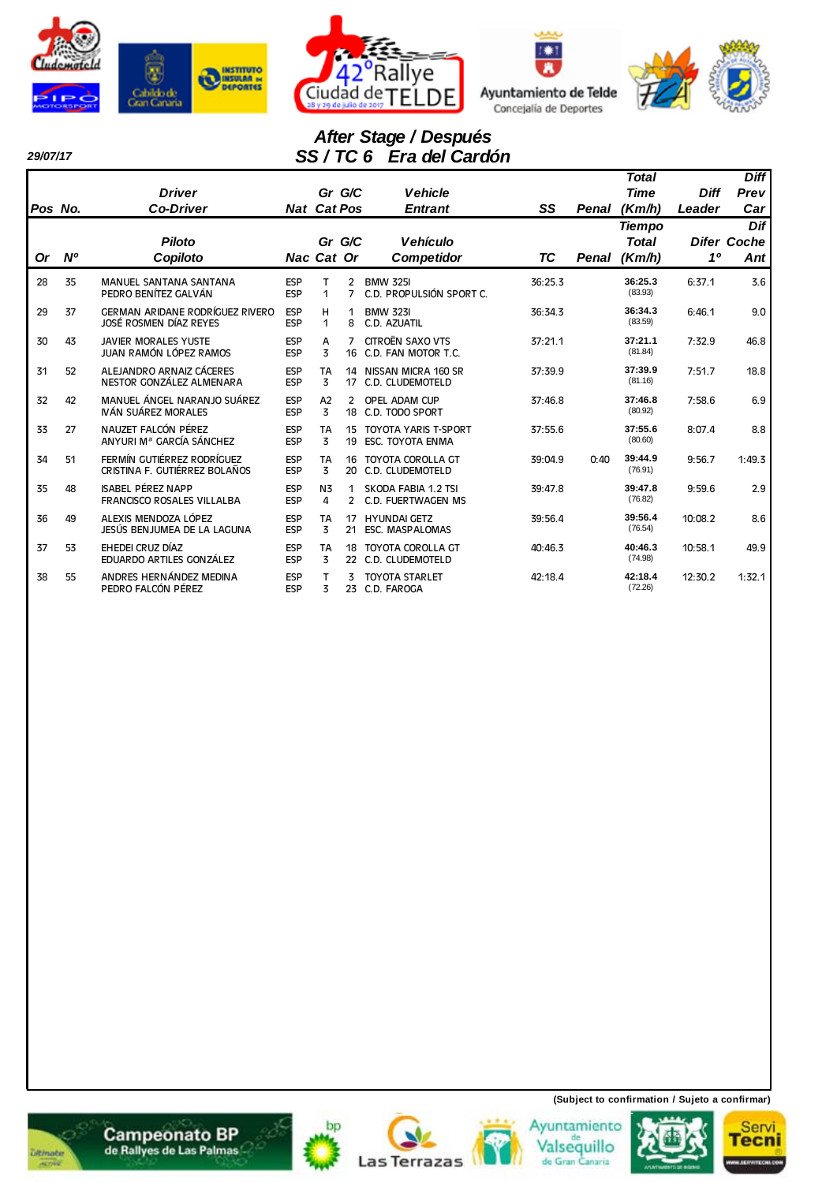42° Rallye Ciudad de TELDE — 28 y 29 de julio de 2017

29/07/17

## After Stage / Después
## SS / TC 6 Era del Cardón

| Pos / Or | No. / Nº | Driver / Co-Driver — Piloto / Copiloto | Nat / Nac | Gr / Cat | G/C Pos / Or | Vehicle / Entrant — Vehículo / Competidor | SS / TC | Penal | Total Time (Km/h) / Tiempo Total (Km/h) | Diff Leader / Difer 1º | Diff Prev Car / Dif Coche Ant |
|---|---|---|---|---|---|---|---|---|---|---|---|
| 28 | 35 | MANUEL SANTANA SANTANA<br>PEDRO BENÍTEZ GALVÁN | ESP<br>ESP | T<br>1 | 2<br>7 | BMW 325I<br>C.D. PROPULSIÓN SPORT C. | 36:25.3 | | **36:25.3**<br>(83.93) | 6:37.1 | 3.6 |
| 29 | 37 | GERMAN ARIDANE RODRÍGUEZ RIVERO<br>JOSÉ ROSMEN DÍAZ REYES | ESP<br>ESP | H<br>1 | 1<br>8 | BMW 323I<br>C.D. AZUATIL | 36:34.3 | | **36:34.3**<br>(83.59) | 6:46.1 | 9.0 |
| 30 | 43 | JAVIER MORALES YUSTE<br>JUAN RAMÓN LÓPEZ RAMOS | ESP<br>ESP | A<br>3 | 7<br>16 | CITROËN SAXO VTS<br>C.D. FAN MOTOR T.C. | 37:21.1 | | **37:21.1**<br>(81.84) | 7:32.9 | 46.8 |
| 31 | 52 | ALEJANDRO ARNAIZ CÁCERES<br>NESTOR GONZÁLEZ ALMENARA | ESP<br>ESP | TA<br>3 | 14<br>17 | NISSAN MICRA 160 SR<br>C.D. CLUDEMOTELD | 37:39.9 | | **37:39.9**<br>(81.16) | 7:51.7 | 18.8 |
| 32 | 42 | MANUEL ÁNGEL NARANJO SUÁREZ<br>IVÁN SUÁREZ MORALES | ESP<br>ESP | A2<br>3 | 2<br>18 | OPEL ADAM CUP<br>C.D. TODO SPORT | 37:46.8 | | **37:46.8**<br>(80.92) | 7:58.6 | 6.9 |
| 33 | 27 | NAUZET FALCÓN PÉREZ<br>ANYURI Mª GARCÍA SÁNCHEZ | ESP<br>ESP | TA<br>3 | 15<br>19 | TOYOTA YARIS T-SPORT<br>ESC. TOYOTA ENMA | 37:55.6 | | **37:55.6**<br>(80.60) | 8:07.4 | 8.8 |
| 34 | 51 | FERMÍN GUTIÉRREZ RODRÍGUEZ<br>CRISTINA F. GUTIÉRREZ BOLAÑOS | ESP<br>ESP | TA<br>3 | 16<br>20 | TOYOTA COROLLA GT<br>C.D. CLUDEMOTELD | 39:04.9 | 0:40 | **39:44.9**<br>(76.91) | 9:56.7 | 1:49.3 |
| 35 | 48 | ISABEL PÉREZ NAPP<br>FRANCISCO ROSALES VILLALBA | ESP<br>ESP | N3<br>4 | 1<br>2 | SKODA FABIA 1.2 TSI<br>C.D. FUERTWAGEN MS | 39:47.8 | | **39:47.8**<br>(76.82) | 9:59.6 | 2.9 |
| 36 | 49 | ALEXIS MENDOZA LÓPEZ<br>JESÚS BENJUMEA DE LA LAGUNA | ESP<br>ESP | TA<br>3 | 17<br>21 | HYUNDAI GETZ<br>ESC. MASPALOMAS | 39:56.4 | | **39:56.4**<br>(76.54) | 10:08.2 | 8.6 |
| 37 | 53 | EHEDEI CRUZ DÍAZ<br>EDUARDO ARTILES GONZÁLEZ | ESP<br>ESP | TA<br>3 | 18<br>22 | TOYOTA COROLLA GT<br>C.D. CLUDEMOTELD | 40:46.3 | | **40:46.3**<br>(74.98) | 10:58.1 | 49.9 |
| 38 | 55 | ANDRES HERNÁNDEZ MEDINA<br>PEDRO FALCÓN PÉREZ | ESP<br>ESP | T<br>3 | 3<br>23 | TOYOTA STARLET<br>C.D. FAROGA | 42:18.4 | | **42:18.4**<br>(72.26) | 12:30.2 | 1:32.1 |

**(Subject to confirmation / Sujeto a confirmar)**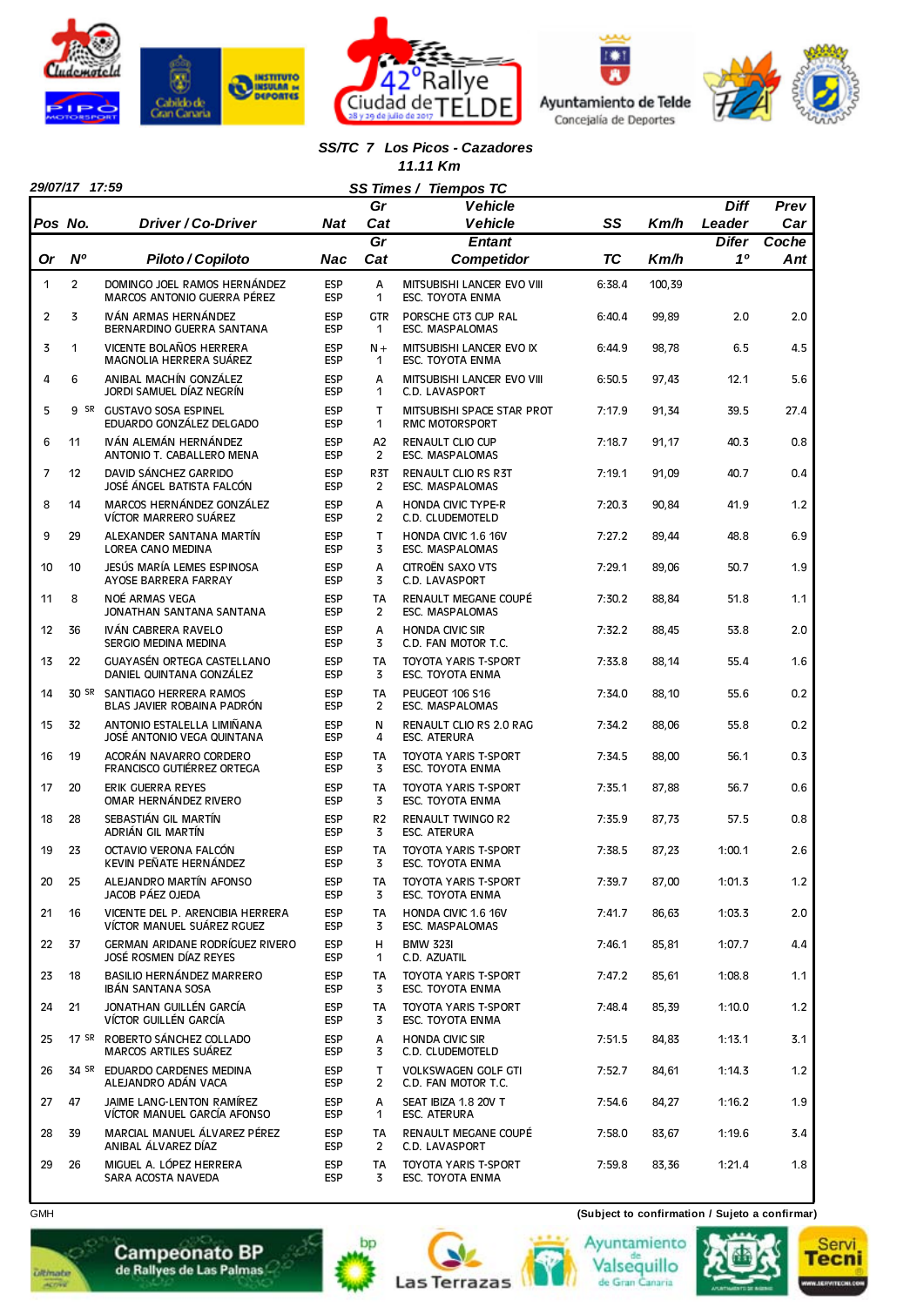## SS/TC 7 Los Picos - Cazadores

### 11.11 Km

29/07/17 17:59

**SS Times / Tiempos TC**

| Pos / Or | No. / Nº | Driver / Co-Driver — Piloto / Copiloto | Nat / Nac | Gr Cat / Gr Cat | Vehicle / Entant — Vehicle / Competidor | SS / TC | Km/h | Diff Leader / Difer 1º | Prev Car / Coche Ant |
|---|---|---|---|---|---|---|---|---|---|
| 1 | 2 | DOMINGO JOEL RAMOS HERNÁNDEZ / MARCOS ANTONIO GUERRA PÉREZ | ESP / ESP | A / 1 | MITSUBISHI LANCER EVO VIII / ESC. TOYOTA ENMA | 6:38.4 | 100,39 | | |
| 2 | 3 | IVÁN ARMAS HERNÁNDEZ / BERNARDINO GUERRA SANTANA | ESP / ESP | GTR / 1 | PORSCHE GT3 CUP RAL / ESC. MASPALOMAS | 6:40.4 | 99,89 | 2.0 | 2.0 |
| 3 | 1 | VICENTE BOLAÑOS HERRERA / MAGNOLIA HERRERA SUÁREZ | ESP / ESP | N+ / 1 | MITSUBISHI LANCER EVO IX / ESC. TOYOTA ENMA | 6:44.9 | 98,78 | 6.5 | 4.5 |
| 4 | 6 | ANIBAL MACHÍN GONZÁLEZ / JORDI SAMUEL DÍAZ NEGRÍN | ESP / ESP | A / 1 | MITSUBISHI LANCER EVO VIII / C.D. LAVASPORT | 6:50.5 | 97,43 | 12.1 | 5.6 |
| 5 | 9 SR | GUSTAVO SOSA ESPINEL / EDUARDO GONZÁLEZ DELGADO | ESP / ESP | T / 1 | MITSUBISHI SPACE STAR PROT / RMC MOTORSPORT | 7:17.9 | 91,34 | 39.5 | 27.4 |
| 6 | 11 | IVÁN ALEMÁN HERNÁNDEZ / ANTONIO T. CABALLERO MENA | ESP / ESP | A2 / 2 | RENAULT CLIO CUP / ESC. MASPALOMAS | 7:18.7 | 91,17 | 40.3 | 0.8 |
| 7 | 12 | DAVID SÁNCHEZ GARRIDO / JOSÉ ÁNGEL BATISTA FALCÓN | ESP / ESP | R3T / 2 | RENAULT CLIO RS R3T / ESC. MASPALOMAS | 7:19.1 | 91,09 | 40.7 | 0.4 |
| 8 | 14 | MARCOS HERNÁNDEZ GONZÁLEZ / VÍCTOR MARRERO SUÁREZ | ESP / ESP | A / 2 | HONDA CIVIC TYPE-R / C.D. CLUDEMOTELD | 7:20.3 | 90,84 | 41.9 | 1.2 |
| 9 | 29 | ALEXANDER SANTANA MARTÍN / LOREA CANO MEDINA | ESP / ESP | T / 3 | HONDA CIVIC 1.6 16V / ESC. MASPALOMAS | 7:27.2 | 89,44 | 48.8 | 6.9 |
| 10 | 10 | JESÚS MARÍA LEMES ESPINOSA / AYOSE BARRERA FARRAY | ESP / ESP | A / 3 | CITROËN SAXO VTS / C.D. LAVASPORT | 7:29.1 | 89,06 | 50.7 | 1.9 |
| 11 | 8 | NOÉ ARMAS VEGA / JONATHAN SANTANA SANTANA | ESP / ESP | TA / 2 | RENAULT MEGANE COUPÉ / ESC. MASPALOMAS | 7:30.2 | 88,84 | 51.8 | 1.1 |
| 12 | 36 | IVÁN CABRERA RAVELO / SERGIO MEDINA MEDINA | ESP / ESP | A / 3 | HONDA CIVIC SIR / C.D. FAN MOTOR T.C. | 7:32.2 | 88,45 | 53.8 | 2.0 |
| 13 | 22 | GUAYASÉN ORTEGA CASTELLANO / DANIEL QUINTANA GONZÁLEZ | ESP / ESP | TA / 3 | TOYOTA YARIS T-SPORT / ESC. TOYOTA ENMA | 7:33.8 | 88,14 | 55.4 | 1.6 |
| 14 | 30 SR | SANTIAGO HERRERA RAMOS / BLAS JAVIER ROBAINA PADRÓN | ESP / ESP | TA / 2 | PEUGEOT 106 S16 / ESC. MASPALOMAS | 7:34.0 | 88,10 | 55.6 | 0.2 |
| 15 | 32 | ANTONIO ESTALELLA LIMIÑANA / JOSÉ ANTONIO VEGA QUINTANA | ESP / ESP | N / 4 | RENAULT CLIO RS 2.0 RAG / ESC. ATERURA | 7:34.2 | 88,06 | 55.8 | 0.2 |
| 16 | 19 | ACORÁN NAVARRO CORDERO / FRANCISCO GUTIÉRREZ ORTEGA | ESP / ESP | TA / 3 | TOYOTA YARIS T-SPORT / ESC. TOYOTA ENMA | 7:34.5 | 88,00 | 56.1 | 0.3 |
| 17 | 20 | ERIK GUERRA REYES / OMAR HERNÁNDEZ RIVERO | ESP / ESP | TA / 3 | TOYOTA YARIS T-SPORT / ESC. TOYOTA ENMA | 7:35.1 | 87,88 | 56.7 | 0.6 |
| 18 | 28 | SEBASTIÁN GIL MARTÍN / ADRIÁN GIL MARTÍN | ESP / ESP | R2 / 3 | RENAULT TWINGO R2 / ESC. ATERURA | 7:35.9 | 87,73 | 57.5 | 0.8 |
| 19 | 23 | OCTAVIO VERONA FALCÓN / KEVIN PEÑATE HERNÁNDEZ | ESP / ESP | TA / 3 | TOYOTA YARIS T-SPORT / ESC. TOYOTA ENMA | 7:38.5 | 87,23 | 1:00.1 | 2.6 |
| 20 | 25 | ALEJANDRO MARTÍN AFONSO / JACOB PÁEZ OJEDA | ESP / ESP | TA / 3 | TOYOTA YARIS T-SPORT / ESC. TOYOTA ENMA | 7:39.7 | 87,00 | 1:01.3 | 1.2 |
| 21 | 16 | VICENTE DEL P. ARENCIBIA HERRERA / VÍCTOR MANUEL SUÁREZ RGUEZ | ESP / ESP | TA / 3 | HONDA CIVIC 1.6 16V / ESC. MASPALOMAS | 7:41.7 | 86,63 | 1:03.3 | 2.0 |
| 22 | 37 | GERMAN ARIDANE RODRÍGUEZ RIVERO / JOSÉ ROSMEN DÍAZ REYES | ESP / ESP | H / 1 | BMW 323I / C.D. AZUATIL | 7:46.1 | 85,81 | 1:07.7 | 4.4 |
| 23 | 18 | BASILIO HERNÁNDEZ MARRERO / IBÁN SANTANA SOSA | ESP / ESP | TA / 3 | TOYOTA YARIS T-SPORT / ESC. TOYOTA ENMA | 7:47.2 | 85,61 | 1:08.8 | 1.1 |
| 24 | 21 | JONATHAN GUILLÉN GARCÍA / VÍCTOR GUILLÉN GARCÍA | ESP / ESP | TA / 3 | TOYOTA YARIS T-SPORT / ESC. TOYOTA ENMA | 7:48.4 | 85,39 | 1:10.0 | 1.2 |
| 25 | 17 SR | ROBERTO SÁNCHEZ COLLADO / MARCOS ARTILES SUÁREZ | ESP / ESP | A / 3 | HONDA CIVIC SIR / C.D. CLUDEMOTELD | 7:51.5 | 84,83 | 1:13.1 | 3.1 |
| 26 | 34 SR | EDUARDO CARDENES MEDINA / ALEJANDRO ADÁN VACA | ESP / ESP | T / 2 | VOLKSWAGEN GOLF GTI / C.D. FAN MOTOR T.C. | 7:52.7 | 84,61 | 1:14.3 | 1.2 |
| 27 | 47 | JAIME LANG-LENTON RAMÍREZ / VÍCTOR MANUEL GARCÍA AFONSO | ESP / ESP | A / 1 | SEAT IBIZA 1.8 20V T / ESC. ATERURA | 7:54.6 | 84,27 | 1:16.2 | 1.9 |
| 28 | 39 | MARCIAL MANUEL ÁLVAREZ PÉREZ / ANIBAL ÁLVAREZ DÍAZ | ESP / ESP | TA / 2 | RENAULT MEGANE COUPÉ / C.D. LAVASPORT | 7:58.0 | 83,67 | 1:19.6 | 3.4 |
| 29 | 26 | MIGUEL A. LÓPEZ HERRERA / SARA ACOSTA NAVEDA | ESP / ESP | TA / 3 | TOYOTA YARIS T-SPORT / ESC. TOYOTA ENMA | 7:59.8 | 83,36 | 1:21.4 | 1.8 |

GMH

(Subject to confirmation / Sujeto a confirmar)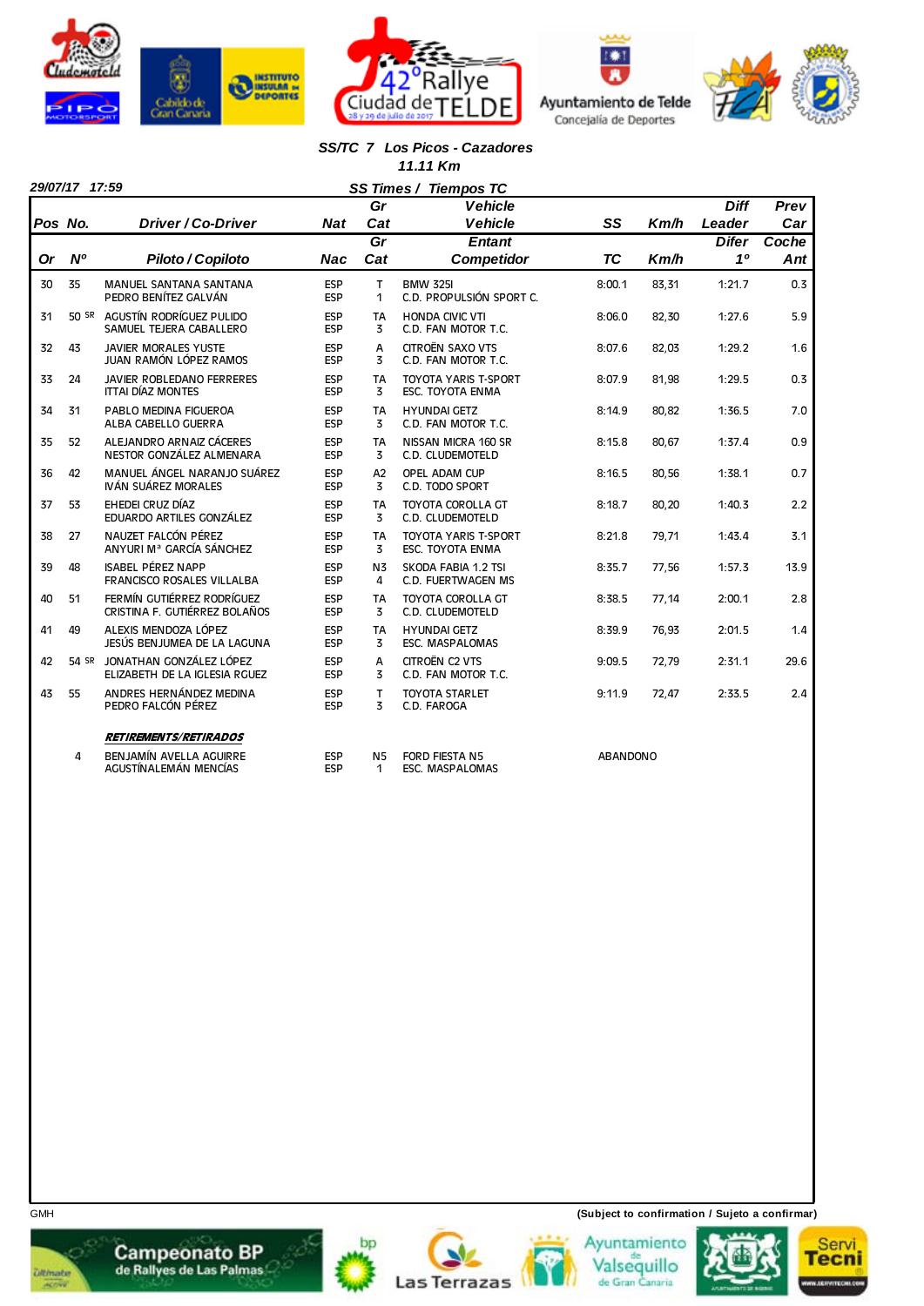## SS/TC 7 Los Picos - Cazadores

**11.11 Km**

**29/07/17 17:59** — **SS Times / Tiempos TC**

| Pos / Or | No. / Nº | Driver / Co-Driver — Piloto / Copiloto | Nat / Nac | Gr Cat | Vehicle / Entant — Vehículo / Competidor | SS / TC | Km/h | Diff Leader / Difer 1º | Prev Car / Coche Ant |
|---|---|---|---|---|---|---|---|---|---|
| 30 | 35 | MANUEL SANTANA SANTANA<br>PEDRO BENÍTEZ GALVÁN | ESP<br>ESP | T<br>1 | BMW 325I<br>C.D. PROPULSIÓN SPORT C. | 8:00.1 | 83,31 | 1:21.7 | 0.3 |
| 31 | 50 SR | AGUSTÍN RODRÍGUEZ PULIDO<br>SAMUEL TEJERA CABALLERO | ESP<br>ESP | TA<br>3 | HONDA CIVIC VTI<br>C.D. FAN MOTOR T.C. | 8:06.0 | 82,30 | 1:27.6 | 5.9 |
| 32 | 43 | JAVIER MORALES YUSTE<br>JUAN RAMÓN LÓPEZ RAMOS | ESP<br>ESP | A<br>3 | CITROËN SAXO VTS<br>C.D. FAN MOTOR T.C. | 8:07.6 | 82,03 | 1:29.2 | 1.6 |
| 33 | 24 | JAVIER ROBLEDANO FERRERES<br>ITTAI DÍAZ MONTES | ESP<br>ESP | TA<br>3 | TOYOTA YARIS T-SPORT<br>ESC. TOYOTA ENMA | 8:07.9 | 81,98 | 1:29.5 | 0.3 |
| 34 | 31 | PABLO MEDINA FIGUEROA<br>ALBA CABELLO GUERRA | ESP<br>ESP | TA<br>3 | HYUNDAI GETZ<br>C.D. FAN MOTOR T.C. | 8:14.9 | 80,82 | 1:36.5 | 7.0 |
| 35 | 52 | ALEJANDRO ARNAIZ CÁCERES<br>NESTOR GONZÁLEZ ALMENARA | ESP<br>ESP | TA<br>3 | NISSAN MICRA 160 SR<br>C.D. CLUDEMOTELD | 8:15.8 | 80,67 | 1:37.4 | 0.9 |
| 36 | 42 | MANUEL ÁNGEL NARANJO SUÁREZ<br>IVÁN SUÁREZ MORALES | ESP<br>ESP | A2<br>3 | OPEL ADAM CUP<br>C.D. TODO SPORT | 8:16.5 | 80,56 | 1:38.1 | 0.7 |
| 37 | 53 | EHEDEI CRUZ DÍAZ<br>EDUARDO ARTILES GONZÁLEZ | ESP<br>ESP | TA<br>3 | TOYOTA COROLLA GT<br>C.D. CLUDEMOTELD | 8:18.7 | 80,20 | 1:40.3 | 2.2 |
| 38 | 27 | NAUZET FALCÓN PÉREZ<br>ANYURI Mª GARCÍA SÁNCHEZ | ESP<br>ESP | TA<br>3 | TOYOTA YARIS T-SPORT<br>ESC. TOYOTA ENMA | 8:21.8 | 79,71 | 1:43.4 | 3.1 |
| 39 | 48 | ISABEL PÉREZ NAPP<br>FRANCISCO ROSALES VILLALBA | ESP<br>ESP | N3<br>4 | SKODA FABIA 1.2 TSI<br>C.D. FUERTWAGEN MS | 8:35.7 | 77,56 | 1:57.3 | 13.9 |
| 40 | 51 | FERMÍN GUTIÉRREZ RODRÍGUEZ<br>CRISTINA F. GUTIÉRREZ BOLAÑOS | ESP<br>ESP | TA<br>3 | TOYOTA COROLLA GT<br>C.D. CLUDEMOTELD | 8:38.5 | 77,14 | 2:00.1 | 2.8 |
| 41 | 49 | ALEXIS MENDOZA LÓPEZ<br>JESÚS BENJUMEA DE LA LAGUNA | ESP<br>ESP | TA<br>3 | HYUNDAI GETZ<br>ESC. MASPALOMAS | 8:39.9 | 76,93 | 2:01.5 | 1.4 |
| 42 | 54 SR | JONATHAN GONZÁLEZ LÓPEZ<br>ELIZABETH DE LA IGLESIA RGUEZ | ESP<br>ESP | A<br>3 | CITROËN C2 VTS<br>C.D. FAN MOTOR T.C. | 9:09.5 | 72,79 | 2:31.1 | 29.6 |
| 43 | 55 | ANDRES HERNÁNDEZ MEDINA<br>PEDRO FALCÓN PÉREZ | ESP<br>ESP | T<br>3 | TOYOTA STARLET<br>C.D. FAROGA | 9:11.9 | 72,47 | 2:33.5 | 2.4 |

***RETIREMENTS/RETIRADOS***

| No. | Driver / Co-Driver | Nat | Gr Cat | Vehicle / Entant | |
|---|---|---|---|---|---|
| 4 | BENJAMÍN AVELLA AGUIRRE<br>AGUSTÍNALEMÁN MENCÍAS | ESP<br>ESP | N5<br>1 | FORD FIESTA N5<br>ESC. MASPALOMAS | ABANDONO |

GMH

**(Subject to confirmation / Sujeto a confirmar)**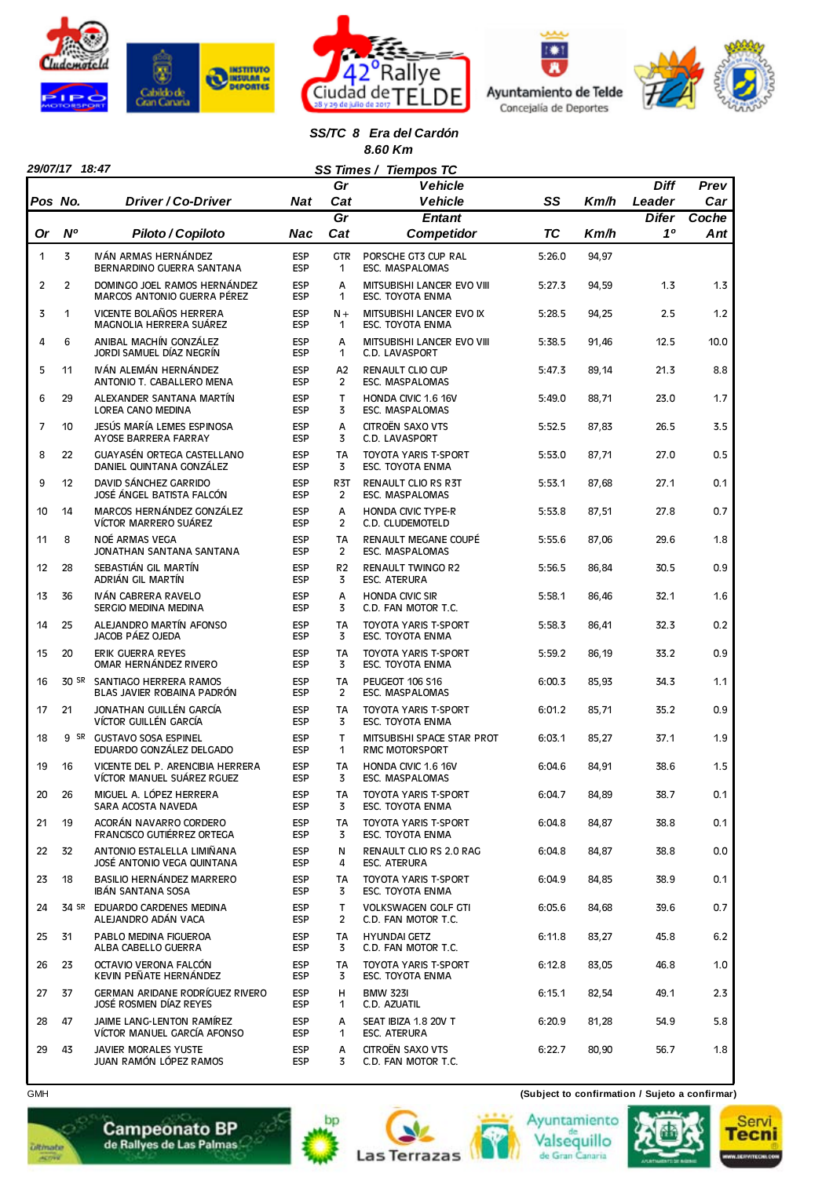42° Rallye Ciudad de TELDE

28 y 29 de julio de 2017

Ayuntamiento de Telde - Concejalía de Deportes

### SS/TC 8 Era del Cardón
### 8.60 Km

29/07/17 18:47

**SS Times / Tiempos TC**

| Pos / Or | No. / Nº | Driver / Co-Driver / Piloto / Copiloto | Nat / Nac | Gr Cat / Gr Cat | Vehicle Vehicle / Entant Competidor | SS / TC | Km/h | Diff Leader / Difer 1º | Prev Car / Coche Ant |
|---|---|---|---|---|---|---|---|---|---|
| 1 | 3 | IVÁN ARMAS HERNÁNDEZ<br>BERNARDINO GUERRA SANTANA | ESP<br>ESP | GTR<br>1 | PORSCHE GT3 CUP RAL<br>ESC. MASPALOMAS | 5:26.0 | 94,97 | | |
| 2 | 2 | DOMINGO JOEL RAMOS HERNÁNDEZ<br>MARCOS ANTONIO GUERRA PÉREZ | ESP<br>ESP | A<br>1 | MITSUBISHI LANCER EVO VIII<br>ESC. TOYOTA ENMA | 5:27.3 | 94,59 | 1.3 | 1.3 |
| 3 | 1 | VICENTE BOLAÑOS HERRERA<br>MAGNOLIA HERRERA SUÁREZ | ESP<br>ESP | N+<br>1 | MITSUBISHI LANCER EVO IX<br>ESC. TOYOTA ENMA | 5:28.5 | 94,25 | 2.5 | 1.2 |
| 4 | 6 | ANIBAL MACHÍN GONZÁLEZ<br>JORDI SAMUEL DÍAZ NEGRÍN | ESP<br>ESP | A<br>1 | MITSUBISHI LANCER EVO VIII<br>C.D. LAVASPORT | 5:38.5 | 91,46 | 12.5 | 10.0 |
| 5 | 11 | IVÁN ALEMÁN HERNÁNDEZ<br>ANTONIO T. CABALLERO MENA | ESP<br>ESP | A2<br>2 | RENAULT CLIO CUP<br>ESC. MASPALOMAS | 5:47.3 | 89,14 | 21.3 | 8.8 |
| 6 | 29 | ALEXANDER SANTANA MARTÍN<br>LOREA CANO MEDINA | ESP<br>ESP | T<br>3 | HONDA CIVIC 1.6 16V<br>ESC. MASPALOMAS | 5:49.0 | 88,71 | 23.0 | 1.7 |
| 7 | 10 | JESÚS MARÍA LEMES ESPINOSA<br>AYOSE BARRERA FARRAY | ESP<br>ESP | A<br>3 | CITROËN SAXO VTS<br>C.D. LAVASPORT | 5:52.5 | 87,83 | 26.5 | 3.5 |
| 8 | 22 | GUAYASÉN ORTEGA CASTELLANO<br>DANIEL QUINTANA GONZÁLEZ | ESP<br>ESP | TA<br>3 | TOYOTA YARIS T-SPORT<br>ESC. TOYOTA ENMA | 5:53.0 | 87,71 | 27.0 | 0.5 |
| 9 | 12 | DAVID SÁNCHEZ GARRIDO<br>JOSÉ ÁNGEL BATISTA FALCÓN | ESP<br>ESP | R3T<br>2 | RENAULT CLIO RS R3T<br>ESC. MASPALOMAS | 5:53.1 | 87,68 | 27.1 | 0.1 |
| 10 | 14 | MARCOS HERNÁNDEZ GONZÁLEZ<br>VÍCTOR MARRERO SUÁREZ | ESP<br>ESP | A<br>2 | HONDA CIVIC TYPE-R<br>C.D. CLUDEMOTELD | 5:53.8 | 87,51 | 27.8 | 0.7 |
| 11 | 8 | NOÉ ARMAS VEGA<br>JONATHAN SANTANA SANTANA | ESP<br>ESP | TA<br>2 | RENAULT MEGANE COUPÉ<br>ESC. MASPALOMAS | 5:55.6 | 87,06 | 29.6 | 1.8 |
| 12 | 28 | SEBASTIÁN GIL MARTÍN<br>ADRIÁN GIL MARTÍN | ESP<br>ESP | R2<br>3 | RENAULT TWINGO R2<br>ESC. ATERURA | 5:56.5 | 86,84 | 30.5 | 0.9 |
| 13 | 36 | IVÁN CABRERA RAVELO<br>SERGIO MEDINA MEDINA | ESP<br>ESP | A<br>3 | HONDA CIVIC SIR<br>C.D. FAN MOTOR T.C. | 5:58.1 | 86,46 | 32.1 | 1.6 |
| 14 | 25 | ALEJANDRO MARTÍN AFONSO<br>JACOB PÁEZ OJEDA | ESP<br>ESP | TA<br>3 | TOYOTA YARIS T-SPORT<br>ESC. TOYOTA ENMA | 5:58.3 | 86,41 | 32.3 | 0.2 |
| 15 | 20 | ERIK GUERRA REYES<br>OMAR HERNÁNDEZ RIVERO | ESP<br>ESP | TA<br>3 | TOYOTA YARIS T-SPORT<br>ESC. TOYOTA ENMA | 5:59.2 | 86,19 | 33.2 | 0.9 |
| 16 | 30 SR | SANTIAGO HERRERA RAMOS<br>BLAS JAVIER ROBAINA PADRÓN | ESP<br>ESP | TA<br>2 | PEUGEOT 106 S16<br>ESC. MASPALOMAS | 6:00.3 | 85,93 | 34.3 | 1.1 |
| 17 | 21 | JONATHAN GUILLÉN GARCÍA<br>VÍCTOR GUILLÉN GARCÍA | ESP<br>ESP | TA<br>3 | TOYOTA YARIS T-SPORT<br>ESC. TOYOTA ENMA | 6:01.2 | 85,71 | 35.2 | 0.9 |
| 18 | 9 SR | GUSTAVO SOSA ESPINEL<br>EDUARDO GONZÁLEZ DELGADO | ESP<br>ESP | T<br>1 | MITSUBISHI SPACE STAR PROT<br>RMC MOTORSPORT | 6:03.1 | 85,27 | 37.1 | 1.9 |
| 19 | 16 | VICENTE DEL P. ARENCIBIA HERRERA<br>VÍCTOR MANUEL SUÁREZ RGUEZ | ESP<br>ESP | TA<br>3 | HONDA CIVIC 1.6 16V<br>ESC. MASPALOMAS | 6:04.6 | 84,91 | 38.6 | 1.5 |
| 20 | 26 | MIGUEL A. LÓPEZ HERRERA<br>SARA ACOSTA NAVEDA | ESP<br>ESP | TA<br>3 | TOYOTA YARIS T-SPORT<br>ESC. TOYOTA ENMA | 6:04.7 | 84,89 | 38.7 | 0.1 |
| 21 | 19 | ACORÁN NAVARRO CORDERO<br>FRANCISCO GUTIÉRREZ ORTEGA | ESP<br>ESP | TA<br>3 | TOYOTA YARIS T-SPORT<br>ESC. TOYOTA ENMA | 6:04.8 | 84,87 | 38.8 | 0.1 |
| 22 | 32 | ANTONIO ESTALELLA LIMIÑANA<br>JOSÉ ANTONIO VEGA QUINTANA | ESP<br>ESP | N<br>4 | RENAULT CLIO RS 2.0 RAG<br>ESC. ATERURA | 6:04.8 | 84,87 | 38.8 | 0.0 |
| 23 | 18 | BASILIO HERNÁNDEZ MARRERO<br>IBÁN SANTANA SOSA | ESP<br>ESP | TA<br>3 | TOYOTA YARIS T-SPORT<br>ESC. TOYOTA ENMA | 6:04.9 | 84,85 | 38.9 | 0.1 |
| 24 | 34 SR | EDUARDO CARDENES MEDINA<br>ALEJANDRO ADÁN VACA | ESP<br>ESP | T<br>2 | VOLKSWAGEN GOLF GTI<br>C.D. FAN MOTOR T.C. | 6:05.6 | 84,68 | 39.6 | 0.7 |
| 25 | 31 | PABLO MEDINA FIGUEROA<br>ALBA CABELLO GUERRA | ESP<br>ESP | TA<br>3 | HYUNDAI GETZ<br>C.D. FAN MOTOR T.C. | 6:11.8 | 83,27 | 45.8 | 6.2 |
| 26 | 23 | OCTAVIO VERONA FALCÓN<br>KEVIN PEÑATE HERNÁNDEZ | ESP<br>ESP | TA<br>3 | TOYOTA YARIS T-SPORT<br>ESC. TOYOTA ENMA | 6:12.8 | 83,05 | 46.8 | 1.0 |
| 27 | 37 | GERMAN ARIDANE RODRÍGUEZ RIVERO<br>JOSÉ ROSMEN DÍAZ REYES | ESP<br>ESP | H<br>1 | BMW 323I<br>C.D. AZUATIL | 6:15.1 | 82,54 | 49.1 | 2.3 |
| 28 | 47 | JAIME LANG-LENTON RAMÍREZ<br>VÍCTOR MANUEL GARCÍA AFONSO | ESP<br>ESP | A<br>1 | SEAT IBIZA 1.8 20V T<br>ESC. ATERURA | 6:20.9 | 81,28 | 54.9 | 5.8 |
| 29 | 43 | JAVIER MORALES YUSTE<br>JUAN RAMÓN LÓPEZ RAMOS | ESP<br>ESP | A<br>3 | CITROËN SAXO VTS<br>C.D. FAN MOTOR T.C. | 6:22.7 | 80,90 | 56.7 | 1.8 |

GMH

(Subject to confirmation / Sujeto a confirmar)

Campeonato BP de Rallyes de Las Palmas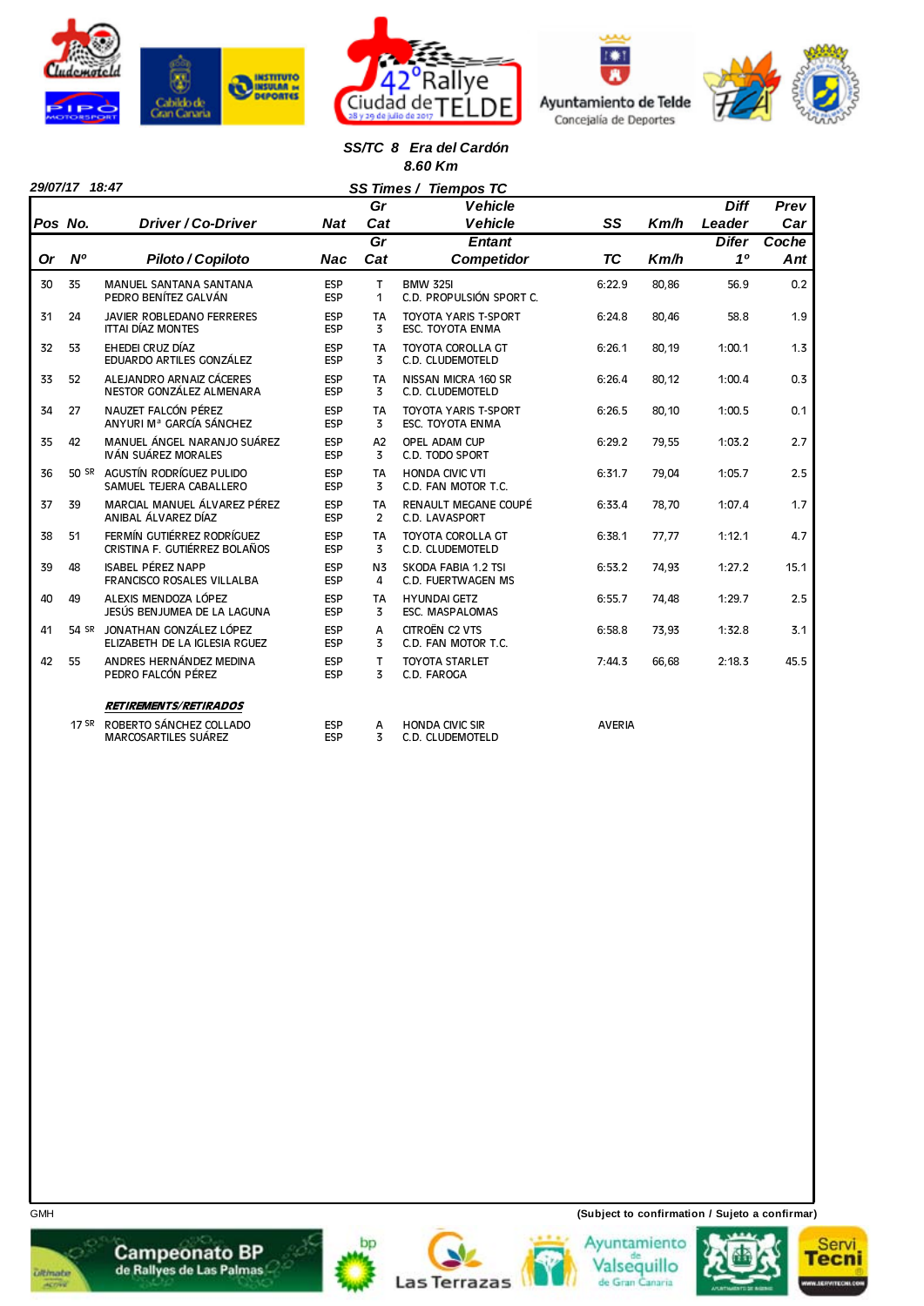### SS/TC 8 Era del Cardón
### 8.60 Km

29/07/17 18:47

**SS Times / Tiempos TC**

| Pos / Or | No. / Nº | Driver / Co-Driver / Piloto / Copiloto | Nat / Nac | Gr Cat / Gr Cat | Vehicle Vehicle / Entant Competidor | SS / TC | Km/h | Diff Leader / Difer 1º | Prev Car / Coche Ant |
|---|---|---|---|---|---|---|---|---|---|
| 30 | 35 | MANUEL SANTANA SANTANA<br>PEDRO BENÍTEZ GALVÁN | ESP<br>ESP | T<br>1 | BMW 325I<br>C.D. PROPULSIÓN SPORT C. | 6:22.9 | 80,86 | 56.9 | 0.2 |
| 31 | 24 | JAVIER ROBLEDANO FERRERES<br>ITTAI DÍAZ MONTES | ESP<br>ESP | TA<br>3 | TOYOTA YARIS T-SPORT<br>ESC. TOYOTA ENMA | 6:24.8 | 80,46 | 58.8 | 1.9 |
| 32 | 53 | EHEDEI CRUZ DÍAZ<br>EDUARDO ARTILES GONZÁLEZ | ESP<br>ESP | TA<br>3 | TOYOTA COROLLA GT<br>C.D. CLUDEMOTELD | 6:26.1 | 80,19 | 1:00.1 | 1.3 |
| 33 | 52 | ALEJANDRO ARNAIZ CÁCERES<br>NESTOR GONZÁLEZ ALMENARA | ESP<br>ESP | TA<br>3 | NISSAN MICRA 160 SR<br>C.D. CLUDEMOTELD | 6:26.4 | 80,12 | 1:00.4 | 0.3 |
| 34 | 27 | NAUZET FALCÓN PÉREZ<br>ANYURI Mª GARCÍA SÁNCHEZ | ESP<br>ESP | TA<br>3 | TOYOTA YARIS T-SPORT<br>ESC. TOYOTA ENMA | 6:26.5 | 80,10 | 1:00.5 | 0.1 |
| 35 | 42 | MANUEL ÁNGEL NARANJO SUÁREZ<br>IVÁN SUÁREZ MORALES | ESP<br>ESP | A2<br>3 | OPEL ADAM CUP<br>C.D. TODO SPORT | 6:29.2 | 79,55 | 1:03.2 | 2.7 |
| 36 | 50 SR | AGUSTÍN RODRÍGUEZ PULIDO<br>SAMUEL TEJERA CABALLERO | ESP<br>ESP | TA<br>3 | HONDA CIVIC VTI<br>C.D. FAN MOTOR T.C. | 6:31.7 | 79,04 | 1:05.7 | 2.5 |
| 37 | 39 | MARCIAL MANUEL ÁLVAREZ PÉREZ<br>ANIBAL ÁLVAREZ DÍAZ | ESP<br>ESP | TA<br>2 | RENAULT MEGANE COUPÉ<br>C.D. LAVASPORT | 6:33.4 | 78,70 | 1:07.4 | 1.7 |
| 38 | 51 | FERMÍN GUTIÉRREZ RODRÍGUEZ<br>CRISTINA F. GUTIÉRREZ BOLAÑOS | ESP<br>ESP | TA<br>3 | TOYOTA COROLLA GT<br>C.D. CLUDEMOTELD | 6:38.1 | 77,77 | 1:12.1 | 4.7 |
| 39 | 48 | ISABEL PÉREZ NAPP<br>FRANCISCO ROSALES VILLALBA | ESP<br>ESP | N3<br>4 | SKODA FABIA 1.2 TSI<br>C.D. FUERTWAGEN MS | 6:53.2 | 74,93 | 1:27.2 | 15.1 |
| 40 | 49 | ALEXIS MENDOZA LÓPEZ<br>JESÚS BENJUMEA DE LA LAGUNA | ESP<br>ESP | TA<br>3 | HYUNDAI GETZ<br>ESC. MASPALOMAS | 6:55.7 | 74,48 | 1:29.7 | 2.5 |
| 41 | 54 SR | JONATHAN GONZÁLEZ LÓPEZ<br>ELIZABETH DE LA IGLESIA RGUEZ | ESP<br>ESP | A<br>3 | CITROËN C2 VTS<br>C.D. FAN MOTOR T.C. | 6:58.8 | 73,93 | 1:32.8 | 3.1 |
| 42 | 55 | ANDRES HERNÁNDEZ MEDINA<br>PEDRO FALCÓN PÉREZ | ESP<br>ESP | T<br>3 | TOYOTA STARLET<br>C.D. FAROGA | 7:44.3 | 66,68 | 2:18.3 | 45.5 |

***RETIREMENTS/RETIRADOS***

| | No. | Driver / Co-Driver | Nat | Gr Cat | Vehicle / Competidor | | | | |
|---|---|---|---|---|---|---|---|---|---|
| | 17 SR | ROBERTO SÁNCHEZ COLLADO<br>MARCOSARTILES SUÁREZ | ESP<br>ESP | A<br>3 | HONDA CIVIC SIR<br>C.D. CLUDEMOTELD | AVERIA | | | |

GMH

(Subject to confirmation / Sujeto a confirmar)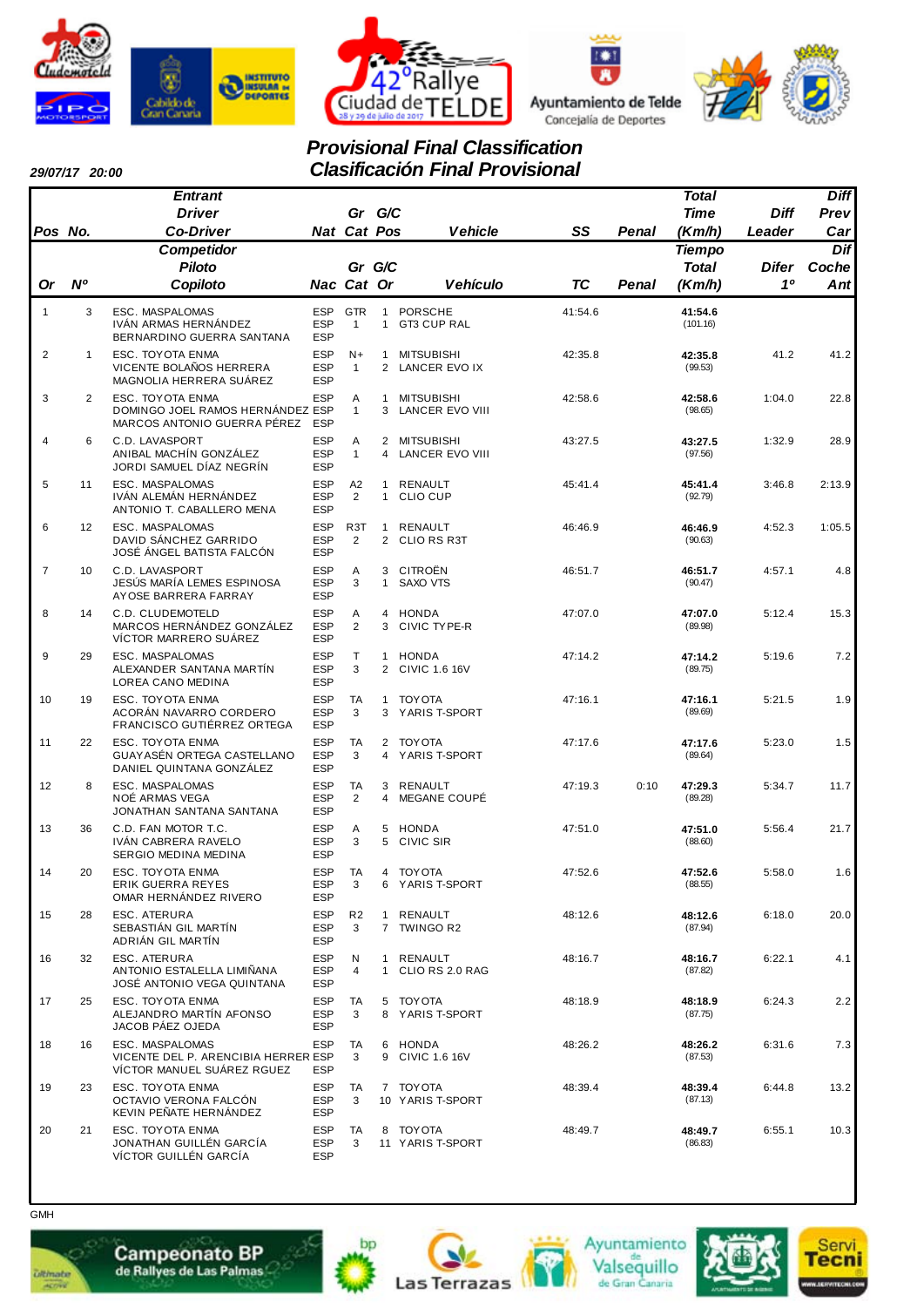# Provisional Final Classification
# Clasificación Final Provisional

**29/07/17 20:00**

| Pos / Or | No. / Nº | Entrant / Driver / Co-Driver — Competidor / Piloto / Copiloto | Nat / Nac | Gr Cat | G/C Pos / Or | Vehicle / Vehículo | SS / TC | Penal | Total Time (Km/h) / Tiempo Total (Km/h) | Diff Leader / Difer 1º | Diff Prev Car / Dif Coche Ant |
|---|---|---|---|---|---|---|---|---|---|---|---|
| 1 | 3 | ESC. MASPALOMAS<br>IVÁN ARMAS HERNÁNDEZ<br>BERNARDINO GUERRA SANTANA | ESP<br>ESP<br>ESP | GTR<br>1 | 1<br>1 | PORSCHE<br>GT3 CUP RAL | 41:54.6 | | **41:54.6**<br>(101.16) | | |
| 2 | 1 | ESC. TOYOTA ENMA<br>VICENTE BOLAÑOS HERRERA<br>MAGNOLIA HERRERA SUÁREZ | ESP<br>ESP<br>ESP | N+<br>1 | 1<br>2 | MITSUBISHI<br>LANCER EVO IX | 42:35.8 | | **42:35.8**<br>(99.53) | 41.2 | 41.2 |
| 3 | 2 | ESC. TOYOTA ENMA<br>DOMINGO JOEL RAMOS HERNÁNDEZ<br>MARCOS ANTONIO GUERRA PÉREZ | ESP<br>ESP<br>ESP | A<br>1 | 1<br>3 | MITSUBISHI<br>LANCER EVO VIII | 42:58.6 | | **42:58.6**<br>(98.65) | 1:04.0 | 22.8 |
| 4 | 6 | C.D. LAVASPORT<br>ANIBAL MACHÍN GONZÁLEZ<br>JORDI SAMUEL DÍAZ NEGRÍN | ESP<br>ESP<br>ESP | A<br>1 | 2<br>4 | MITSUBISHI<br>LANCER EVO VIII | 43:27.5 | | **43:27.5**<br>(97.56) | 1:32.9 | 28.9 |
| 5 | 11 | ESC. MASPALOMAS<br>IVÁN ALEMÁN HERNÁNDEZ<br>ANTONIO T. CABALLERO MENA | ESP<br>ESP<br>ESP | A2<br>2 | 1<br>1 | RENAULT<br>CLIO CUP | 45:41.4 | | **45:41.4**<br>(92.79) | 3:46.8 | 2:13.9 |
| 6 | 12 | ESC. MASPALOMAS<br>DAVID SÁNCHEZ GARRIDO<br>JOSÉ ÁNGEL BATISTA FALCÓN | ESP<br>ESP<br>ESP | R3T<br>2 | 1<br>2 | RENAULT<br>CLIO RS R3T | 46:46.9 | | **46:46.9**<br>(90.63) | 4:52.3 | 1:05.5 |
| 7 | 10 | C.D. LAVASPORT<br>JESÚS MARÍA LEMES ESPINOSA<br>AYOSE BARRERA FARRAY | ESP<br>ESP<br>ESP | A<br>3 | 3<br>1 | CITROËN<br>SAXO VTS | 46:51.7 | | **46:51.7**<br>(90.47) | 4:57.1 | 4.8 |
| 8 | 14 | C.D. CLUDEMOTELD<br>MARCOS HERNÁNDEZ GONZÁLEZ<br>VÍCTOR MARRERO SUÁREZ | ESP<br>ESP<br>ESP | A<br>2 | 4<br>3 | HONDA<br>CIVIC TYPE-R | 47:07.0 | | **47:07.0**<br>(89.98) | 5:12.4 | 15.3 |
| 9 | 29 | ESC. MASPALOMAS<br>ALEXANDER SANTANA MARTÍN<br>LOREA CANO MEDINA | ESP<br>ESP<br>ESP | T<br>3 | 1<br>2 | HONDA<br>CIVIC 1.6 16V | 47:14.2 | | **47:14.2**<br>(89.75) | 5:19.6 | 7.2 |
| 10 | 19 | ESC. TOYOTA ENMA<br>ACORÁN NAVARRO CORDERO<br>FRANCISCO GUTIÉRREZ ORTEGA | ESP<br>ESP<br>ESP | TA<br>3 | 1<br>3 | TOYOTA<br>YARIS T-SPORT | 47:16.1 | | **47:16.1**<br>(89.69) | 5:21.5 | 1.9 |
| 11 | 22 | ESC. TOYOTA ENMA<br>GUAYASÉN ORTEGA CASTELLANO<br>DANIEL QUINTANA GONZÁLEZ | ESP<br>ESP<br>ESP | TA<br>3 | 2<br>4 | TOYOTA<br>YARIS T-SPORT | 47:17.6 | | **47:17.6**<br>(89.64) | 5:23.0 | 1.5 |
| 12 | 8 | ESC. MASPALOMAS<br>NOÉ ARMAS VEGA<br>JONATHAN SANTANA SANTANA | ESP<br>ESP<br>ESP | TA<br>2 | 3<br>4 | RENAULT<br>MEGANE COUPÉ | 47:19.3 | 0:10 | **47:29.3**<br>(89.28) | 5:34.7 | 11.7 |
| 13 | 36 | C.D. FAN MOTOR T.C.<br>IVÁN CABRERA RAVELO<br>SERGIO MEDINA MEDINA | ESP<br>ESP<br>ESP | A<br>3 | 5<br>5 | HONDA<br>CIVIC SIR | 47:51.0 | | **47:51.0**<br>(88.60) | 5:56.4 | 21.7 |
| 14 | 20 | ESC. TOYOTA ENMA<br>ERIK GUERRA REYES<br>OMAR HERNÁNDEZ RIVERO | ESP<br>ESP<br>ESP | TA<br>3 | 4<br>6 | TOYOTA<br>YARIS T-SPORT | 47:52.6 | | **47:52.6**<br>(88.55) | 5:58.0 | 1.6 |
| 15 | 28 | ESC. ATERURA<br>SEBASTIÁN GIL MARTÍN<br>ADRIÁN GIL MARTÍN | ESP<br>ESP<br>ESP | R2<br>3 | 1<br>7 | RENAULT<br>TWINGO R2 | 48:12.6 | | **48:12.6**<br>(87.94) | 6:18.0 | 20.0 |
| 16 | 32 | ESC. ATERURA<br>ANTONIO ESTALELLA LIMIÑANA<br>JOSÉ ANTONIO VEGA QUINTANA | ESP<br>ESP<br>ESP | N<br>4 | 1<br>1 | RENAULT<br>CLIO RS 2.0 RAG | 48:16.7 | | **48:16.7**<br>(87.82) | 6:22.1 | 4.1 |
| 17 | 25 | ESC. TOYOTA ENMA<br>ALEJANDRO MARTÍN AFONSO<br>JACOB PÁEZ OJEDA | ESP<br>ESP<br>ESP | TA<br>3 | 5<br>8 | TOYOTA<br>YARIS T-SPORT | 48:18.9 | | **48:18.9**<br>(87.75) | 6:24.3 | 2.2 |
| 18 | 16 | ESC. MASPALOMAS<br>VICENTE DEL P. ARENCIBIA HERRER<br>VÍCTOR MANUEL SUÁREZ RGUEZ | ESP<br>ESP<br>ESP | TA<br>3 | 6<br>9 | HONDA<br>CIVIC 1.6 16V | 48:26.2 | | **48:26.2**<br>(87.53) | 6:31.6 | 7.3 |
| 19 | 23 | ESC. TOYOTA ENMA<br>OCTAVIO VERONA FALCÓN<br>KEVIN PEÑATE HERNÁNDEZ | ESP<br>ESP<br>ESP | TA<br>3 | 7<br>10 | TOYOTA<br>YARIS T-SPORT | 48:39.4 | | **48:39.4**<br>(87.13) | 6:44.8 | 13.2 |
| 20 | 21 | ESC. TOYOTA ENMA<br>JONATHAN GUILLÉN GARCÍA<br>VÍCTOR GUILLÉN GARCÍA | ESP<br>ESP<br>ESP | TA<br>3 | 8<br>11 | TOYOTA<br>YARIS T-SPORT | 48:49.7 | | **48:49.7**<br>(86.83) | 6:55.1 | 10.3 |

GMH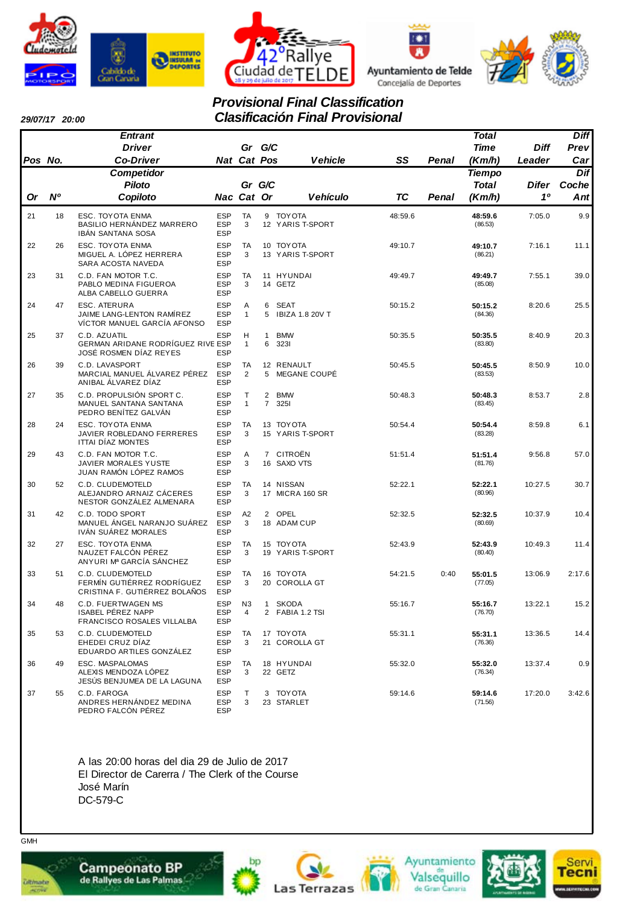# Provisional Final Classification
# Clasificación Final Provisional

29/07/17 20:00

| Pos / Or | No. / Nº | Entrant / Driver / Co-Driver — Competidor / Piloto / Copiloto | Nat / Nac | Gr / Cat | G/C Pos / Or | Vehicle / Vehículo | SS / TC | Penal | Total Time (Km/h) / Tiempo Total (Km/h) | Diff Leader / Difer 1º | Diff Prev Car / Dif Coche Ant |
|---|---|---|---|---|---|---|---|---|---|---|---|
| 21 | 18 | ESC. TOYOTA ENMA<br>BASILIO HERNÁNDEZ MARRERO<br>IBÁN SANTANA SOSA | ESP<br>ESP<br>ESP | TA<br>3 | 9<br>12 | TOYOTA<br>YARIS T-SPORT | 48:59.6 | | **48:59.6**<br>(86.53) | 7:05.0 | 9.9 |
| 22 | 26 | ESC. TOYOTA ENMA<br>MIGUEL A. LÓPEZ HERRERA<br>SARA ACOSTA NAVEDA | ESP<br>ESP<br>ESP | TA<br>3 | 10<br>13 | TOYOTA<br>YARIS T-SPORT | 49:10.7 | | **49:10.7**<br>(86.21) | 7:16.1 | 11.1 |
| 23 | 31 | C.D. FAN MOTOR T.C.<br>PABLO MEDINA FIGUEROA<br>ALBA CABELLO GUERRA | ESP<br>ESP<br>ESP | TA<br>3 | 11<br>14 | HYUNDAI<br>GETZ | 49:49.7 | | **49:49.7**<br>(85.08) | 7:55.1 | 39.0 |
| 24 | 47 | ESC. ATERURA<br>JAIME LANG-LENTON RAMÍREZ<br>VÍCTOR MANUEL GARCÍA AFONSO | ESP<br>ESP<br>ESP | A<br>1 | 6<br>5 | SEAT<br>IBIZA 1.8 20V T | 50:15.2 | | **50:15.2**<br>(84.36) | 8:20.6 | 25.5 |
| 25 | 37 | C.D. AZUATIL<br>GERMAN ARIDANE RODRÍGUEZ RIVE<br>JOSÉ ROSMEN DÍAZ REYES | ESP<br>ESP<br>ESP | H<br>1 | 1<br>6 | BMW<br>323I | 50:35.5 | | **50:35.5**<br>(83.80) | 8:40.9 | 20.3 |
| 26 | 39 | C.D. LAVASPORT<br>MARCIAL MANUEL ÁLVAREZ PÉREZ<br>ANIBAL ÁLVAREZ DÍAZ | ESP<br>ESP<br>ESP | TA<br>2 | 12<br>5 | RENAULT<br>MEGANE COUPÉ | 50:45.5 | | **50:45.5**<br>(83.53) | 8:50.9 | 10.0 |
| 27 | 35 | C.D. PROPULSIÓN SPORT C.<br>MANUEL SANTANA SANTANA<br>PEDRO BENÍTEZ GALVÁN | ESP<br>ESP<br>ESP | T<br>1 | 2<br>7 | BMW<br>325I | 50:48.3 | | **50:48.3**<br>(83.45) | 8:53.7 | 2.8 |
| 28 | 24 | ESC. TOYOTA ENMA<br>JAVIER ROBLEDANO FERRERES<br>ITTAI DÍAZ MONTES | ESP<br>ESP<br>ESP | TA<br>3 | 13<br>15 | TOYOTA<br>YARIS T-SPORT | 50:54.4 | | **50:54.4**<br>(83.28) | 8:59.8 | 6.1 |
| 29 | 43 | C.D. FAN MOTOR T.C.<br>JAVIER MORALES YUSTE<br>JUAN RAMÓN LÓPEZ RAMOS | ESP<br>ESP<br>ESP | A<br>3 | 7<br>16 | CITROËN<br>SAXO VTS | 51:51.4 | | **51:51.4**<br>(81.76) | 9:56.8 | 57.0 |
| 30 | 52 | C.D. CLUDEMOTELD<br>ALEJANDRO ARNAIZ CÁCERES<br>NESTOR GONZÁLEZ ALMENARA | ESP<br>ESP<br>ESP | TA<br>3 | 14<br>17 | NISSAN<br>MICRA 160 SR | 52:22.1 | | **52:22.1**<br>(80.96) | 10:27.5 | 30.7 |
| 31 | 42 | C.D. TODO SPORT<br>MANUEL ÁNGEL NARANJO SUÁREZ<br>IVÁN SUÁREZ MORALES | ESP<br>ESP<br>ESP | A2<br>3 | 2<br>18 | OPEL<br>ADAM CUP | 52:32.5 | | **52:32.5**<br>(80.69) | 10:37.9 | 10.4 |
| 32 | 27 | ESC. TOYOTA ENMA<br>NAUZET FALCÓN PÉREZ<br>ANYURI Mª GARCÍA SÁNCHEZ | ESP<br>ESP<br>ESP | TA<br>3 | 15<br>19 | TOYOTA<br>YARIS T-SPORT | 52:43.9 | | **52:43.9**<br>(80.40) | 10:49.3 | 11.4 |
| 33 | 51 | C.D. CLUDEMOTELD<br>FERMÍN GUTIÉRREZ RODRÍGUEZ<br>CRISTINA F. GUTIÉRREZ BOLAÑOS | ESP<br>ESP<br>ESP | TA<br>3 | 16<br>20 | TOYOTA<br>COROLLA GT | 54:21.5 | 0:40 | **55:01.5**<br>(77.05) | 13:06.9 | 2:17.6 |
| 34 | 48 | C.D. FUERTWAGEN MS<br>ISABEL PÉREZ NAPP<br>FRANCISCO ROSALES VILLALBA | ESP<br>ESP<br>ESP | N3<br>4 | 1<br>2 | SKODA<br>FABIA 1.2 TSI | 55:16.7 | | **55:16.7**<br>(76.70) | 13:22.1 | 15.2 |
| 35 | 53 | C.D. CLUDEMOTELD<br>EHEDEI CRUZ DÍAZ<br>EDUARDO ARTILES GONZÁLEZ | ESP<br>ESP<br>ESP | TA<br>3 | 17<br>21 | TOYOTA<br>COROLLA GT | 55:31.1 | | **55:31.1**<br>(76.36) | 13:36.5 | 14.4 |
| 36 | 49 | ESC. MASPALOMAS<br>ALEXIS MENDOZA LÓPEZ<br>JESÚS BENJUMEA DE LA LAGUNA | ESP<br>ESP<br>ESP | TA<br>3 | 18<br>22 | HYUNDAI<br>GETZ | 55:32.0 | | **55:32.0**<br>(76.34) | 13:37.4 | 0.9 |
| 37 | 55 | C.D. FAROGA<br>ANDRES HERNÁNDEZ MEDINA<br>PEDRO FALCÓN PÉREZ | ESP<br>ESP<br>ESP | T<br>3 | 3<br>23 | TOYOTA<br>STARLET | 59:14.6 | | **59:14.6**<br>(71.56) | 17:20.0 | 3:42.6 |

A las 20:00 horas del dia 29 de Julio de 2017
El Director de Carerra / The Clerk of the Course
José Marín
DC-579-C

GMH